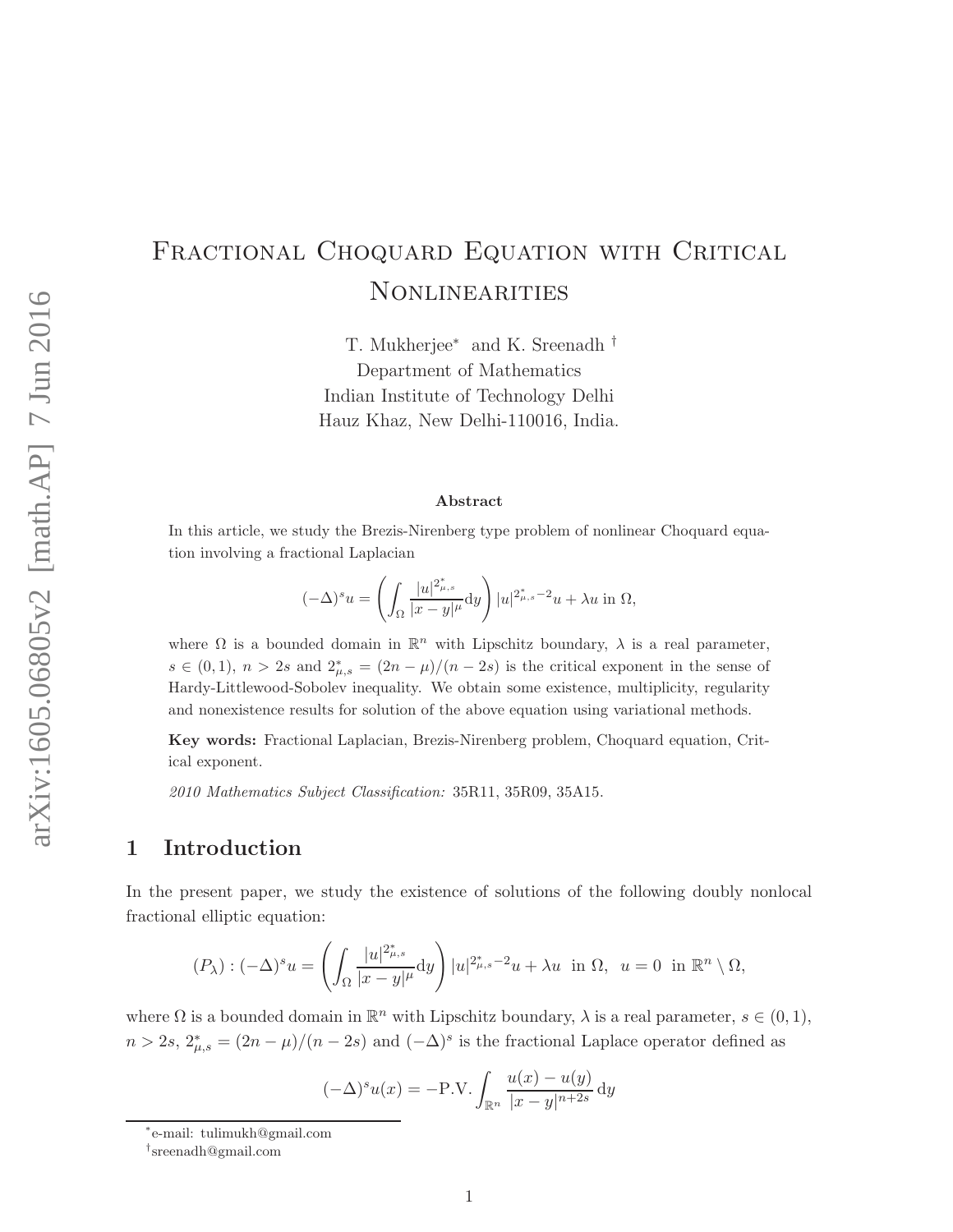# Fractional Choquard Equation with Critical Nonlinearities

T. Mukherjee[*] and K. Sreenadh[†]

Department of Mathematics
Indian Institute of Technology Delhi
Hauz Khaz, New Delhi-110016, India.

**Abstract**

In this article, we study the Brezis-Nirenberg type problem of nonlinear Choquard equation involving a fractional Laplacian

$$(-\Delta)^s u = \left(\int_{\Omega} \frac{|u|^{2^*_{\mu,s}}}{|x-y|^{\mu}} \mathrm{d}y\right) |u|^{2^*_{\mu,s}-2}u + \lambda u \text{ in } \Omega,$$

where $\Omega$ is a bounded domain in $\mathbb{R}^n$ with Lipschitz boundary, $\lambda$ is a real parameter, $s \in (0,1)$, $n > 2s$ and $2^*_{\mu,s} = (2n-\mu)/(n-2s)$ is the critical exponent in the sense of Hardy-Littlewood-Sobolev inequality. We obtain some existence, multiplicity, regularity and nonexistence results for solution of the above equation using variational methods.

**Key words:** Fractional Laplacian, Brezis-Nirenberg problem, Choquard equation, Critical exponent.

*2010 Mathematics Subject Classification:* 35R11, 35R09, 35A15.

## 1 Introduction

In the present paper, we study the existence of solutions of the following doubly nonlocal fractional elliptic equation:

$$(P_\lambda) : (-\Delta)^s u = \left(\int_{\Omega} \frac{|u|^{2^*_{\mu,s}}}{|x-y|^{\mu}} \mathrm{d}y\right) |u|^{2^*_{\mu,s}-2}u + \lambda u \ \text{ in } \Omega, \ \ u = 0 \ \text{ in } \mathbb{R}^n \setminus \Omega,$$

where $\Omega$ is a bounded domain in $\mathbb{R}^n$ with Lipschitz boundary, $\lambda$ is a real parameter, $s \in (0,1)$, $n > 2s$, $2^*_{\mu,s} = (2n-\mu)/(n-2s)$ and $(-\Delta)^s$ is the fractional Laplace operator defined as

$$(-\Delta)^s u(x) = -\text{P.V.} \int_{\mathbb{R}^n} \frac{u(x)-u(y)}{|x-y|^{n+2s}} \, \mathrm{d}y$$

---

[*] e-mail: tulimukh@gmail.com

[†] sreenadh@gmail.com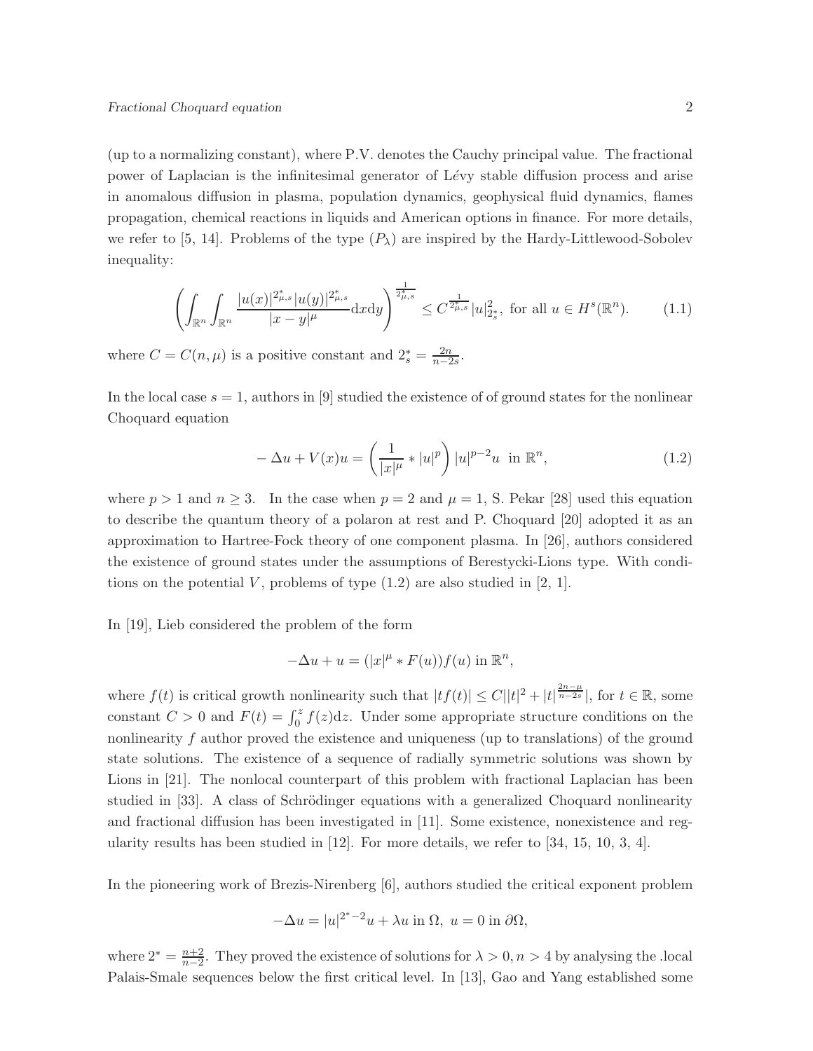(up to a normalizing constant), where P.V. denotes the Cauchy principal value. The fractional power of Laplacian is the infinitesimal generator of Lévy stable diffusion process and arise in anomalous diffusion in plasma, population dynamics, geophysical fluid dynamics, flames propagation, chemical reactions in liquids and American options in finance. For more details, we refer to [5, 14]. Problems of the type $(P_\lambda)$ are inspired by the Hardy-Littlewood-Sobolev inequality:

$$\left(\int_{\mathbb{R}^n}\int_{\mathbb{R}^n}\frac{|u(x)|^{2^*_{\mu,s}}|u(y)|^{2^*_{\mu,s}}}{|x-y|^\mu}\mathrm{d}x\mathrm{d}y\right)^{\frac{1}{2^*_{\mu,s}}} \leq C^{\frac{1}{2^*_{\mu,s}}}|u|^2_{2^*_s},\ \text{for all } u \in H^s(\mathbb{R}^n). \tag{1.1}$$

where $C = C(n,\mu)$ is a positive constant and $2^*_s = \frac{2n}{n-2s}$.

In the local case $s = 1$, authors in [9] studied the existence of of ground states for the nonlinear Choquard equation

$$-\Delta u + V(x)u = \left(\frac{1}{|x|^\mu} * |u|^p\right)|u|^{p-2}u \ \text{ in } \mathbb{R}^n, \tag{1.2}$$

where $p > 1$ and $n \geq 3$. In the case when $p = 2$ and $\mu = 1$, S. Pekar [28] used this equation to describe the quantum theory of a polaron at rest and P. Choquard [20] adopted it as an approximation to Hartree-Fock theory of one component plasma. In [26], authors considered the existence of ground states under the assumptions of Berestycki-Lions type. With conditions on the potential $V$, problems of type (1.2) are also studied in [2, 1].

In [19], Lieb considered the problem of the form

$$-\Delta u + u = (|x|^\mu * F(u))f(u) \text{ in } \mathbb{R}^n,$$

where $f(t)$ is critical growth nonlinearity such that $|tf(t)| \leq C||t|^2 + |t|^{\frac{2n-\mu}{n-2s}}|$, for $t \in \mathbb{R}$, some constant $C > 0$ and $F(t) = \int_0^z f(z)\mathrm{d}z$. Under some appropriate structure conditions on the nonlinearity $f$ author proved the existence and uniqueness (up to translations) of the ground state solutions. The existence of a sequence of radially symmetric solutions was shown by Lions in [21]. The nonlocal counterpart of this problem with fractional Laplacian has been studied in [33]. A class of Schrödinger equations with a generalized Choquard nonlinearity and fractional diffusion has been investigated in [11]. Some existence, nonexistence and regularity results has been studied in [12]. For more details, we refer to [34, 15, 10, 3, 4].

In the pioneering work of Brezis-Nirenberg [6], authors studied the critical exponent problem

$$-\Delta u = |u|^{2^*-2}u + \lambda u \text{ in } \Omega,\ u = 0 \text{ in } \partial\Omega,$$

where $2^* = \frac{n+2}{n-2}$. They proved the existence of solutions for $\lambda > 0, n > 4$ by analysing the .local Palais-Smale sequences below the first critical level. In [13], Gao and Yang established some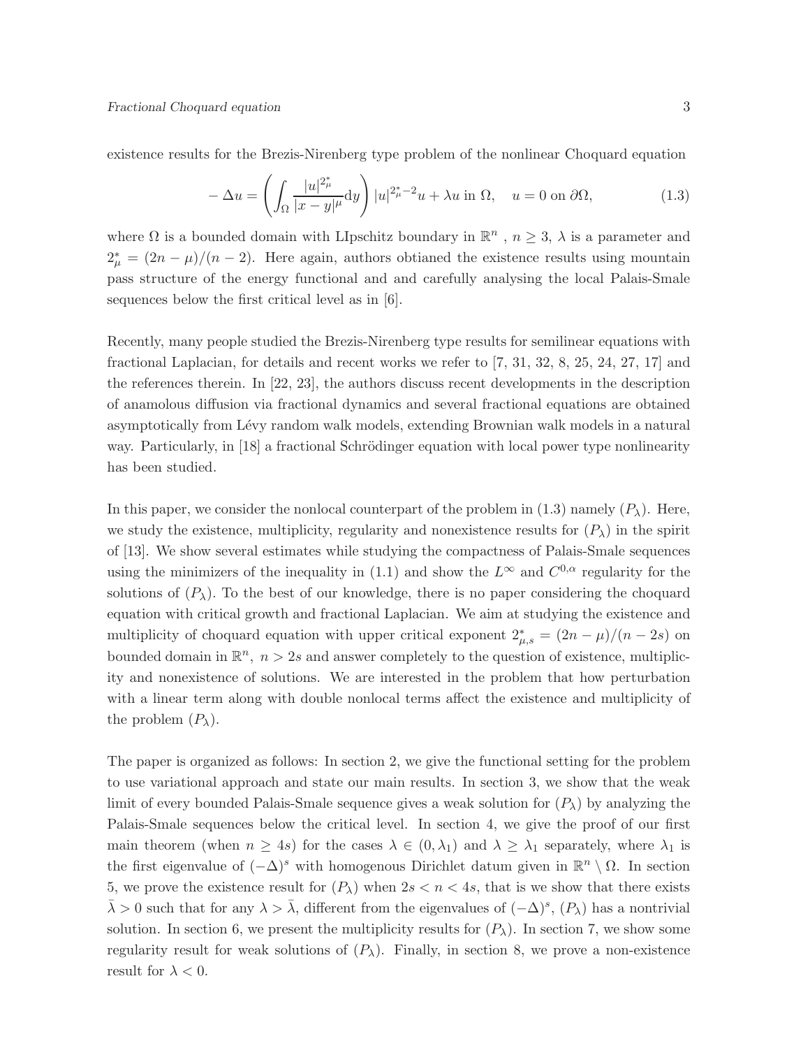existence results for the Brezis-Nirenberg type problem of the nonlinear Choquard equation

$$-\Delta u = \left( \int_{\Omega} \frac{|u|^{2^*_\mu}}{|x-y|^{\mu}} \mathrm{d}y \right) |u|^{2^*_\mu - 2} u + \lambda u \text{ in } \Omega, \quad u = 0 \text{ on } \partial\Omega, \tag{1.3}$$

where $\Omega$ is a bounded domain with LIpschitz boundary in $\mathbb{R}^n$ , $n \geq 3$, $\lambda$ is a parameter and $2^*_\mu = (2n - \mu)/(n-2)$. Here again, authors obtianed the existence results using mountain pass structure of the energy functional and and carefully analysing the local Palais-Smale sequences below the first critical level as in [6].

Recently, many people studied the Brezis-Nirenberg type results for semilinear equations with fractional Laplacian, for details and recent works we refer to [7, 31, 32, 8, 25, 24, 27, 17] and the references therein. In [22, 23], the authors discuss recent developments in the description of anamolous diffusion via fractional dynamics and several fractional equations are obtained asymptotically from Lévy random walk models, extending Brownian walk models in a natural way. Particularly, in [18] a fractional Schrödinger equation with local power type nonlinearity has been studied.

In this paper, we consider the nonlocal counterpart of the problem in (1.3) namely $(P_\lambda)$. Here, we study the existence, multiplicity, regularity and nonexistence results for $(P_\lambda)$ in the spirit of [13]. We show several estimates while studying the compactness of Palais-Smale sequences using the minimizers of the inequality in (1.1) and show the $L^\infty$ and $C^{0,\alpha}$ regularity for the solutions of $(P_\lambda)$. To the best of our knowledge, there is no paper considering the choquard equation with critical growth and fractional Laplacian. We aim at studying the existence and multiplicity of choquard equation with upper critical exponent $2^*_{\mu,s} = (2n - \mu)/(n - 2s)$ on bounded domain in $\mathbb{R}^n$, $n > 2s$ and answer completely to the question of existence, multiplicity and nonexistence of solutions. We are interested in the problem that how perturbation with a linear term along with double nonlocal terms affect the existence and multiplicity of the problem $(P_\lambda)$.

The paper is organized as follows: In section 2, we give the functional setting for the problem to use variational approach and state our main results. In section 3, we show that the weak limit of every bounded Palais-Smale sequence gives a weak solution for $(P_\lambda)$ by analyzing the Palais-Smale sequences below the critical level. In section 4, we give the proof of our first main theorem (when $n \geq 4s$) for the cases $\lambda \in (0, \lambda_1)$ and $\lambda \geq \lambda_1$ separately, where $\lambda_1$ is the first eigenvalue of $(-\Delta)^s$ with homogenous Dirichlet datum given in $\mathbb{R}^n \setminus \Omega$. In section 5, we prove the existence result for $(P_\lambda)$ when $2s < n < 4s$, that is we show that there exists $\bar{\lambda} > 0$ such that for any $\lambda > \bar{\lambda}$, different from the eigenvalues of $(-\Delta)^s$, $(P_\lambda)$ has a nontrivial solution. In section 6, we present the multiplicity results for $(P_\lambda)$. In section 7, we show some regularity result for weak solutions of $(P_\lambda)$. Finally, in section 8, we prove a non-existence result for $\lambda < 0$.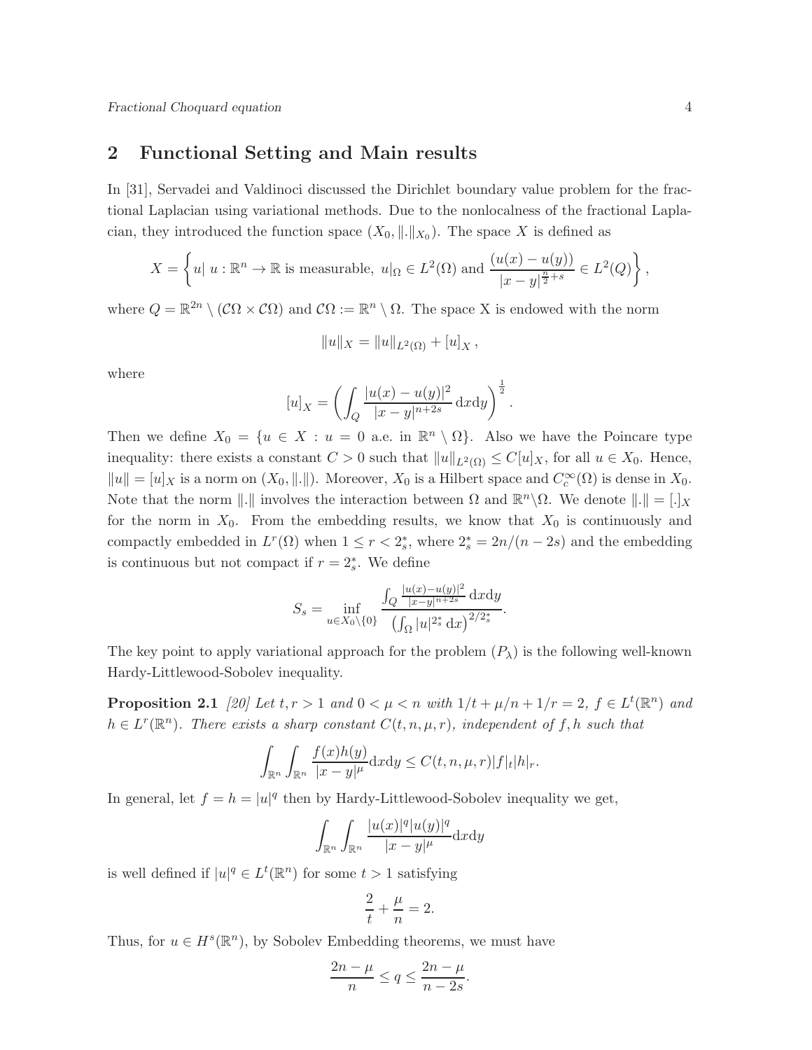## 2 Functional Setting and Main results

In [31], Servadei and Valdinoci discussed the Dirichlet boundary value problem for the fractional Laplacian using variational methods. Due to the nonlocalness of the fractional Laplacian, they introduced the function space $(X_0, \|.\|_{X_0})$. The space $X$ is defined as

$$X = \left\{ u \mid u : \mathbb{R}^n \to \mathbb{R} \text{ is measurable, } u|_\Omega \in L^2(\Omega) \text{ and } \frac{(u(x) - u(y))}{|x-y|^{\frac{n}{2}+s}} \in L^2(Q) \right\},$$

where $Q = \mathbb{R}^{2n} \setminus (\mathcal{C}\Omega \times \mathcal{C}\Omega)$ and $\mathcal{C}\Omega := \mathbb{R}^n \setminus \Omega$. The space X is endowed with the norm

$$\|u\|_X = \|u\|_{L^2(\Omega)} + [u]_X\,,$$

where

$$[u]_X = \left( \int_Q \frac{|u(x)-u(y)|^2}{|x-y|^{n+2s}} \, \mathrm{d}x\mathrm{d}y \right)^{\frac{1}{2}}.$$

Then we define $X_0 = \{u \in X : u = 0 \text{ a.e. in } \mathbb{R}^n \setminus \Omega\}$. Also we have the Poincare type inequality: there exists a constant $C > 0$ such that $\|u\|_{L^2(\Omega)} \leq C[u]_X$, for all $u \in X_0$. Hence, $\|u\| = [u]_X$ is a norm on $(X_0, \|.\|)$. Moreover, $X_0$ is a Hilbert space and $C_c^\infty(\Omega)$ is dense in $X_0$. Note that the norm $\|.\|$ involves the interaction between $\Omega$ and $\mathbb{R}^n \backslash \Omega$. We denote $\|.\| = [.]_X$ for the norm in $X_0$. From the embedding results, we know that $X_0$ is continuously and compactly embedded in $L^r(\Omega)$ when $1 \leq r < 2_s^*$, where $2_s^* = 2n/(n-2s)$ and the embedding is continuous but not compact if $r = 2_s^*$. We define

$$S_s = \inf_{u \in X_0 \setminus \{0\}} \frac{\int_Q \frac{|u(x)-u(y)|^2}{|x-y|^{n+2s}} \, \mathrm{d}x\mathrm{d}y}{\left(\int_\Omega |u|^{2_s^*} \, \mathrm{d}x\right)^{2/2_s^*}}.$$

The key point to apply variational approach for the problem $(P_\lambda)$ is the following well-known Hardy-Littlewood-Sobolev inequality.

**Proposition 2.1** *[20] Let $t, r > 1$ and $0 < \mu < n$ with $1/t + \mu/n + 1/r = 2$, $f \in L^t(\mathbb{R}^n)$ and $h \in L^r(\mathbb{R}^n)$. There exists a sharp constant $C(t, n, \mu, r)$, independent of $f, h$ such that*

$$\int_{\mathbb{R}^n} \int_{\mathbb{R}^n} \frac{f(x)h(y)}{|x-y|^\mu} \mathrm{d}x\mathrm{d}y \leq C(t, n, \mu, r)|f|_t |h|_r.$$

In general, let $f = h = |u|^q$ then by Hardy-Littlewood-Sobolev inequality we get,

$$\int_{\mathbb{R}^n} \int_{\mathbb{R}^n} \frac{|u(x)|^q |u(y)|^q}{|x-y|^\mu} \mathrm{d}x\mathrm{d}y$$

is well defined if $|u|^q \in L^t(\mathbb{R}^n)$ for some $t > 1$ satisfying

$$\frac{2}{t} + \frac{\mu}{n} = 2.$$

Thus, for $u \in H^s(\mathbb{R}^n)$, by Sobolev Embedding theorems, we must have

$$\frac{2n-\mu}{n} \leq q \leq \frac{2n-\mu}{n-2s}.$$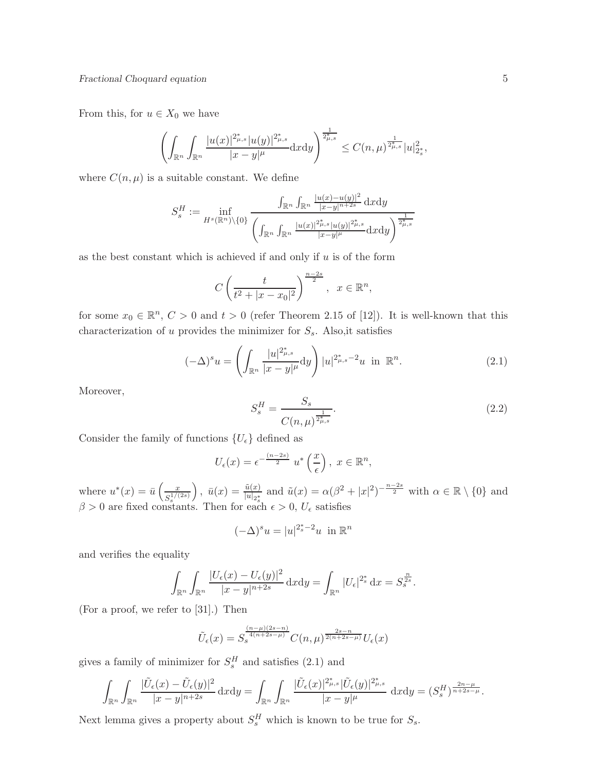From this, for $u \in X_0$ we have

$$\left(\int_{\mathbb{R}^n}\int_{\mathbb{R}^n} \frac{|u(x)|^{2^*_{\mu,s}}|u(y)|^{2^*_{\mu,s}}}{|x-y|^{\mu}}\mathrm{d}x\mathrm{d}y\right)^{\frac{1}{2^*_{\mu,s}}} \leq C(n,\mu)^{\frac{1}{2^*_{\mu,s}}}|u|^2_{2^*_s},$$

where $C(n,\mu)$ is a suitable constant. We define

$$S_s^H := \inf_{H^s(\mathbb{R}^n)\setminus\{0\}} \frac{\int_{\mathbb{R}^n}\int_{\mathbb{R}^n} \frac{|u(x)-u(y)|^2}{|x-y|^{n+2s}}\,\mathrm{d}x\mathrm{d}y}{\left(\int_{\mathbb{R}^n}\int_{\mathbb{R}^n} \frac{|u(x)|^{2^*_{\mu,s}}|u(y)|^{2^*_{\mu,s}}}{|x-y|^{\mu}}\mathrm{d}x\mathrm{d}y\right)^{\frac{1}{2^*_{\mu,s}}}}$$

as the best constant which is achieved if and only if $u$ is of the form

$$C\left(\frac{t}{t^2+|x-x_0|^2}\right)^{\frac{n-2s}{2}}, \;\; x \in \mathbb{R}^n,$$

for some $x_0 \in \mathbb{R}^n$, $C>0$ and $t>0$ (refer Theorem 2.15 of [12]). It is well-known that this characterization of $u$ provides the minimizer for $S_s$. Also,it satisfies

$$(-\Delta)^s u = \left(\int_{\mathbb{R}^n} \frac{|u|^{2^*_{\mu,s}}}{|x-y|^{\mu}}\mathrm{d}y\right)|u|^{2^*_{\mu,s}-2}u \;\text{ in }\; \mathbb{R}^n. \tag{2.1}$$

Moreover,

$$S_s^H = \frac{S_s}{C(n,\mu)^{\frac{1}{2^*_{\mu,s}}}}. \tag{2.2}$$

Consider the family of functions $\{U_\epsilon\}$ defined as

$$U_\epsilon(x) = \epsilon^{-\frac{(n-2s)}{2}}\; u^*\left(\frac{x}{\epsilon}\right),\; x \in \mathbb{R}^n,$$

where $u^*(x) = \bar{u}\left(\frac{x}{S_s^{1/(2s)}}\right)$, $\bar{u}(x) = \frac{\tilde{u}(x)}{|u|_{2^*_s}}$ and $\tilde{u}(x) = \alpha(\beta^2+|x|^2)^{-\frac{n-2s}{2}}$ with $\alpha \in \mathbb{R}\setminus\{0\}$ and $\beta>0$ are fixed constants. Then for each $\epsilon>0$, $U_\epsilon$ satisfies

$$(-\Delta)^s u = |u|^{2^*_s-2}u \;\text{ in } \mathbb{R}^n$$

and verifies the equality

$$\int_{\mathbb{R}^n}\int_{\mathbb{R}^n} \frac{|U_\epsilon(x)-U_\epsilon(y)|^2}{|x-y|^{n+2s}}\,\mathrm{d}x\mathrm{d}y = \int_{\mathbb{R}^n} |U_\epsilon|^{2^*_s}\,\mathrm{d}x = S_s^{\frac{n}{2s}}.$$

(For a proof, we refer to [31].) Then

$$\tilde{U}_\epsilon(x) = S_s^{\frac{(n-\mu)(2s-n)}{4(n+2s-\mu)}} C(n,\mu)^{\frac{2s-n}{2(n+2s-\mu)}} U_\epsilon(x)$$

gives a family of minimizer for $S_s^H$ and satisfies (2.1) and

$$\int_{\mathbb{R}^n}\int_{\mathbb{R}^n} \frac{|\tilde{U}_\epsilon(x)-\tilde{U}_\epsilon(y)|^2}{|x-y|^{n+2s}}\,\mathrm{d}x\mathrm{d}y = \int_{\mathbb{R}^n}\int_{\mathbb{R}^n} \frac{|\tilde{U}_\epsilon(x)|^{2^*_{\mu,s}}|\tilde{U}_\epsilon(y)|^{2^*_{\mu,s}}}{|x-y|^{\mu}}\;\mathrm{d}x\mathrm{d}y = (S_s^H)^{\frac{2n-\mu}{n+2s-\mu}}.$$

Next lemma gives a property about $S_s^H$ which is known to be true for $S_s$.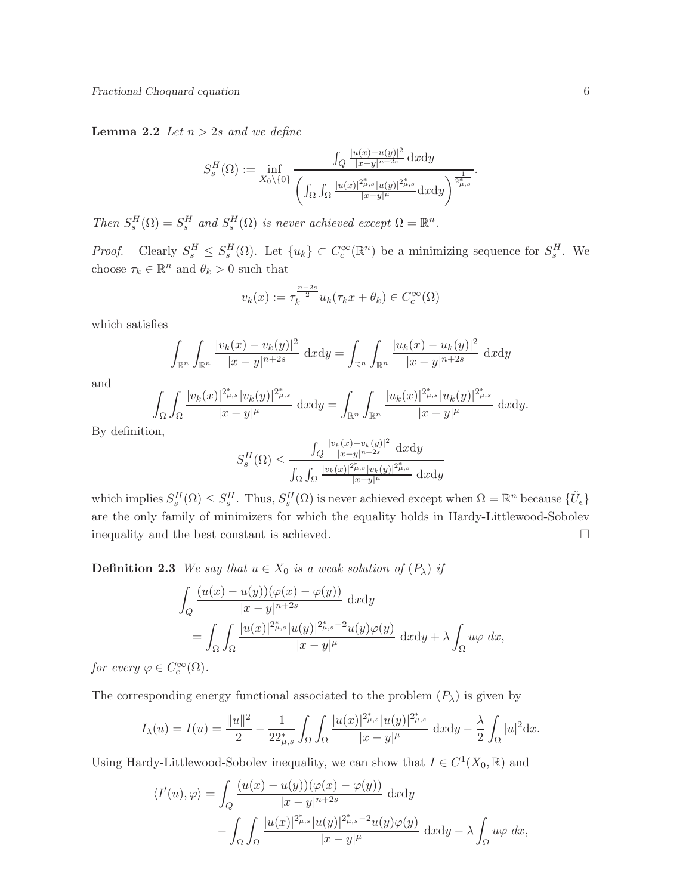**Lemma 2.2** *Let $n > 2s$ and we define*

$$S_s^H(\Omega) := \inf_{X_0 \setminus \{0\}} \frac{\int_Q \frac{|u(x)-u(y)|^2}{|x-y|^{n+2s}} \, \mathrm{d}x\mathrm{d}y}{\left( \int_\Omega \int_\Omega \frac{|u(x)|^{2^*_{\mu,s}} |u(y)|^{2^*_{\mu,s}}}{|x-y|^\mu} \mathrm{d}x\mathrm{d}y \right)^{\frac{1}{2^*_{\mu,s}}}}.$$

*Then $S_s^H(\Omega) = S_s^H$ and $S_s^H(\Omega)$ is never achieved except $\Omega = \mathbb{R}^n$.*

*Proof.* Clearly $S_s^H \leq S_s^H(\Omega)$. Let $\{u_k\} \subset C_c^\infty(\mathbb{R}^n)$ be a minimizing sequence for $S_s^H$. We choose $\tau_k \in \mathbb{R}^n$ and $\theta_k > 0$ such that

$$v_k(x) := \tau_k^{\frac{n-2s}{2}} u_k(\tau_k x + \theta_k) \in C_c^\infty(\Omega)$$

which satisfies

$$\int_{\mathbb{R}^n} \int_{\mathbb{R}^n} \frac{|v_k(x) - v_k(y)|^2}{|x-y|^{n+2s}} \, \mathrm{d}x\mathrm{d}y = \int_{\mathbb{R}^n} \int_{\mathbb{R}^n} \frac{|u_k(x) - u_k(y)|^2}{|x-y|^{n+2s}} \, \mathrm{d}x\mathrm{d}y$$

and

$$\int_\Omega \int_\Omega \frac{|v_k(x)|^{2^*_{\mu,s}} |v_k(y)|^{2^*_{\mu,s}}}{|x-y|^\mu} \, \mathrm{d}x\mathrm{d}y = \int_{\mathbb{R}^n} \int_{\mathbb{R}^n} \frac{|u_k(x)|^{2^*_{\mu,s}} |u_k(y)|^{2^*_{\mu,s}}}{|x-y|^\mu} \, \mathrm{d}x\mathrm{d}y.$$

By definition,

$$S_s^H(\Omega) \leq \frac{\int_Q \frac{|v_k(x)-v_k(y)|^2}{|x-y|^{n+2s}} \, \mathrm{d}x\mathrm{d}y}{\int_\Omega \int_\Omega \frac{|v_k(x)|^{2^*_{\mu,s}} |v_k(y)|^{2^*_{\mu,s}}}{|x-y|^\mu} \, \mathrm{d}x\mathrm{d}y}$$

which implies $S_s^H(\Omega) \leq S_s^H$. Thus, $S_s^H(\Omega)$ is never achieved except when $\Omega = \mathbb{R}^n$ because $\{\tilde{U}_\epsilon\}$ are the only family of minimizers for which the equality holds in Hardy-Littlewood-Sobolev inequality and the best constant is achieved. $\square$

**Definition 2.3** *We say that $u \in X_0$ is a weak solution of $(P_\lambda)$ if*

$$\begin{aligned}
&\int_Q \frac{(u(x) - u(y))(\varphi(x) - \varphi(y))}{|x-y|^{n+2s}} \, \mathrm{d}x\mathrm{d}y \\
&\quad = \int_\Omega \int_\Omega \frac{|u(x)|^{2^*_{\mu,s}} |u(y)|^{2^*_{\mu,s}-2} u(y) \varphi(y)}{|x-y|^\mu} \, \mathrm{d}x\mathrm{d}y + \lambda \int_\Omega u\varphi \, dx,
\end{aligned}$$

*for every $\varphi \in C_c^\infty(\Omega)$.*

The corresponding energy functional associated to the problem $(P_\lambda)$ is given by

$$I_\lambda(u) = I(u) = \frac{\|u\|^2}{2} - \frac{1}{22^*_{\mu,s}} \int_\Omega \int_\Omega \frac{|u(x)|^{2^*_{\mu,s}} |u(y)|^{2^*_{\mu,s}}}{|x-y|^\mu} \, \mathrm{d}x\mathrm{d}y - \frac{\lambda}{2} \int_\Omega |u|^2 \mathrm{d}x.$$

Using Hardy-Littlewood-Sobolev inequality, we can show that $I \in C^1(X_0, \mathbb{R})$ and

$$\begin{aligned}
\langle I'(u), \varphi \rangle &= \int_Q \frac{(u(x) - u(y))(\varphi(x) - \varphi(y))}{|x-y|^{n+2s}} \, \mathrm{d}x\mathrm{d}y \\
&\quad - \int_\Omega \int_\Omega \frac{|u(x)|^{2^*_{\mu,s}} |u(y)|^{2^*_{\mu,s}-2} u(y) \varphi(y)}{|x-y|^\mu} \, \mathrm{d}x\mathrm{d}y - \lambda \int_\Omega u\varphi \, dx,
\end{aligned}$$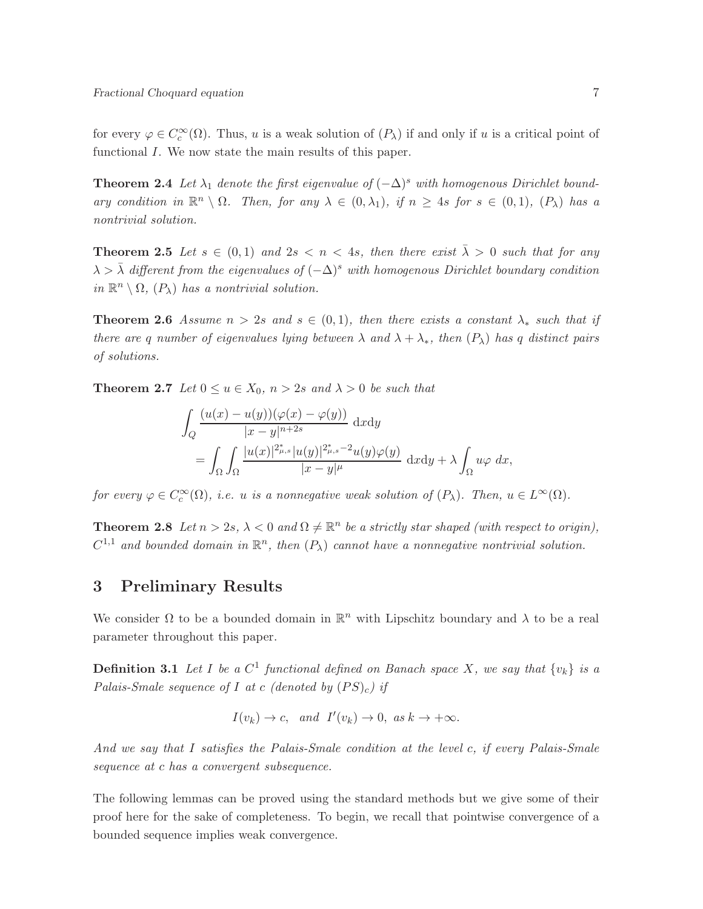for every $\varphi \in C_c^\infty(\Omega)$. Thus, $u$ is a weak solution of $(P_\lambda)$ if and only if $u$ is a critical point of functional $I$. We now state the main results of this paper.

**Theorem 2.4** *Let $\lambda_1$ denote the first eigenvalue of $(-\Delta)^s$ with homogenous Dirichlet boundary condition in $\mathbb{R}^n \setminus \Omega$. Then, for any $\lambda \in (0, \lambda_1)$, if $n \geq 4s$ for $s \in (0,1)$, $(P_\lambda)$ has a nontrivial solution.*

**Theorem 2.5** *Let $s \in (0,1)$ and $2s < n < 4s$, then there exist $\bar{\lambda} > 0$ such that for any $\lambda > \bar{\lambda}$ different from the eigenvalues of $(-\Delta)^s$ with homogenous Dirichlet boundary condition in $\mathbb{R}^n \setminus \Omega$, $(P_\lambda)$ has a nontrivial solution.*

**Theorem 2.6** *Assume $n > 2s$ and $s \in (0,1)$, then there exists a constant $\lambda_*$ such that if there are $q$ number of eigenvalues lying between $\lambda$ and $\lambda + \lambda_*$, then $(P_\lambda)$ has $q$ distinct pairs of solutions.*

**Theorem 2.7** *Let $0 \leq u \in X_0$, $n > 2s$ and $\lambda > 0$ be such that*

$$
\begin{aligned}
&\int_Q \frac{(u(x)-u(y))(\varphi(x)-\varphi(y))}{|x-y|^{n+2s}} \, \mathrm{d}x\mathrm{d}y \\
&\quad = \int_\Omega \int_\Omega \frac{|u(x)|^{2^*_{\mu,s}} |u(y)|^{2^*_{\mu,s}-2} u(y)\varphi(y)}{|x-y|^\mu} \, \mathrm{d}x\mathrm{d}y + \lambda \int_\Omega u\varphi \, dx,
\end{aligned}
$$

*for every $\varphi \in C_c^\infty(\Omega)$, i.e. $u$ is a nonnegative weak solution of $(P_\lambda)$. Then, $u \in L^\infty(\Omega)$.*

**Theorem 2.8** *Let $n > 2s$, $\lambda < 0$ and $\Omega \neq \mathbb{R}^n$ be a strictly star shaped (with respect to origin), $C^{1,1}$ and bounded domain in $\mathbb{R}^n$, then $(P_\lambda)$ cannot have a nonnegative nontrivial solution.*

## 3 Preliminary Results

We consider $\Omega$ to be a bounded domain in $\mathbb{R}^n$ with Lipschitz boundary and $\lambda$ to be a real parameter throughout this paper.

**Definition 3.1** *Let $I$ be a $C^1$ functional defined on Banach space $X$, we say that $\{v_k\}$ is a Palais-Smale sequence of $I$ at $c$ (denoted by $(PS)_c$) if*

$$
I(v_k) \to c, \quad \text{and} \quad I'(v_k) \to 0, \ \text{as}\ k \to +\infty.
$$

*And we say that $I$ satisfies the Palais-Smale condition at the level $c$, if every Palais-Smale sequence at $c$ has a convergent subsequence.*

The following lemmas can be proved using the standard methods but we give some of their proof here for the sake of completeness. To begin, we recall that pointwise convergence of a bounded sequence implies weak convergence.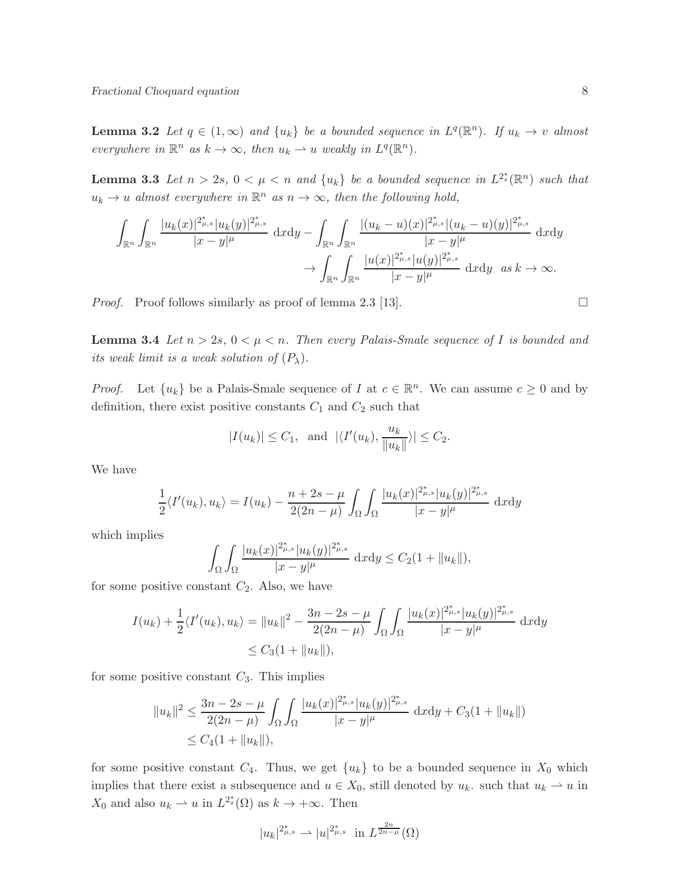**Lemma 3.2** *Let $q \in (1, \infty)$ and $\{u_k\}$ be a bounded sequence in $L^q(\mathbb{R}^n)$. If $u_k \to v$ almost everywhere in $\mathbb{R}^n$ as $k \to \infty$, then $u_k \rightharpoonup u$ weakly in $L^q(\mathbb{R}^n)$.*

**Lemma 3.3** *Let $n > 2s$, $0 < \mu < n$ and $\{u_k\}$ be a bounded sequence in $L^{2^*_s}(\mathbb{R}^n)$ such that $u_k \to u$ almost everywhere in $\mathbb{R}^n$ as $n \to \infty$, then the following hold,*

$$\int_{\mathbb{R}^n}\int_{\mathbb{R}^n} \frac{|u_k(x)|^{2^*_{\mu,s}}|u_k(y)|^{2^*_{\mu,s}}}{|x-y|^{\mu}}\ \mathrm{d}x\mathrm{d}y - \int_{\mathbb{R}^n}\int_{\mathbb{R}^n} \frac{|(u_k-u)(x)|^{2^*_{\mu,s}}|(u_k-u)(y)|^{2^*_{\mu,s}}}{|x-y|^{\mu}}\ \mathrm{d}x\mathrm{d}y$$
$$\to \int_{\mathbb{R}^n}\int_{\mathbb{R}^n} \frac{|u(x)|^{2^*_{\mu,s}}|u(y)|^{2^*_{\mu,s}}}{|x-y|^{\mu}}\ \mathrm{d}x\mathrm{d}y \quad \text{as } k \to \infty.$$

*Proof.* Proof follows similarly as proof of lemma 2.3 [13]. $\square$

**Lemma 3.4** *Let $n > 2s$, $0 < \mu < n$. Then every Palais-Smale sequence of $I$ is bounded and its weak limit is a weak solution of $(P_\lambda)$.*

*Proof.* Let $\{u_k\}$ be a Palais-Smale sequence of $I$ at $c \in \mathbb{R}^n$. We can assume $c \geq 0$ and by definition, there exist positive constants $C_1$ and $C_2$ such that

$$|I(u_k)| \leq C_1, \ \text{ and } \ |\langle I'(u_k), \frac{u_k}{\|u_k\|}\rangle| \leq C_2.$$

We have

$$\frac{1}{2}\langle I'(u_k), u_k\rangle = I(u_k) - \frac{n+2s-\mu}{2(2n-\mu)}\int_{\Omega}\int_{\Omega} \frac{|u_k(x)|^{2^*_{\mu,s}}|u_k(y)|^{2^*_{\mu,s}}}{|x-y|^{\mu}}\ \mathrm{d}x\mathrm{d}y$$

which implies

$$\int_{\Omega}\int_{\Omega} \frac{|u_k(x)|^{2^*_{\mu,s}}|u_k(y)|^{2^*_{\mu,s}}}{|x-y|^{\mu}}\ \mathrm{d}x\mathrm{d}y \leq C_2(1+\|u_k\|),$$

for some positive constant $C_2$. Also, we have

$$I(u_k) + \frac{1}{2}\langle I'(u_k), u_k\rangle = \|u_k\|^2 - \frac{3n-2s-\mu}{2(2n-\mu)}\int_{\Omega}\int_{\Omega} \frac{|u_k(x)|^{2^*_{\mu,s}}|u_k(y)|^{2^*_{\mu,s}}}{|x-y|^{\mu}}\ \mathrm{d}x\mathrm{d}y$$
$$\leq C_3(1+\|u_k\|),$$

for some positive constant $C_3$. This implies

$$\|u_k\|^2 \leq \frac{3n-2s-\mu}{2(2n-\mu)}\int_{\Omega}\int_{\Omega} \frac{|u_k(x)|^{2^*_{\mu,s}}|u_k(y)|^{2^*_{\mu,s}}}{|x-y|^{\mu}}\ \mathrm{d}x\mathrm{d}y + C_3(1+\|u_k\|)$$
$$\leq C_4(1+\|u_k\|),$$

for some positive constant $C_4$. Thus, we get $\{u_k\}$ to be a bounded sequence in $X_0$ which implies that there exist a subsequence and $u \in X_0$, still denoted by $u_k$. such that $u_k \rightharpoonup u$ in $X_0$ and also $u_k \rightharpoonup u$ in $L^{2^*_s}(\Omega)$ as $k \to +\infty$. Then

$$|u_k|^{2^*_{\mu,s}} \rightharpoonup |u|^{2^*_{\mu,s}} \ \text{ in } L^{\frac{2n}{2n-\mu}}(\Omega)$$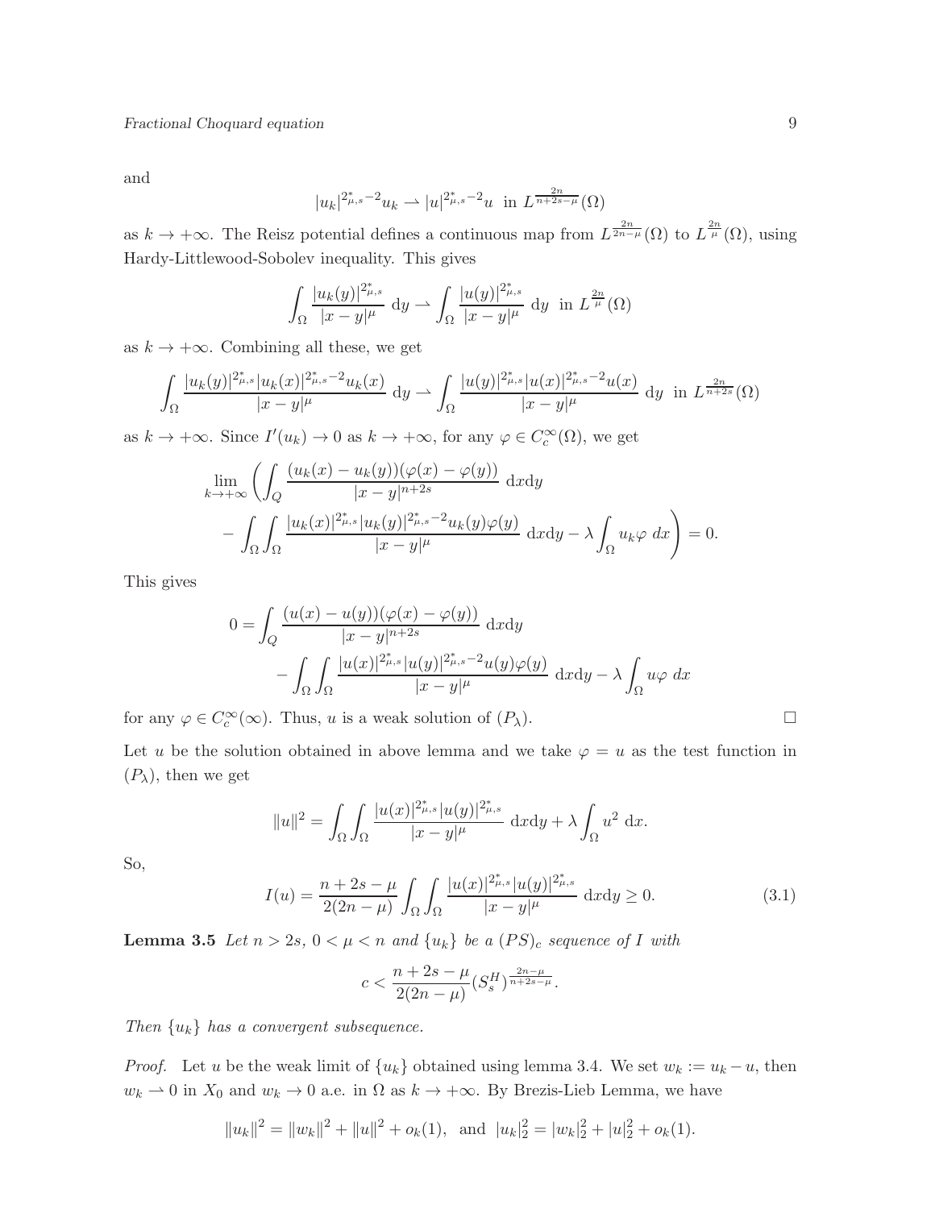and

$$|u_k|^{2^*_{\mu,s}-2}u_k \rightharpoonup |u|^{2^*_{\mu,s}-2}u \ \text{ in } L^{\frac{2n}{n+2s-\mu}}(\Omega)$$

as $k \to +\infty$. The Reisz potential defines a continuous map from $L^{\frac{2n}{2n-\mu}}(\Omega)$ to $L^{\frac{2n}{\mu}}(\Omega)$, using Hardy-Littlewood-Sobolev inequality. This gives

$$\int_\Omega \frac{|u_k(y)|^{2^*_{\mu,s}}}{|x-y|^\mu} \ \mathrm{d}y \rightharpoonup \int_\Omega \frac{|u(y)|^{2^*_{\mu,s}}}{|x-y|^\mu} \ \mathrm{d}y \ \text{ in } L^{\frac{2n}{\mu}}(\Omega)$$

as $k \to +\infty$. Combining all these, we get

$$\int_\Omega \frac{|u_k(y)|^{2^*_{\mu,s}}|u_k(x)|^{2^*_{\mu,s}-2}u_k(x)}{|x-y|^\mu} \ \mathrm{d}y \rightharpoonup \int_\Omega \frac{|u(y)|^{2^*_{\mu,s}}|u(x)|^{2^*_{\mu,s}-2}u(x)}{|x-y|^\mu} \ \mathrm{d}y \ \text{ in } L^{\frac{2n}{n+2s}}(\Omega)$$

as $k \to +\infty$. Since $I'(u_k) \to 0$ as $k \to +\infty$, for any $\varphi \in C_c^\infty(\Omega)$, we get

$$\begin{aligned}
&\lim_{k\to+\infty}\left(\int_Q \frac{(u_k(x)-u_k(y))(\varphi(x)-\varphi(y))}{|x-y|^{n+2s}} \ \mathrm{d}x\mathrm{d}y\right. \\
&\left. - \int_\Omega\int_\Omega \frac{|u_k(x)|^{2^*_{\mu,s}}|u_k(y)|^{2^*_{\mu,s}-2}u_k(y)\varphi(y)}{|x-y|^\mu} \ \mathrm{d}x\mathrm{d}y - \lambda\int_\Omega u_k\varphi \ dx\right) = 0.
\end{aligned}$$

This gives

$$\begin{aligned}
0 = &\int_Q \frac{(u(x)-u(y))(\varphi(x)-\varphi(y))}{|x-y|^{n+2s}} \ \mathrm{d}x\mathrm{d}y \\
&- \int_\Omega\int_\Omega \frac{|u(x)|^{2^*_{\mu,s}}|u(y)|^{2^*_{\mu,s}-2}u(y)\varphi(y)}{|x-y|^\mu} \ \mathrm{d}x\mathrm{d}y - \lambda\int_\Omega u\varphi \ dx
\end{aligned}$$

for any $\varphi \in C_c^\infty(\infty)$. Thus, $u$ is a weak solution of $(P_\lambda)$. □

Let $u$ be the solution obtained in above lemma and we take $\varphi = u$ as the test function in $(P_\lambda)$, then we get

$$\|u\|^2 = \int_\Omega\int_\Omega \frac{|u(x)|^{2^*_{\mu,s}}|u(y)|^{2^*_{\mu,s}}}{|x-y|^\mu} \ \mathrm{d}x\mathrm{d}y + \lambda\int_\Omega u^2 \ \mathrm{d}x.$$

So,

$$I(u) = \frac{n+2s-\mu}{2(2n-\mu)}\int_\Omega\int_\Omega \frac{|u(x)|^{2^*_{\mu,s}}|u(y)|^{2^*_{\mu,s}}}{|x-y|^\mu} \ \mathrm{d}x\mathrm{d}y \geq 0. \tag{3.1}$$

**Lemma 3.5** *Let $n > 2s$, $0 < \mu < n$ and $\{u_k\}$ be a $(PS)_c$ sequence of $I$ with*

$$c < \frac{n+2s-\mu}{2(2n-\mu)}(S_s^H)^{\frac{2n-\mu}{n+2s-\mu}}.$$

*Then $\{u_k\}$ has a convergent subsequence.*

*Proof.* Let $u$ be the weak limit of $\{u_k\}$ obtained using lemma 3.4. We set $w_k := u_k - u$, then $w_k \rightharpoonup 0$ in $X_0$ and $w_k \to 0$ a.e. in $\Omega$ as $k \to +\infty$. By Brezis-Lieb Lemma, we have

$$\|u_k\|^2 = \|w_k\|^2 + \|u\|^2 + o_k(1), \ \text{ and } \ |u_k|_2^2 = |w_k|_2^2 + |u|_2^2 + o_k(1).$$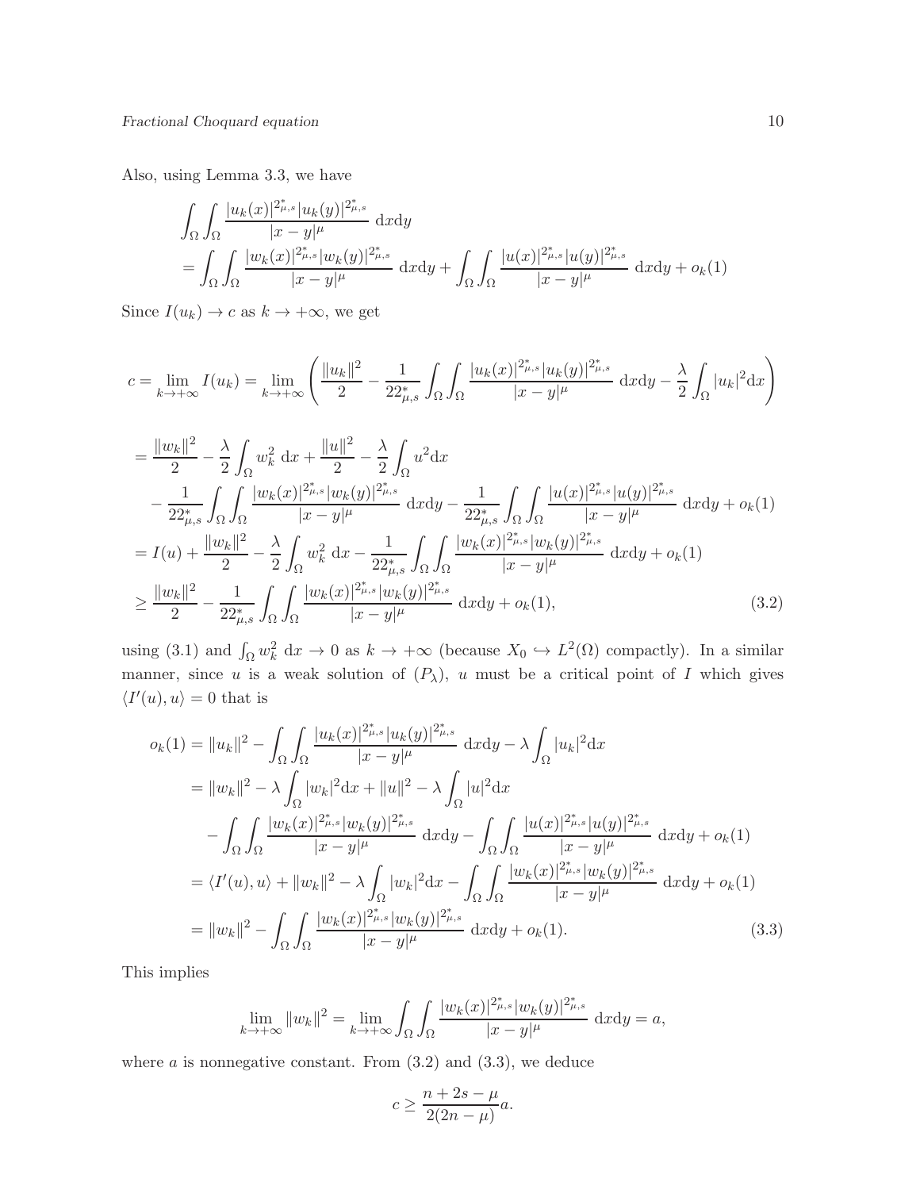Also, using Lemma 3.3, we have

$$
\begin{aligned}
&\int_\Omega\int_\Omega \frac{|u_k(x)|^{2^*_{\mu,s}}|u_k(y)|^{2^*_{\mu,s}}}{|x-y|^\mu}\,\mathrm{d}x\mathrm{d}y\\
&=\int_\Omega\int_\Omega \frac{|w_k(x)|^{2^*_{\mu,s}}|w_k(y)|^{2^*_{\mu,s}}}{|x-y|^\mu}\,\mathrm{d}x\mathrm{d}y+\int_\Omega\int_\Omega \frac{|u(x)|^{2^*_{\mu,s}}|u(y)|^{2^*_{\mu,s}}}{|x-y|^\mu}\,\mathrm{d}x\mathrm{d}y+o_k(1)
\end{aligned}
$$

Since $I(u_k)\to c$ as $k\to+\infty$, we get

$$
c=\lim_{k\to+\infty} I(u_k)=\lim_{k\to+\infty}\left(\frac{\|u_k\|^2}{2}-\frac{1}{22^*_{\mu,s}}\int_\Omega\int_\Omega \frac{|u_k(x)|^{2^*_{\mu,s}}|u_k(y)|^{2^*_{\mu,s}}}{|x-y|^\mu}\,\mathrm{d}x\mathrm{d}y-\frac{\lambda}{2}\int_\Omega |u_k|^2\mathrm{d}x\right)
$$

$$
\begin{aligned}
&=\frac{\|w_k\|^2}{2}-\frac{\lambda}{2}\int_\Omega w_k^2\,\mathrm{d}x+\frac{\|u\|^2}{2}-\frac{\lambda}{2}\int_\Omega u^2\mathrm{d}x\\
&\quad-\frac{1}{22^*_{\mu,s}}\int_\Omega\int_\Omega \frac{|w_k(x)|^{2^*_{\mu,s}}|w_k(y)|^{2^*_{\mu,s}}}{|x-y|^\mu}\,\mathrm{d}x\mathrm{d}y-\frac{1}{22^*_{\mu,s}}\int_\Omega\int_\Omega \frac{|u(x)|^{2^*_{\mu,s}}|u(y)|^{2^*_{\mu,s}}}{|x-y|^\mu}\,\mathrm{d}x\mathrm{d}y+o_k(1)\\
&=I(u)+\frac{\|w_k\|^2}{2}-\frac{\lambda}{2}\int_\Omega w_k^2\,\mathrm{d}x-\frac{1}{22^*_{\mu,s}}\int_\Omega\int_\Omega \frac{|w_k(x)|^{2^*_{\mu,s}}|w_k(y)|^{2^*_{\mu,s}}}{|x-y|^\mu}\,\mathrm{d}x\mathrm{d}y+o_k(1)\\
&\geq \frac{\|w_k\|^2}{2}-\frac{1}{22^*_{\mu,s}}\int_\Omega\int_\Omega \frac{|w_k(x)|^{2^*_{\mu,s}}|w_k(y)|^{2^*_{\mu,s}}}{|x-y|^\mu}\,\mathrm{d}x\mathrm{d}y+o_k(1), \qquad (3.2)
\end{aligned}
$$

using (3.1) and $\int_\Omega w_k^2\,\mathrm{d}x\to 0$ as $k\to+\infty$ (because $X_0\hookrightarrow L^2(\Omega)$ compactly). In a similar manner, since $u$ is a weak solution of $(P_\lambda)$, $u$ must be a critical point of $I$ which gives $\langle I'(u),u\rangle=0$ that is

$$
\begin{aligned}
o_k(1)&=\|u_k\|^2-\int_\Omega\int_\Omega \frac{|u_k(x)|^{2^*_{\mu,s}}|u_k(y)|^{2^*_{\mu,s}}}{|x-y|^\mu}\,\mathrm{d}x\mathrm{d}y-\lambda\int_\Omega |u_k|^2\mathrm{d}x\\
&=\|w_k\|^2-\lambda\int_\Omega |w_k|^2\mathrm{d}x+\|u\|^2-\lambda\int_\Omega |u|^2\mathrm{d}x\\
&\quad-\int_\Omega\int_\Omega \frac{|w_k(x)|^{2^*_{\mu,s}}|w_k(y)|^{2^*_{\mu,s}}}{|x-y|^\mu}\,\mathrm{d}x\mathrm{d}y-\int_\Omega\int_\Omega \frac{|u(x)|^{2^*_{\mu,s}}|u(y)|^{2^*_{\mu,s}}}{|x-y|^\mu}\,\mathrm{d}x\mathrm{d}y+o_k(1)\\
&=\langle I'(u),u\rangle+\|w_k\|^2-\lambda\int_\Omega |w_k|^2\mathrm{d}x-\int_\Omega\int_\Omega \frac{|w_k(x)|^{2^*_{\mu,s}}|w_k(y)|^{2^*_{\mu,s}}}{|x-y|^\mu}\,\mathrm{d}x\mathrm{d}y+o_k(1)\\
&=\|w_k\|^2-\int_\Omega\int_\Omega \frac{|w_k(x)|^{2^*_{\mu,s}}|w_k(y)|^{2^*_{\mu,s}}}{|x-y|^\mu}\,\mathrm{d}x\mathrm{d}y+o_k(1). \qquad (3.3)
\end{aligned}
$$

This implies

$$
\lim_{k\to+\infty}\|w_k\|^2=\lim_{k\to+\infty}\int_\Omega\int_\Omega \frac{|w_k(x)|^{2^*_{\mu,s}}|w_k(y)|^{2^*_{\mu,s}}}{|x-y|^\mu}\,\mathrm{d}x\mathrm{d}y=a,
$$

where $a$ is nonnegative constant. From (3.2) and (3.3), we deduce

$$
c\geq \frac{n+2s-\mu}{2(2n-\mu)}a.
$$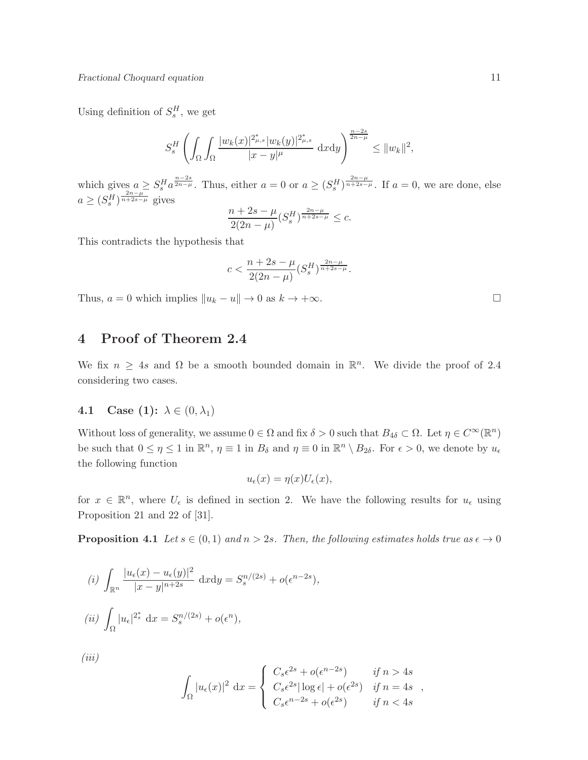Using definition of $S_s^H$, we get

$$S_s^H \left( \int_\Omega \int_\Omega \frac{|w_k(x)|^{2^*_{\mu,s}} |w_k(y)|^{2^*_{\mu,s}}}{|x-y|^\mu} \ \mathrm{d}x\mathrm{d}y \right)^{\frac{n-2s}{2n-\mu}} \leq \|w_k\|^2,$$

which gives $a \geq S_s^H a^{\frac{n-2s}{2n-\mu}}$. Thus, either $a = 0$ or $a \geq (S_s^H)^{\frac{2n-\mu}{n+2s-\mu}}$. If $a = 0$, we are done, else $a \geq (S_s^H)^{\frac{2n-\mu}{n+2s-\mu}}$ gives

$$\frac{n+2s-\mu}{2(2n-\mu)} (S_s^H)^{\frac{2n-\mu}{n+2s-\mu}} \leq c.$$

This contradicts the hypothesis that

$$c < \frac{n+2s-\mu}{2(2n-\mu)} (S_s^H)^{\frac{2n-\mu}{n+2s-\mu}}.$$

Thus, $a = 0$ which implies $\|u_k - u\| \to 0$ as $k \to +\infty$. □

# 4 Proof of Theorem 2.4

We fix $n \geq 4s$ and $\Omega$ be a smooth bounded domain in $\mathbb{R}^n$. We divide the proof of 2.4 considering two cases.

## 4.1 Case (1): $\lambda \in (0, \lambda_1)$

Without loss of generality, we assume $0 \in \Omega$ and fix $\delta > 0$ such that $B_{4\delta} \subset \Omega$. Let $\eta \in C^\infty(\mathbb{R}^n)$ be such that $0 \leq \eta \leq 1$ in $\mathbb{R}^n$, $\eta \equiv 1$ in $B_\delta$ and $\eta \equiv 0$ in $\mathbb{R}^n \setminus B_{2\delta}$. For $\epsilon > 0$, we denote by $u_\epsilon$ the following function

$$u_\epsilon(x) = \eta(x) U_\epsilon(x),$$

for $x \in \mathbb{R}^n$, where $U_\epsilon$ is defined in section 2. We have the following results for $u_\epsilon$ using Proposition 21 and 22 of [31].

**Proposition 4.1** *Let $s \in (0,1)$ and $n > 2s$. Then, the following estimates holds true as $\epsilon \to 0$*

*(i)* $$\int_{\mathbb{R}^n} \frac{|u_\epsilon(x) - u_\epsilon(y)|^2}{|x-y|^{n+2s}} \ \mathrm{d}x\mathrm{d}y = S_s^{n/(2s)} + o(\epsilon^{n-2s}),$$

*(ii)* $$\int_\Omega |u_\epsilon|^{2^*_s} \ \mathrm{d}x = S_s^{n/(2s)} + o(\epsilon^n),$$

*(iii)*

$$\int_\Omega |u_\epsilon(x)|^2 \ \mathrm{d}x = \begin{cases} C_s \epsilon^{2s} + o(\epsilon^{n-2s}) & \text{if } n > 4s \\ C_s \epsilon^{2s} |\log \epsilon| + o(\epsilon^{2s}) & \text{if } n = 4s \\ C_s \epsilon^{n-2s} + o(\epsilon^{2s}) & \text{if } n < 4s \end{cases},$$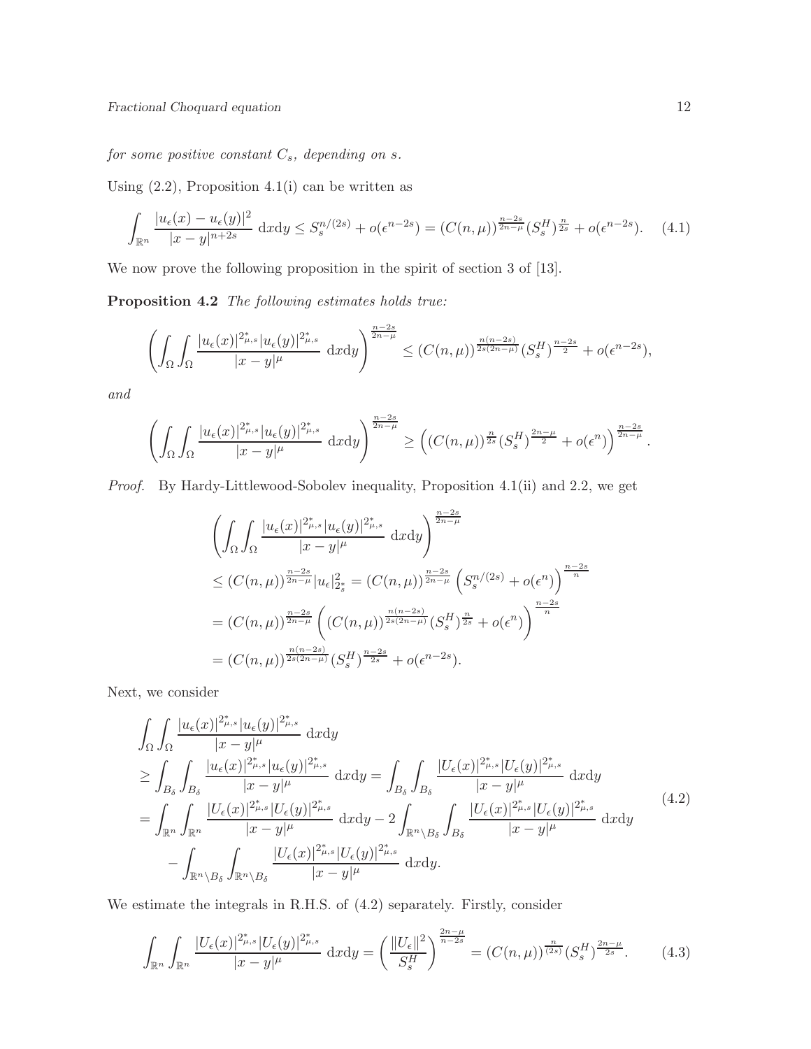*for some positive constant $C_s$, depending on $s$.*

Using (2.2), Proposition 4.1(i) can be written as

$$\int_{\mathbb{R}^n} \frac{|u_\epsilon(x)-u_\epsilon(y)|^2}{|x-y|^{n+2s}}\ \mathrm{d}x\mathrm{d}y \leq S_s^{n/(2s)} + o(\epsilon^{n-2s}) = (C(n,\mu))^{\frac{n-2s}{2n-\mu}}(S_s^H)^{\frac{n}{2s}} + o(\epsilon^{n-2s}). \tag{4.1}$$

We now prove the following proposition in the spirit of section 3 of [13].

**Proposition 4.2** *The following estimates holds true:*

$$\left(\int_\Omega\int_\Omega \frac{|u_\epsilon(x)|^{2^*_{\mu,s}}|u_\epsilon(y)|^{2^*_{\mu,s}}}{|x-y|^\mu}\ \mathrm{d}x\mathrm{d}y\right)^{\frac{n-2s}{2n-\mu}} \leq (C(n,\mu))^{\frac{n(n-2s)}{2s(2n-\mu)}}(S_s^H)^{\frac{n-2s}{2}} + o(\epsilon^{n-2s}),$$

*and*

$$\left(\int_\Omega\int_\Omega \frac{|u_\epsilon(x)|^{2^*_{\mu,s}}|u_\epsilon(y)|^{2^*_{\mu,s}}}{|x-y|^\mu}\ \mathrm{d}x\mathrm{d}y\right)^{\frac{n-2s}{2n-\mu}} \geq \left((C(n,\mu))^{\frac{n}{2s}}(S_s^H)^{\frac{2n-\mu}{2}} + o(\epsilon^n)\right)^{\frac{n-2s}{2n-\mu}}.$$

*Proof.* By Hardy-Littlewood-Sobolev inequality, Proposition 4.1(ii) and 2.2, we get

$$\begin{aligned}
&\left(\int_\Omega\int_\Omega \frac{|u_\epsilon(x)|^{2^*_{\mu,s}}|u_\epsilon(y)|^{2^*_{\mu,s}}}{|x-y|^\mu}\ \mathrm{d}x\mathrm{d}y\right)^{\frac{n-2s}{2n-\mu}}\\
&\leq (C(n,\mu))^{\frac{n-2s}{2n-\mu}}|u_\epsilon|^2_{2^*_s} = (C(n,\mu))^{\frac{n-2s}{2n-\mu}}\left(S_s^{n/(2s)} + o(\epsilon^n)\right)^{\frac{n-2s}{n}}\\
&= (C(n,\mu))^{\frac{n-2s}{2n-\mu}}\left((C(n,\mu))^{\frac{n(n-2s)}{2s(2n-\mu)}}(S_s^H)^{\frac{n}{2s}} + o(\epsilon^n)\right)^{\frac{n-2s}{n}}\\
&= (C(n,\mu))^{\frac{n(n-2s)}{2s(2n-\mu)}}(S_s^H)^{\frac{n-2s}{2s}} + o(\epsilon^{n-2s}).
\end{aligned}$$

Next, we consider

$$\begin{aligned}
&\int_\Omega\int_\Omega \frac{|u_\epsilon(x)|^{2^*_{\mu,s}}|u_\epsilon(y)|^{2^*_{\mu,s}}}{|x-y|^\mu}\ \mathrm{d}x\mathrm{d}y\\
&\geq \int_{B_\delta}\int_{B_\delta} \frac{|u_\epsilon(x)|^{2^*_{\mu,s}}|u_\epsilon(y)|^{2^*_{\mu,s}}}{|x-y|^\mu}\ \mathrm{d}x\mathrm{d}y = \int_{B_\delta}\int_{B_\delta} \frac{|U_\epsilon(x)|^{2^*_{\mu,s}}|U_\epsilon(y)|^{2^*_{\mu,s}}}{|x-y|^\mu}\ \mathrm{d}x\mathrm{d}y\\
&= \int_{\mathbb{R}^n}\int_{\mathbb{R}^n} \frac{|U_\epsilon(x)|^{2^*_{\mu,s}}|U_\epsilon(y)|^{2^*_{\mu,s}}}{|x-y|^\mu}\ \mathrm{d}x\mathrm{d}y - 2\int_{\mathbb{R}^n\setminus B_\delta}\int_{B_\delta} \frac{|U_\epsilon(x)|^{2^*_{\mu,s}}|U_\epsilon(y)|^{2^*_{\mu,s}}}{|x-y|^\mu}\ \mathrm{d}x\mathrm{d}y\\
&\quad - \int_{\mathbb{R}^n\setminus B_\delta}\int_{\mathbb{R}^n\setminus B_\delta} \frac{|U_\epsilon(x)|^{2^*_{\mu,s}}|U_\epsilon(y)|^{2^*_{\mu,s}}}{|x-y|^\mu}\ \mathrm{d}x\mathrm{d}y.
\end{aligned} \tag{4.2}$$

We estimate the integrals in R.H.S. of (4.2) separately. Firstly, consider

$$\int_{\mathbb{R}^n}\int_{\mathbb{R}^n} \frac{|U_\epsilon(x)|^{2^*_{\mu,s}}|U_\epsilon(y)|^{2^*_{\mu,s}}}{|x-y|^\mu}\ \mathrm{d}x\mathrm{d}y = \left(\frac{\|U_\epsilon\|^2}{S_s^H}\right)^{\frac{2n-\mu}{n-2s}} = (C(n,\mu))^{\frac{n}{(2s)}}(S_s^H)^{\frac{2n-\mu}{2s}}. \tag{4.3}$$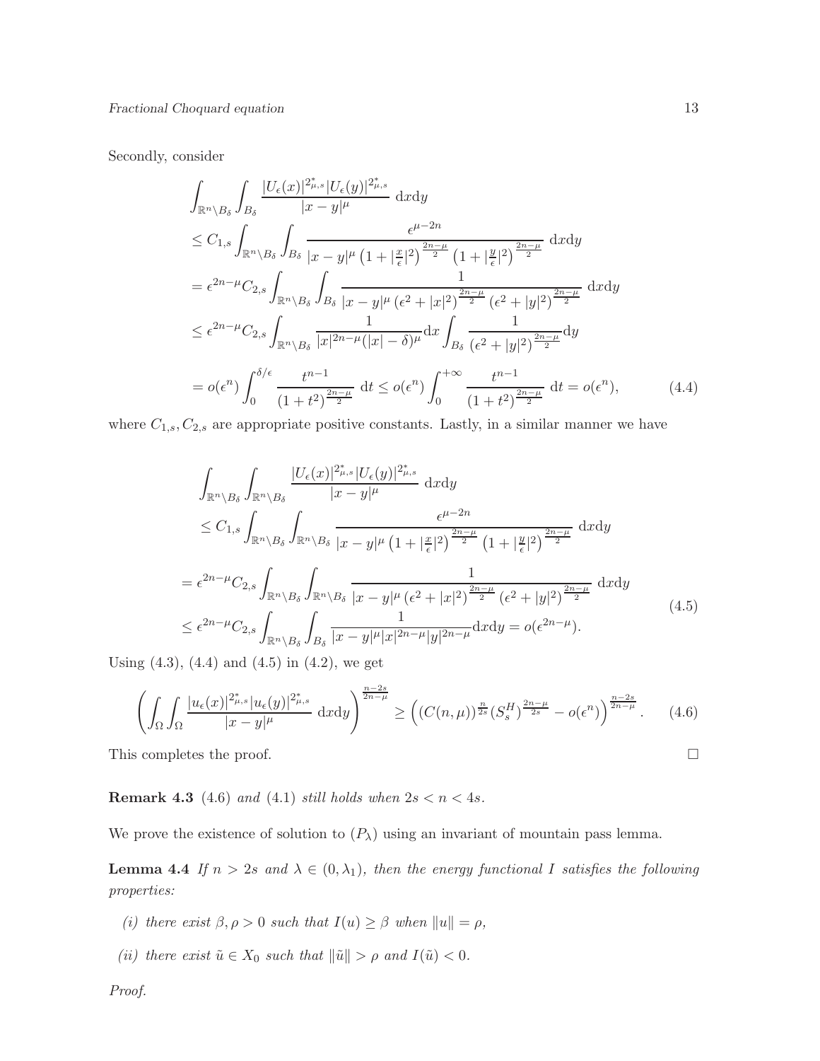Secondly, consider

$$
\begin{aligned}
&\int_{\mathbb{R}^n\setminus B_\delta}\int_{B_\delta} \frac{|U_\epsilon(x)|^{2^*_{\mu,s}}|U_\epsilon(y)|^{2^*_{\mu,s}}}{|x-y|^\mu}\ \mathrm{d}x\mathrm{d}y \\
&\leq C_{1,s}\int_{\mathbb{R}^n\setminus B_\delta}\int_{B_\delta} \frac{\epsilon^{\mu-2n}}{|x-y|^\mu\left(1+|\frac{x}{\epsilon}|^2\right)^{\frac{2n-\mu}{2}}\left(1+|\frac{y}{\epsilon}|^2\right)^{\frac{2n-\mu}{2}}}\ \mathrm{d}x\mathrm{d}y \\
&= \epsilon^{2n-\mu}C_{2,s}\int_{\mathbb{R}^n\setminus B_\delta}\int_{B_\delta} \frac{1}{|x-y|^\mu\left(\epsilon^2+|x|^2\right)^{\frac{2n-\mu}{2}}\left(\epsilon^2+|y|^2\right)^{\frac{2n-\mu}{2}}}\ \mathrm{d}x\mathrm{d}y \\
&\leq \epsilon^{2n-\mu}C_{2,s}\int_{\mathbb{R}^n\setminus B_\delta}\frac{1}{|x|^{2n-\mu}(|x|-\delta)^\mu}\mathrm{d}x\int_{B_\delta}\frac{1}{\left(\epsilon^2+|y|^2\right)^{\frac{2n-\mu}{2}}}\mathrm{d}y \\
&= o(\epsilon^n)\int_0^{\delta/\epsilon}\frac{t^{n-1}}{\left(1+t^2\right)^{\frac{2n-\mu}{2}}}\ \mathrm{d}t \leq o(\epsilon^n)\int_0^{+\infty}\frac{t^{n-1}}{\left(1+t^2\right)^{\frac{2n-\mu}{2}}}\ \mathrm{d}t = o(\epsilon^n),
\end{aligned}
\tag{4.4}
$$

where $C_{1,s}, C_{2,s}$ are appropriate positive constants. Lastly, in a similar manner we have

$$
\begin{aligned}
&\int_{\mathbb{R}^n\setminus B_\delta}\int_{\mathbb{R}^n\setminus B_\delta} \frac{|U_\epsilon(x)|^{2^*_{\mu,s}}|U_\epsilon(y)|^{2^*_{\mu,s}}}{|x-y|^\mu}\ \mathrm{d}x\mathrm{d}y \\
&\leq C_{1,s}\int_{\mathbb{R}^n\setminus B_\delta}\int_{\mathbb{R}^n\setminus B_\delta} \frac{\epsilon^{\mu-2n}}{|x-y|^\mu\left(1+|\frac{x}{\epsilon}|^2\right)^{\frac{2n-\mu}{2}}\left(1+|\frac{y}{\epsilon}|^2\right)^{\frac{2n-\mu}{2}}}\ \mathrm{d}x\mathrm{d}y \\
&= \epsilon^{2n-\mu}C_{2,s}\int_{\mathbb{R}^n\setminus B_\delta}\int_{\mathbb{R}^n\setminus B_\delta} \frac{1}{|x-y|^\mu\left(\epsilon^2+|x|^2\right)^{\frac{2n-\mu}{2}}\left(\epsilon^2+|y|^2\right)^{\frac{2n-\mu}{2}}}\ \mathrm{d}x\mathrm{d}y \\
&\leq \epsilon^{2n-\mu}C_{2,s}\int_{\mathbb{R}^n\setminus B_\delta}\int_{B_\delta}\frac{1}{|x-y|^\mu|x|^{2n-\mu}|y|^{2n-\mu}}\mathrm{d}x\mathrm{d}y = o(\epsilon^{2n-\mu}).
\end{aligned}
\tag{4.5}
$$

Using (4.3), (4.4) and (4.5) in (4.2), we get

$$
\left(\int_\Omega\int_\Omega \frac{|u_\epsilon(x)|^{2^*_{\mu,s}}|u_\epsilon(y)|^{2^*_{\mu,s}}}{|x-y|^\mu}\ \mathrm{d}x\mathrm{d}y\right)^{\frac{n-2s}{2n-\mu}} \geq \left((C(n,\mu))^{\frac{n}{2s}}(S_s^H)^{\frac{2n-\mu}{2s}} - o(\epsilon^n)\right)^{\frac{n-2s}{2n-\mu}}. \tag{4.6}
$$

This completes the proof. $\square$

**Remark 4.3** *(4.6) and (4.1) still holds when $2s < n < 4s$.*

We prove the existence of solution to $(P_\lambda)$ using an invariant of mountain pass lemma.

**Lemma 4.4** *If $n > 2s$ and $\lambda \in (0, \lambda_1)$, then the energy functional $I$ satisfies the following properties:*

*(i) there exist $\beta, \rho > 0$ such that $I(u) \geq \beta$ when $\|u\| = \rho$,*

*(ii) there exist $\tilde{u} \in X_0$ such that $\|\tilde{u}\| > \rho$ and $I(\tilde{u}) < 0$.*

*Proof.*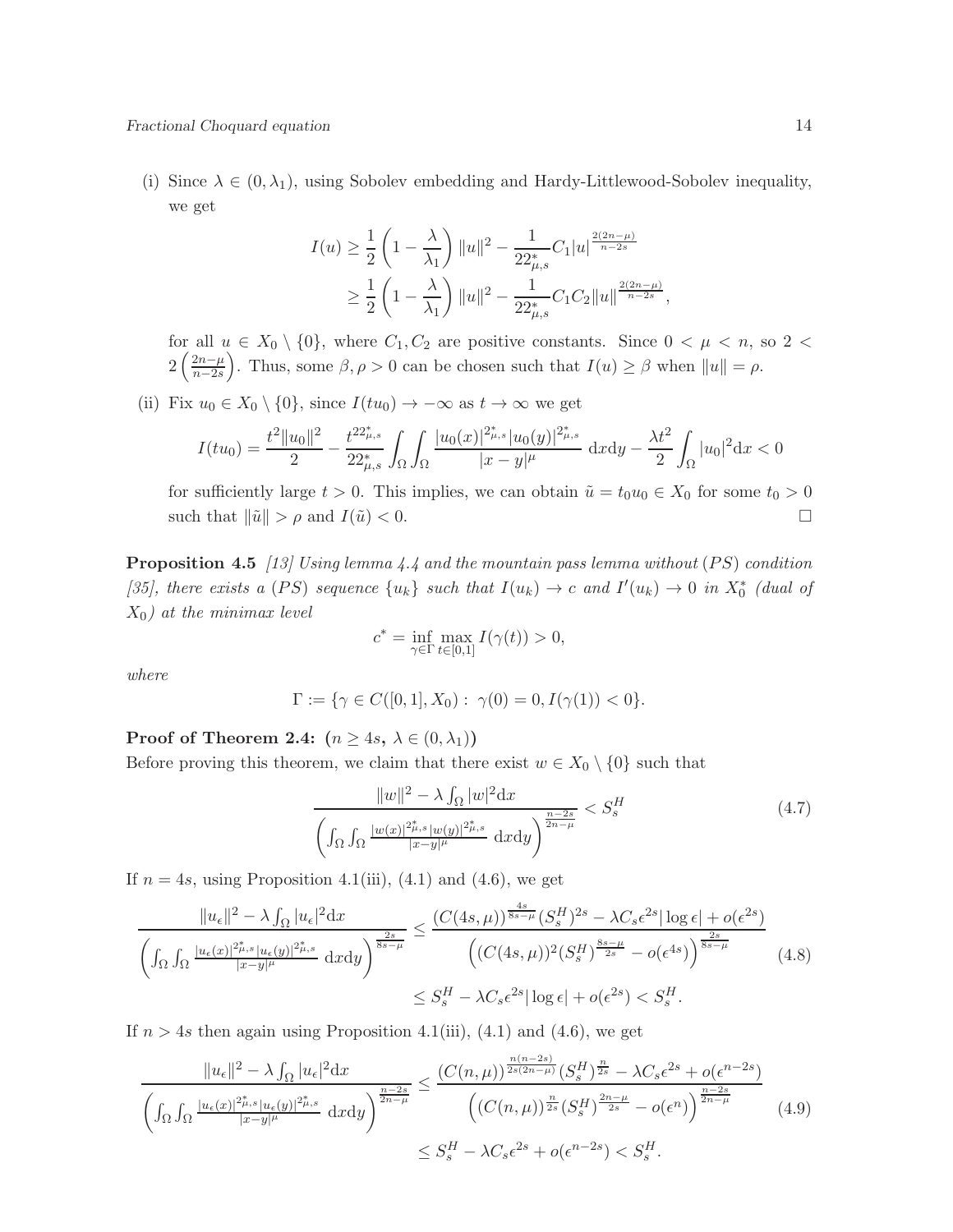(i) Since $\lambda \in (0, \lambda_1)$, using Sobolev embedding and Hardy-Littlewood-Sobolev inequality, we get

$$
\begin{aligned}
I(u) &\geq \frac{1}{2}\left(1 - \frac{\lambda}{\lambda_1}\right)\|u\|^2 - \frac{1}{22^*_{\mu,s}} C_1 |u|^{\frac{2(2n-\mu)}{n-2s}} \\
&\geq \frac{1}{2}\left(1 - \frac{\lambda}{\lambda_1}\right)\|u\|^2 - \frac{1}{22^*_{\mu,s}} C_1 C_2 \|u\|^{\frac{2(2n-\mu)}{n-2s}},
\end{aligned}
$$

for all $u \in X_0 \setminus \{0\}$, where $C_1, C_2$ are positive constants. Since $0 < \mu < n$, so $2 < 2\left(\frac{2n-\mu}{n-2s}\right)$. Thus, some $\beta, \rho > 0$ can be chosen such that $I(u) \geq \beta$ when $\|u\| = \rho$.

(ii) Fix $u_0 \in X_0 \setminus \{0\}$, since $I(tu_0) \to -\infty$ as $t \to \infty$ we get

$$
I(tu_0) = \frac{t^2\|u_0\|^2}{2} - \frac{t^{22^*_{\mu,s}}}{22^*_{\mu,s}} \int_\Omega \int_\Omega \frac{|u_0(x)|^{2^*_{\mu,s}} |u_0(y)|^{2^*_{\mu,s}}}{|x-y|^\mu} \, \mathrm{d}x\mathrm{d}y - \frac{\lambda t^2}{2} \int_\Omega |u_0|^2 \mathrm{d}x < 0
$$

for sufficiently large $t > 0$. This implies, we can obtain $\tilde{u} = t_0 u_0 \in X_0$ for some $t_0 > 0$ such that $\|\tilde{u}\| > \rho$ and $I(\tilde{u}) < 0$. $\square$

**Proposition 4.5** *[13] Using lemma 4.4 and the mountain pass lemma without $(PS)$ condition [35], there exists a $(PS)$ sequence $\{u_k\}$ such that $I(u_k) \to c$ and $I'(u_k) \to 0$ in $X_0^*$ (dual of $X_0$) at the minimax level*

$$
c^* = \inf_{\gamma \in \Gamma} \max_{t \in [0,1]} I(\gamma(t)) > 0,
$$

*where*

$$
\Gamma := \{\gamma \in C([0,1], X_0) : \ \gamma(0) = 0, I(\gamma(1)) < 0\}.
$$

**Proof of Theorem 2.4: ($n \geq 4s$, $\lambda \in (0, \lambda_1)$)**

Before proving this theorem, we claim that there exist $w \in X_0 \setminus \{0\}$ such that

$$
\frac{\|w\|^2 - \lambda \int_\Omega |w|^2 \mathrm{d}x}{\left(\int_\Omega \int_\Omega \frac{|w(x)|^{2^*_{\mu,s}} |w(y)|^{2^*_{\mu,s}}}{|x-y|^\mu} \, \mathrm{d}x\mathrm{d}y\right)^{\frac{n-2s}{2n-\mu}}} < S_s^H \tag{4.7}
$$

If $n = 4s$, using Proposition 4.1(iii), (4.1) and (4.6), we get

$$
\begin{aligned}
\frac{\|u_\epsilon\|^2 - \lambda \int_\Omega |u_\epsilon|^2 \mathrm{d}x}{\left(\int_\Omega \int_\Omega \frac{|u_\epsilon(x)|^{2^*_{\mu,s}} |u_\epsilon(y)|^{2^*_{\mu,s}}}{|x-y|^\mu} \, \mathrm{d}x\mathrm{d}y\right)^{\frac{2s}{8s-\mu}}} &\leq \frac{(C(4s,\mu))^{\frac{4s}{8s-\mu}} (S_s^H)^{2s} - \lambda C_s \epsilon^{2s} |\log \epsilon| + o(\epsilon^{2s})}{\left((C(4s,\mu))^2 (S_s^H)^{\frac{8s-\mu}{2s}} - o(\epsilon^{4s})\right)^{\frac{2s}{8s-\mu}}} \\
&\leq S_s^H - \lambda C_s \epsilon^{2s} |\log \epsilon| + o(\epsilon^{2s}) < S_s^H.
\end{aligned} \tag{4.8}
$$

If $n > 4s$ then again using Proposition 4.1(iii), (4.1) and (4.6), we get

$$
\begin{aligned}
\frac{\|u_\epsilon\|^2 - \lambda \int_\Omega |u_\epsilon|^2 \mathrm{d}x}{\left(\int_\Omega \int_\Omega \frac{|u_\epsilon(x)|^{2^*_{\mu,s}} |u_\epsilon(y)|^{2^*_{\mu,s}}}{|x-y|^\mu} \, \mathrm{d}x\mathrm{d}y\right)^{\frac{n-2s}{2n-\mu}}} &\leq \frac{(C(n,\mu))^{\frac{n(n-2s)}{2s(2n-\mu)}} (S_s^H)^{\frac{n}{2s}} - \lambda C_s \epsilon^{2s} + o(\epsilon^{n-2s})}{\left((C(n,\mu))^{\frac{n}{2s}} (S_s^H)^{\frac{2n-\mu}{2s}} - o(\epsilon^n)\right)^{\frac{n-2s}{2n-\mu}}} \\
&\leq S_s^H - \lambda C_s \epsilon^{2s} + o(\epsilon^{n-2s}) < S_s^H.
\end{aligned} \tag{4.9}
$$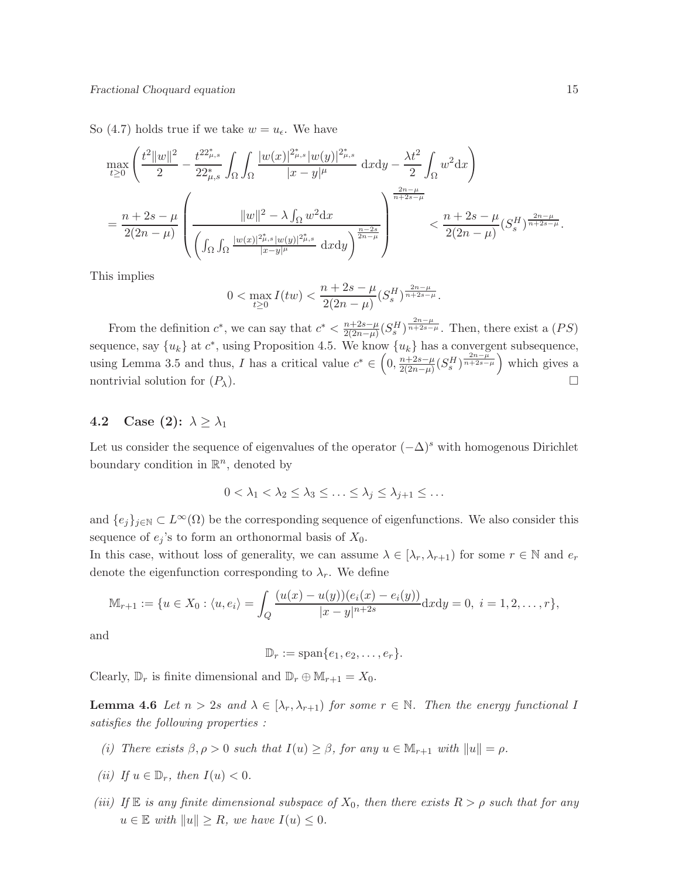So (4.7) holds true if we take $w = u_\epsilon$. We have

$$
\begin{aligned}
&\max_{t\geq 0}\left(\frac{t^2\|w\|^2}{2} - \frac{t^{22^*_{\mu,s}}}{22^*_{\mu,s}}\int_\Omega\int_\Omega \frac{|w(x)|^{2^*_{\mu,s}}|w(y)|^{2^*_{\mu,s}}}{|x-y|^\mu}\ \mathrm{d}x\mathrm{d}y - \frac{\lambda t^2}{2}\int_\Omega w^2\mathrm{d}x\right)\\
&= \frac{n+2s-\mu}{2(2n-\mu)}\left(\frac{\|w\|^2 - \lambda\int_\Omega w^2\mathrm{d}x}{\left(\int_\Omega\int_\Omega \frac{|w(x)|^{2^*_{\mu,s}}|w(y)|^{2^*_{\mu,s}}}{|x-y|^\mu}\ \mathrm{d}x\mathrm{d}y\right)^{\frac{n-2s}{2n-\mu}}}\right)^{\frac{2n-\mu}{n+2s-\mu}} < \frac{n+2s-\mu}{2(2n-\mu)}(S_s^H)^{\frac{2n-\mu}{n+2s-\mu}}.
\end{aligned}
$$

This implies

$$
0 < \max_{t\geq 0} I(tw) < \frac{n+2s-\mu}{2(2n-\mu)}(S_s^H)^{\frac{2n-\mu}{n+2s-\mu}}.
$$

From the definition $c^*$, we can say that $c^* < \frac{n+2s-\mu}{2(2n-\mu)}(S_s^H)^{\frac{2n-\mu}{n+2s-\mu}}$. Then, there exist a $(PS)$ sequence, say $\{u_k\}$ at $c^*$, using Proposition 4.5. We know $\{u_k\}$ has a convergent subsequence, using Lemma 3.5 and thus, $I$ has a critical value $c^* \in \left(0, \frac{n+2s-\mu}{2(2n-\mu)}(S_s^H)^{\frac{2n-\mu}{n+2s-\mu}}\right)$ which gives a nontrivial solution for $(P_\lambda)$. $\square$

## 4.2 Case (2): $\lambda \geq \lambda_1$

Let us consider the sequence of eigenvalues of the operator $(-\Delta)^s$ with homogenous Dirichlet boundary condition in $\mathbb{R}^n$, denoted by

$$
0 < \lambda_1 < \lambda_2 \leq \lambda_3 \leq \ldots \leq \lambda_j \leq \lambda_{j+1} \leq \ldots
$$

and $\{e_j\}_{j\in\mathbb{N}} \subset L^\infty(\Omega)$ be the corresponding sequence of eigenfunctions. We also consider this sequence of $e_j$'s to form an orthonormal basis of $X_0$.
In this case, without loss of generality, we can assume $\lambda \in [\lambda_r, \lambda_{r+1})$ for some $r \in \mathbb{N}$ and $e_r$ denote the eigenfunction corresponding to $\lambda_r$. We define

$$
\mathbb{M}_{r+1} := \{u \in X_0 : \langle u, e_i\rangle = \int_Q \frac{(u(x)-u(y))(e_i(x)-e_i(y))}{|x-y|^{n+2s}}\mathrm{d}x\mathrm{d}y = 0,\ i = 1, 2, \ldots, r\},
$$

and

$$
\mathbb{D}_r := \mathrm{span}\{e_1, e_2, \ldots, e_r\}.
$$

Clearly, $\mathbb{D}_r$ is finite dimensional and $\mathbb{D}_r \oplus \mathbb{M}_{r+1} = X_0$.

**Lemma 4.6** *Let $n > 2s$ and $\lambda \in [\lambda_r, \lambda_{r+1})$ for some $r \in \mathbb{N}$. Then the energy functional $I$ satisfies the following properties :*

*(i) There exists $\beta, \rho > 0$ such that $I(u) \geq \beta$, for any $u \in \mathbb{M}_{r+1}$ with $\|u\| = \rho$.*

*(ii) If $u \in \mathbb{D}_r$, then $I(u) < 0$.*

*(iii) If $\mathbb{E}$ is any finite dimensional subspace of $X_0$, then there exists $R > \rho$ such that for any $u \in \mathbb{E}$ with $\|u\| \geq R$, we have $I(u) \leq 0$.*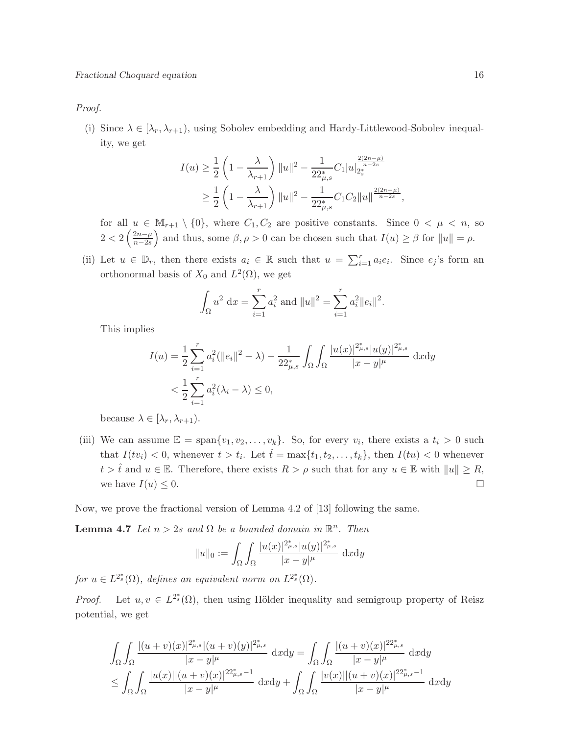*Proof.*

(i) Since $\lambda \in [\lambda_r, \lambda_{r+1})$, using Sobolev embedding and Hardy-Littlewood-Sobolev inequality, we get

$$I(u) \geq \frac{1}{2}\left(1 - \frac{\lambda}{\lambda_{r+1}}\right)\|u\|^2 - \frac{1}{22^*_{\mu,s}} C_1 |u|_{2^*_s}^{\frac{2(2n-\mu)}{n-2s}}$$
$$\geq \frac{1}{2}\left(1 - \frac{\lambda}{\lambda_{r+1}}\right)\|u\|^2 - \frac{1}{22^*_{\mu,s}} C_1 C_2 \|u\|^{\frac{2(2n-\mu)}{n-2s}},$$

for all $u \in \mathbb{M}_{r+1} \setminus \{0\}$, where $C_1, C_2$ are positive constants. Since $0 < \mu < n$, so $2 < 2\left(\frac{2n-\mu}{n-2s}\right)$ and thus, some $\beta, \rho > 0$ can be chosen such that $I(u) \geq \beta$ for $\|u\| = \rho$.

(ii) Let $u \in \mathbb{D}_r$, then there exists $a_i \in \mathbb{R}$ such that $u = \sum_{i=1}^{r} a_i e_i$. Since $e_j$'s form an orthonormal basis of $X_0$ and $L^2(\Omega)$, we get

$$\int_\Omega u^2 \, \mathrm{d}x = \sum_{i=1}^{r} a_i^2 \text{ and } \|u\|^2 = \sum_{i=1}^{r} a_i^2 \|e_i\|^2.$$

This implies

$$I(u) = \frac{1}{2}\sum_{i=1}^{r} a_i^2(\|e_i\|^2 - \lambda) - \frac{1}{22^*_{\mu,s}} \int_\Omega \int_\Omega \frac{|u(x)|^{2^*_{\mu,s}} |u(y)|^{2^*_{\mu,s}}}{|x-y|^\mu} \, \mathrm{d}x\mathrm{d}y$$
$$< \frac{1}{2}\sum_{i=1}^{r} a_i^2(\lambda_i - \lambda) \leq 0,$$

because $\lambda \in [\lambda_r, \lambda_{r+1})$.

(iii) We can assume $\mathbb{E} = \text{span}\{v_1, v_2, \ldots, v_k\}$. So, for every $v_i$, there exists a $t_i > 0$ such that $I(tv_i) < 0$, whenever $t > t_i$. Let $\hat{t} = \max\{t_1, t_2, \ldots, t_k\}$, then $I(tu) < 0$ whenever $t > \hat{t}$ and $u \in \mathbb{E}$. Therefore, there exists $R > \rho$ such that for any $u \in \mathbb{E}$ with $\|u\| \geq R$, we have $I(u) \leq 0$. □

Now, we prove the fractional version of Lemma 4.2 of [13] following the same.

**Lemma 4.7** *Let $n > 2s$ and $\Omega$ be a bounded domain in $\mathbb{R}^n$. Then*

$$\|u\|_0 := \int_\Omega \int_\Omega \frac{|u(x)|^{2^*_{\mu,s}} |u(y)|^{2^*_{\mu,s}}}{|x-y|^\mu} \, \mathrm{d}x\mathrm{d}y$$

*for $u \in L^{2^*_s}(\Omega)$, defines an equivalent norm on $L^{2^*_s}(\Omega)$.*

*Proof.* Let $u, v \in L^{2^*_s}(\Omega)$, then using Hölder inequality and semigroup property of Reisz potential, we get

$$\int_\Omega \int_\Omega \frac{|(u+v)(x)|^{2^*_{\mu,s}} |(u+v)(y)|^{2^*_{\mu,s}}}{|x-y|^\mu} \, \mathrm{d}x\mathrm{d}y = \int_\Omega \int_\Omega \frac{|(u+v)(x)|^{22^*_{\mu,s}}}{|x-y|^\mu} \, \mathrm{d}x\mathrm{d}y$$
$$\leq \int_\Omega \int_\Omega \frac{|u(x)||(u+v)(x)|^{22^*_{\mu,s}-1}}{|x-y|^\mu} \, \mathrm{d}x\mathrm{d}y + \int_\Omega \int_\Omega \frac{|v(x)||(u+v)(x)|^{22^*_{\mu,s}-1}}{|x-y|^\mu} \, \mathrm{d}x\mathrm{d}y$$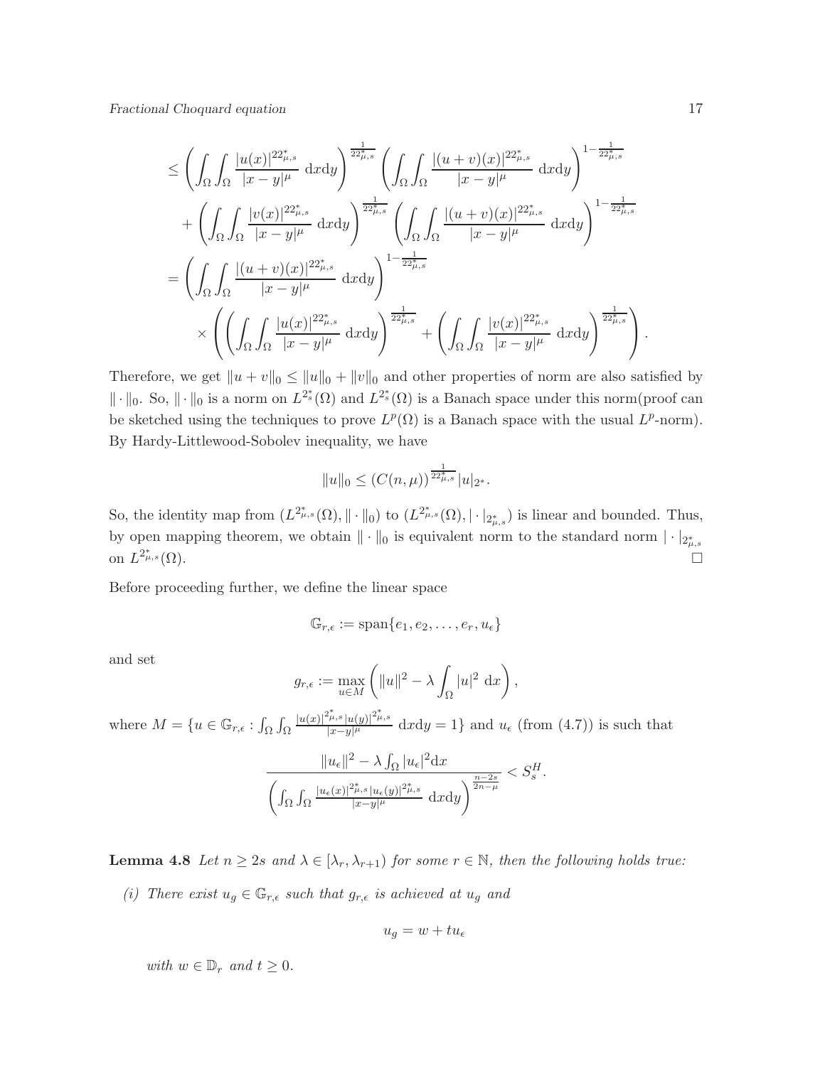$$
\begin{aligned}
&\leq \left(\int_\Omega\int_\Omega \frac{|u(x)|^{22^*_{\mu,s}}}{|x-y|^\mu}\ \mathrm{d}x\mathrm{d}y\right)^{\frac{1}{22^*_{\mu,s}}} \left(\int_\Omega\int_\Omega \frac{|(u+v)(x)|^{22^*_{\mu,s}}}{|x-y|^\mu}\ \mathrm{d}x\mathrm{d}y\right)^{1-\frac{1}{22^*_{\mu,s}}}\\
&\quad + \left(\int_\Omega\int_\Omega \frac{|v(x)|^{22^*_{\mu,s}}}{|x-y|^\mu}\ \mathrm{d}x\mathrm{d}y\right)^{\frac{1}{22^*_{\mu,s}}} \left(\int_\Omega\int_\Omega \frac{|(u+v)(x)|^{22^*_{\mu,s}}}{|x-y|^\mu}\ \mathrm{d}x\mathrm{d}y\right)^{1-\frac{1}{22^*_{\mu,s}}}\\
&= \left(\int_\Omega\int_\Omega \frac{|(u+v)(x)|^{22^*_{\mu,s}}}{|x-y|^\mu}\ \mathrm{d}x\mathrm{d}y\right)^{1-\frac{1}{22^*_{\mu,s}}}\\
&\quad \times \left(\left(\int_\Omega\int_\Omega \frac{|u(x)|^{22^*_{\mu,s}}}{|x-y|^\mu}\ \mathrm{d}x\mathrm{d}y\right)^{\frac{1}{22^*_{\mu,s}}} + \left(\int_\Omega\int_\Omega \frac{|v(x)|^{22^*_{\mu,s}}}{|x-y|^\mu}\ \mathrm{d}x\mathrm{d}y\right)^{\frac{1}{22^*_{\mu,s}}}\right).
\end{aligned}
$$

Therefore, we get $\|u+v\|_0 \leq \|u\|_0 + \|v\|_0$ and other properties of norm are also satisfied by $\|\cdot\|_0$. So, $\|\cdot\|_0$ is a norm on $L^{2^*_s}(\Omega)$ and $L^{2^*_s}(\Omega)$ is a Banach space under this norm(proof can be sketched using the techniques to prove $L^p(\Omega)$ is a Banach space with the usual $L^p$-norm). By Hardy-Littlewood-Sobolev inequality, we have

$$
\|u\|_0 \leq (C(n,\mu))^{\frac{1}{22^*_{\mu,s}}} |u|_{2^*}.
$$

So, the identity map from $(L^{2^*_{\mu,s}}(\Omega), \|\cdot\|_0)$ to $(L^{2^*_{\mu,s}}(\Omega), |\cdot|_{2^*_{\mu,s}})$ is linear and bounded. Thus, by open mapping theorem, we obtain $\|\cdot\|_0$ is equivalent norm to the standard norm $|\cdot|_{2^*_{\mu,s}}$ on $L^{2^*_{\mu,s}}(\Omega)$. □

Before proceeding further, we define the linear space

$$
\mathbb{G}_{r,\epsilon} := \operatorname{span}\{e_1, e_2, \ldots, e_r, u_\epsilon\}
$$

and set

$$
g_{r,\epsilon} := \max_{u\in M}\left(\|u\|^2 - \lambda\int_\Omega |u|^2\ \mathrm{d}x\right),
$$

where $M = \{u \in \mathbb{G}_{r,\epsilon} : \int_\Omega\int_\Omega \frac{|u(x)|^{2^*_{\mu,s}}|u(y)|^{2^*_{\mu,s}}}{|x-y|^\mu}\ \mathrm{d}x\mathrm{d}y = 1\}$ and $u_\epsilon$ (from (4.7)) is such that

$$
\frac{\|u_\epsilon\|^2 - \lambda\int_\Omega |u_\epsilon|^2 \mathrm{d}x}{\left(\int_\Omega\int_\Omega \frac{|u_\epsilon(x)|^{2^*_{\mu,s}}|u_\epsilon(y)|^{2^*_{\mu,s}}}{|x-y|^\mu}\ \mathrm{d}x\mathrm{d}y\right)^{\frac{n-2s}{2n-\mu}}} < S^H_s.
$$

**Lemma 4.8** *Let $n \geq 2s$ and $\lambda \in [\lambda_r, \lambda_{r+1})$ for some $r \in \mathbb{N}$, then the following holds true:*

*(i) There exist $u_g \in \mathbb{G}_{r,\epsilon}$ such that $g_{r,\epsilon}$ is achieved at $u_g$ and*

$$
u_g = w + tu_\epsilon
$$

*with $w \in \mathbb{D}_r$ and $t \geq 0$.*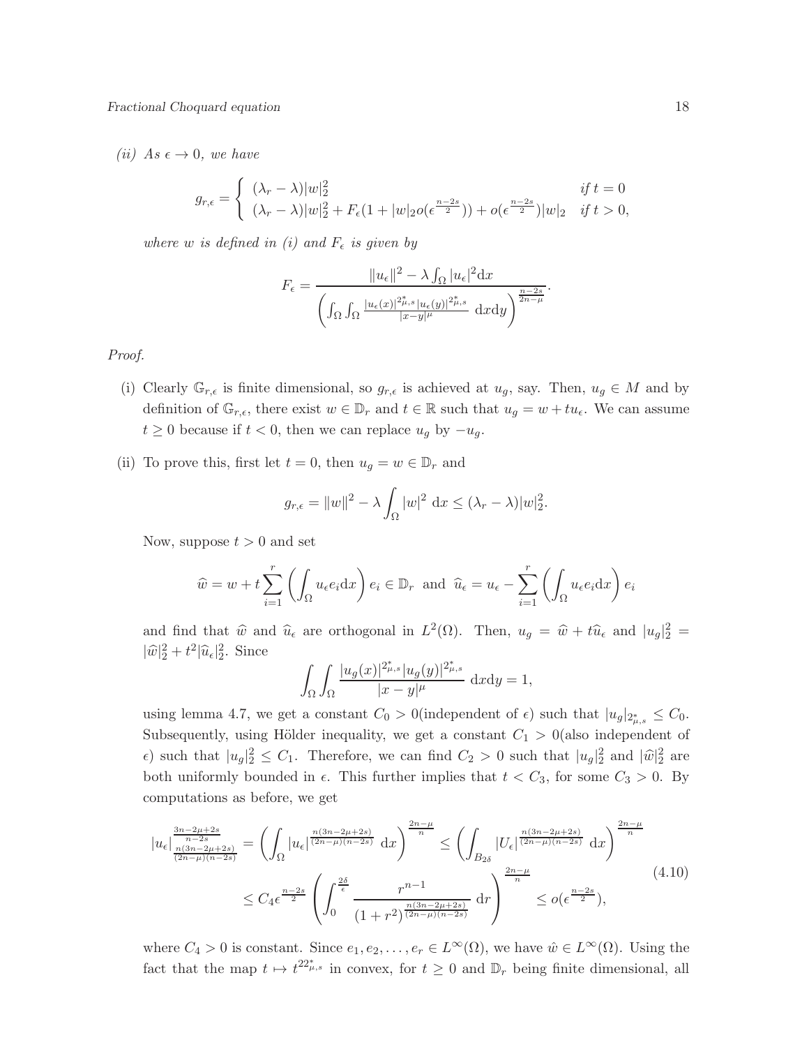(ii) *As $\epsilon \to 0$, we have*

$$g_{r,\epsilon} = \begin{cases} (\lambda_r - \lambda)|w|_2^2 & \text{if } t = 0 \\ (\lambda_r - \lambda)|w|_2^2 + F_\epsilon(1 + |w|_2 o(\epsilon^{\frac{n-2s}{2}})) + o(\epsilon^{\frac{n-2s}{2}})|w|_2 & \text{if } t > 0, \end{cases}$$

*where $w$ is defined in (i) and $F_\epsilon$ is given by*

$$F_\epsilon = \frac{\|u_\epsilon\|^2 - \lambda \int_\Omega |u_\epsilon|^2 \mathrm{d}x}{\left(\int_\Omega \int_\Omega \frac{|u_\epsilon(x)|^{2^*_{\mu,s}} |u_\epsilon(y)|^{2^*_{\mu,s}}}{|x-y|^\mu} \, \mathrm{d}x\mathrm{d}y\right)^{\frac{n-2s}{2n-\mu}}}.$$

*Proof.*

(i) Clearly $\mathbb{G}_{r,\epsilon}$ is finite dimensional, so $g_{r,\epsilon}$ is achieved at $u_g$, say. Then, $u_g \in M$ and by definition of $\mathbb{G}_{r,\epsilon}$, there exist $w \in \mathbb{D}_r$ and $t \in \mathbb{R}$ such that $u_g = w + tu_\epsilon$. We can assume $t \geq 0$ because if $t < 0$, then we can replace $u_g$ by $-u_g$.

(ii) To prove this, first let $t = 0$, then $u_g = w \in \mathbb{D}_r$ and

$$g_{r,\epsilon} = \|w\|^2 - \lambda \int_\Omega |w|^2 \, \mathrm{d}x \leq (\lambda_r - \lambda)|w|_2^2.$$

Now, suppose $t > 0$ and set

$$\widehat{w} = w + t \sum_{i=1}^{r} \left( \int_\Omega u_\epsilon e_i \mathrm{d}x \right) e_i \in \mathbb{D}_r \text{ and } \widehat{u}_\epsilon = u_\epsilon - \sum_{i=1}^{r} \left( \int_\Omega u_\epsilon e_i \mathrm{d}x \right) e_i$$

and find that $\widehat{w}$ and $\widehat{u}_\epsilon$ are orthogonal in $L^2(\Omega)$. Then, $u_g = \widehat{w} + t\widehat{u}_\epsilon$ and $|u_g|_2^2 = |\widehat{w}|_2^2 + t^2|\widehat{u}_\epsilon|_2^2$. Since

$$\int_\Omega \int_\Omega \frac{|u_g(x)|^{2^*_{\mu,s}} |u_g(y)|^{2^*_{\mu,s}}}{|x-y|^\mu} \, \mathrm{d}x\mathrm{d}y = 1,$$

using lemma 4.7, we get a constant $C_0 > 0$(independent of $\epsilon$) such that $|u_g|_{2^*_{\mu,s}} \leq C_0$. Subsequently, using Hölder inequality, we get a constant $C_1 > 0$(also independent of $\epsilon$) such that $|u_g|_2^2 \leq C_1$. Therefore, we can find $C_2 > 0$ such that $|u_g|_2^2$ and $|\widehat{w}|_2^2$ are both uniformly bounded in $\epsilon$. This further implies that $t < C_3$, for some $C_3 > 0$. By computations as before, we get

$$\begin{aligned} |u_\epsilon|_{\frac{n(3n-2\mu+2s)}{(2n-\mu)(n-2s)}}^{\frac{3n-2\mu+2s}{n-2s}} &= \left( \int_\Omega |u_\epsilon|^{\frac{n(3n-2\mu+2s)}{(2n-\mu)(n-2s)}} \, \mathrm{d}x \right)^{\frac{2n-\mu}{n}} \leq \left( \int_{B_{2\delta}} |U_\epsilon|^{\frac{n(3n-2\mu+2s)}{(2n-\mu)(n-2s)}} \, \mathrm{d}x \right)^{\frac{2n-\mu}{n}} \\ &\leq C_4 \epsilon^{\frac{n-2s}{2}} \left( \int_0^{\frac{2\delta}{\epsilon}} \frac{r^{n-1}}{(1+r^2)^{\frac{n(3n-2\mu+2s)}{(2n-\mu)(n-2s)}}} \, \mathrm{d}r \right)^{\frac{2n-\mu}{n}} \leq o(\epsilon^{\frac{n-2s}{2}}), \end{aligned} \tag{4.10}$$

where $C_4 > 0$ is constant. Since $e_1, e_2, \ldots, e_r \in L^\infty(\Omega)$, we have $\hat{w} \in L^\infty(\Omega)$. Using the fact that the map $t \mapsto t^{22^*_{\mu,s}}$ in convex, for $t \geq 0$ and $\mathbb{D}_r$ being finite dimensional, all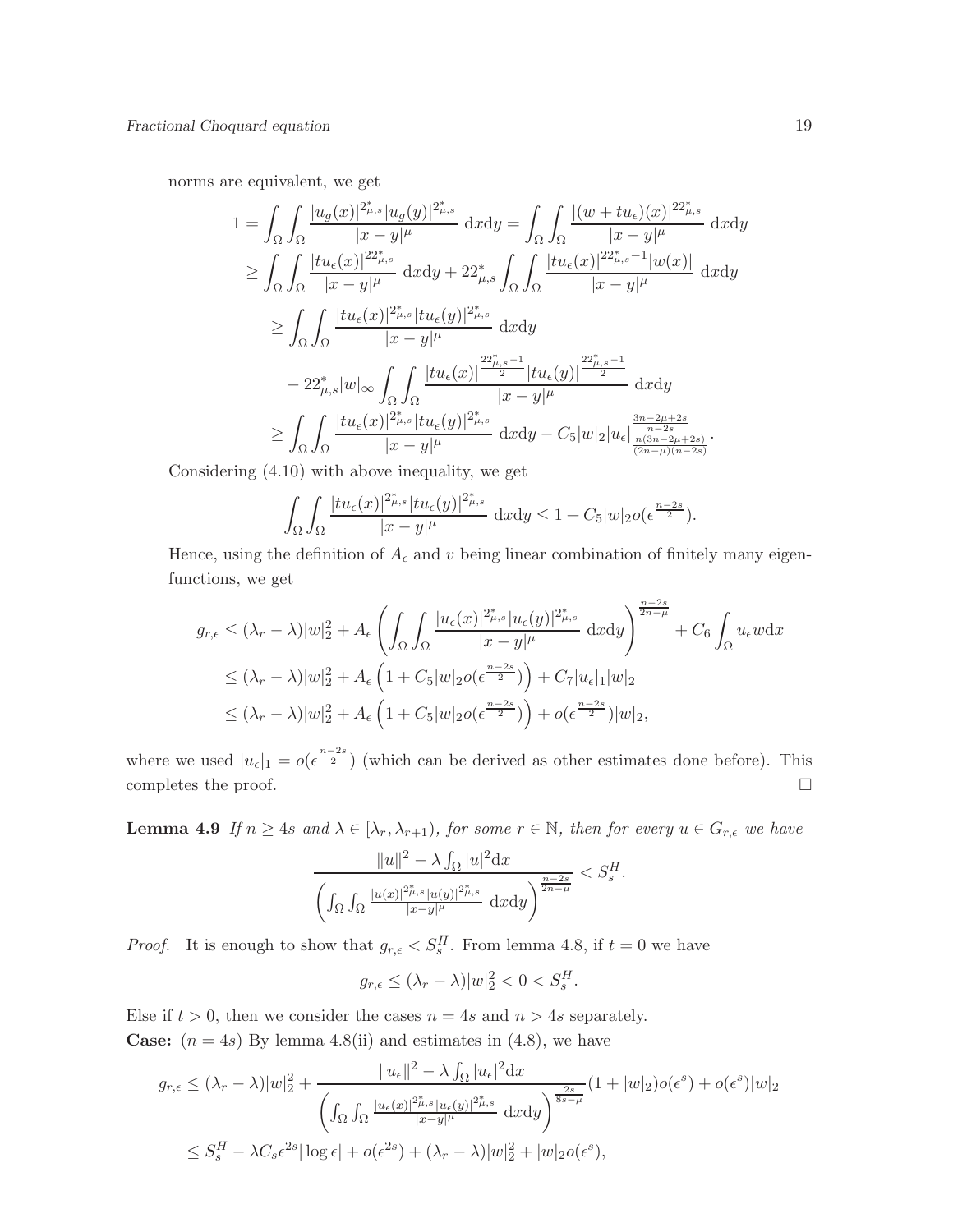norms are equivalent, we get

$$
\begin{aligned}
1 &= \int_\Omega\int_\Omega \frac{|u_g(x)|^{2^*_{\mu,s}}|u_g(y)|^{2^*_{\mu,s}}}{|x-y|^\mu}\,\mathrm{d}x\mathrm{d}y = \int_\Omega\int_\Omega \frac{|(w+tu_\epsilon)(x)|^{22^*_{\mu,s}}}{|x-y|^\mu}\,\mathrm{d}x\mathrm{d}y\\
&\geq \int_\Omega\int_\Omega \frac{|tu_\epsilon(x)|^{22^*_{\mu,s}}}{|x-y|^\mu}\,\mathrm{d}x\mathrm{d}y + 22^*_{\mu,s}\int_\Omega\int_\Omega \frac{|tu_\epsilon(x)|^{22^*_{\mu,s}-1}|w(x)|}{|x-y|^\mu}\,\mathrm{d}x\mathrm{d}y\\
&\geq \int_\Omega\int_\Omega \frac{|tu_\epsilon(x)|^{2^*_{\mu,s}}|tu_\epsilon(y)|^{2^*_{\mu,s}}}{|x-y|^\mu}\,\mathrm{d}x\mathrm{d}y\\
&\quad - 22^*_{\mu,s}|w|_\infty \int_\Omega\int_\Omega \frac{|tu_\epsilon(x)|^{\frac{22^*_{\mu,s}-1}{2}}|tu_\epsilon(y)|^{\frac{22^*_{\mu,s}-1}{2}}}{|x-y|^\mu}\,\mathrm{d}x\mathrm{d}y\\
&\geq \int_\Omega\int_\Omega \frac{|tu_\epsilon(x)|^{2^*_{\mu,s}}|tu_\epsilon(y)|^{2^*_{\mu,s}}}{|x-y|^\mu}\,\mathrm{d}x\mathrm{d}y - C_5|w|_2|u_\epsilon|^{\frac{3n-2\mu+2s}{n-2s}}_{\frac{n(3n-2\mu+2s)}{(2n-\mu)(n-2s)}}.
\end{aligned}
$$

Considering (4.10) with above inequality, we get

$$
\int_\Omega\int_\Omega \frac{|tu_\epsilon(x)|^{2^*_{\mu,s}}|tu_\epsilon(y)|^{2^*_{\mu,s}}}{|x-y|^\mu}\,\mathrm{d}x\mathrm{d}y \leq 1 + C_5|w|_2 o(\epsilon^{\frac{n-2s}{2}}).
$$

Hence, using the definition of $A_\epsilon$ and $v$ being linear combination of finitely many eigenfunctions, we get

$$
\begin{aligned}
g_{r,\epsilon} &\leq (\lambda_r-\lambda)|w|_2^2 + A_\epsilon\left(\int_\Omega\int_\Omega \frac{|u_\epsilon(x)|^{2^*_{\mu,s}}|u_\epsilon(y)|^{2^*_{\mu,s}}}{|x-y|^\mu}\,\mathrm{d}x\mathrm{d}y\right)^{\frac{n-2s}{2n-\mu}} + C_6\int_\Omega u_\epsilon w\mathrm{d}x\\
&\leq (\lambda_r-\lambda)|w|_2^2 + A_\epsilon\left(1 + C_5|w|_2 o(\epsilon^{\frac{n-2s}{2}})\right) + C_7|u_\epsilon|_1|w|_2\\
&\leq (\lambda_r-\lambda)|w|_2^2 + A_\epsilon\left(1 + C_5|w|_2 o(\epsilon^{\frac{n-2s}{2}})\right) + o(\epsilon^{\frac{n-2s}{2}})|w|_2,
\end{aligned}
$$

where we used $|u_\epsilon|_1 = o(\epsilon^{\frac{n-2s}{2}})$ (which can be derived as other estimates done before). This completes the proof. □

**Lemma 4.9** *If $n \geq 4s$ and $\lambda \in [\lambda_r, \lambda_{r+1})$, for some $r \in \mathbb{N}$, then for every $u \in G_{r,\epsilon}$ we have*

$$
\frac{\|u\|^2 - \lambda\int_\Omega |u|^2\mathrm{d}x}{\left(\int_\Omega\int_\Omega \frac{|u(x)|^{2^*_{\mu,s}}|u(y)|^{2^*_{\mu,s}}}{|x-y|^\mu}\,\mathrm{d}x\mathrm{d}y\right)^{\frac{n-2s}{2n-\mu}}} < S_s^H.
$$

*Proof.* It is enough to show that $g_{r,\epsilon} < S_s^H$. From lemma 4.8, if $t = 0$ we have

$$
g_{r,\epsilon} \leq (\lambda_r - \lambda)|w|_2^2 < 0 < S_s^H.
$$

Else if $t > 0$, then we consider the cases $n = 4s$ and $n > 4s$ separately.

**Case:** $(n = 4s)$ By lemma 4.8(ii) and estimates in (4.8), we have

$$
\begin{aligned}
g_{r,\epsilon} &\leq (\lambda_r-\lambda)|w|_2^2 + \frac{\|u_\epsilon\|^2 - \lambda\int_\Omega |u_\epsilon|^2\mathrm{d}x}{\left(\int_\Omega\int_\Omega \frac{|u_\epsilon(x)|^{2^*_{\mu,s}}|u_\epsilon(y)|^{2^*_{\mu,s}}}{|x-y|^\mu}\,\mathrm{d}x\mathrm{d}y\right)^{\frac{2s}{8s-\mu}}}(1+|w|_2)o(\epsilon^s) + o(\epsilon^s)|w|_2\\
&\leq S_s^H - \lambda C_s\epsilon^{2s}|\log\epsilon| + o(\epsilon^{2s}) + (\lambda_r-\lambda)|w|_2^2 + |w|_2 o(\epsilon^s),
\end{aligned}
$$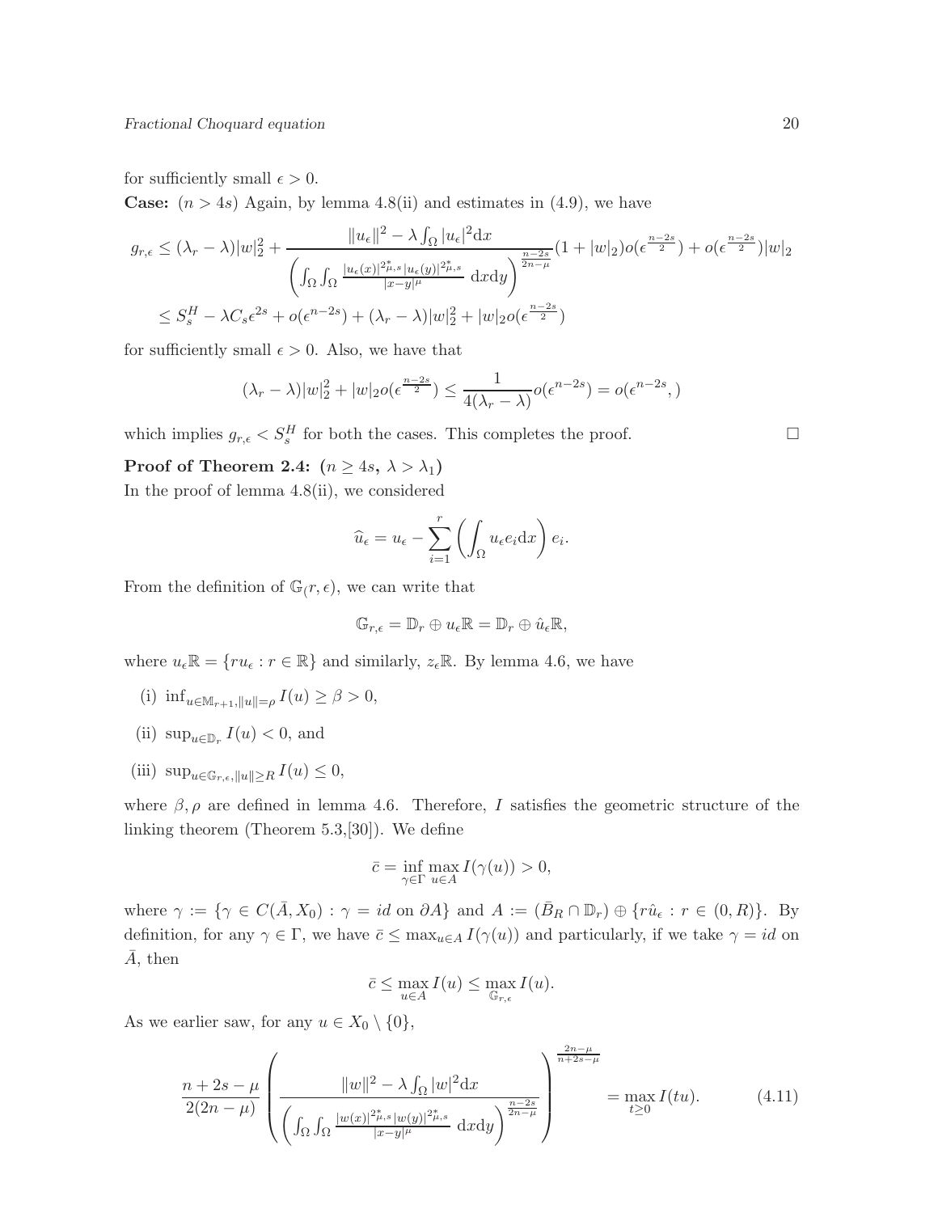for sufficiently small $\epsilon > 0$.

**Case:** $(n > 4s)$ Again, by lemma 4.8(ii) and estimates in (4.9), we have

$$g_{r,\epsilon} \leq (\lambda_r - \lambda)|w|_2^2 + \frac{\|u_\epsilon\|^2 - \lambda \int_\Omega |u_\epsilon|^2 \mathrm{d}x}{\left(\int_\Omega \int_\Omega \frac{|u_\epsilon(x)|^{2^*_{\mu,s}} |u_\epsilon(y)|^{2^*_{\mu,s}}}{|x-y|^\mu} \mathrm{d}x\mathrm{d}y\right)^{\frac{n-2s}{2n-\mu}}}(1 + |w|_2) o(\epsilon^{\frac{n-2s}{2}}) + o(\epsilon^{\frac{n-2s}{2}})|w|_2$$

$$\leq S_s^H - \lambda C_s \epsilon^{2s} + o(\epsilon^{n-2s}) + (\lambda_r - \lambda)|w|_2^2 + |w|_2 o(\epsilon^{\frac{n-2s}{2}})$$

for sufficiently small $\epsilon > 0$. Also, we have that

$$(\lambda_r - \lambda)|w|_2^2 + |w|_2 o(\epsilon^{\frac{n-2s}{2}}) \leq \frac{1}{4(\lambda_r - \lambda)} o(\epsilon^{n-2s}) = o(\epsilon^{n-2s}, )$$

which implies $g_{r,\epsilon} < S_s^H$ for both the cases. This completes the proof. $\square$

**Proof of Theorem 2.4: $(n \geq 4s,\ \lambda > \lambda_1)$**

In the proof of lemma 4.8(ii), we considered

$$\widehat{u}_\epsilon = u_\epsilon - \sum_{i=1}^{r} \left(\int_\Omega u_\epsilon e_i \mathrm{d}x\right) e_i.$$

From the definition of $\mathbb{G}_(r, \epsilon)$, we can write that

$$\mathbb{G}_{r,\epsilon} = \mathbb{D}_r \oplus u_\epsilon \mathbb{R} = \mathbb{D}_r \oplus \hat{u}_\epsilon \mathbb{R},$$

where $u_\epsilon \mathbb{R} = \{r u_\epsilon : r \in \mathbb{R}\}$ and similarly, $z_\epsilon \mathbb{R}$. By lemma 4.6, we have

(i) $\inf_{u \in \mathbb{M}_{r+1}, \|u\| = \rho} I(u) \geq \beta > 0$,

(ii) $\sup_{u \in \mathbb{D}_r} I(u) < 0$, and

(iii) $\sup_{u \in \mathbb{G}_{r,\epsilon}, \|u\| \geq R} I(u) \leq 0$,

where $\beta, \rho$ are defined in lemma 4.6. Therefore, $I$ satisfies the geometric structure of the linking theorem (Theorem 5.3,[30]). We define

$$\bar{c} = \inf_{\gamma \in \Gamma} \max_{u \in A} I(\gamma(u)) > 0,$$

where $\gamma := \{\gamma \in C(\bar{A}, X_0) : \gamma = id \text{ on } \partial A\}$ and $A := (\bar{B}_R \cap \mathbb{D}_r) \oplus \{r \hat{u}_\epsilon : r \in (0, R)\}$. By definition, for any $\gamma \in \Gamma$, we have $\bar{c} \leq \max_{u \in A} I(\gamma(u))$ and particularly, if we take $\gamma = id$ on $\bar{A}$, then

$$\bar{c} \leq \max_{u \in A} I(u) \leq \max_{\mathbb{G}_{r,\epsilon}} I(u).$$

As we earlier saw, for any $u \in X_0 \setminus \{0\}$,

$$\frac{n + 2s - \mu}{2(2n - \mu)} \left( \frac{\|w\|^2 - \lambda \int_\Omega |w|^2 \mathrm{d}x}{\left(\int_\Omega \int_\Omega \frac{|w(x)|^{2^*_{\mu,s}} |w(y)|^{2^*_{\mu,s}}}{|x-y|^\mu} \mathrm{d}x\mathrm{d}y\right)^{\frac{n-2s}{2n-\mu}}} \right)^{\frac{2n-\mu}{n+2s-\mu}} = \max_{t \geq 0} I(tu). \tag{4.11}$$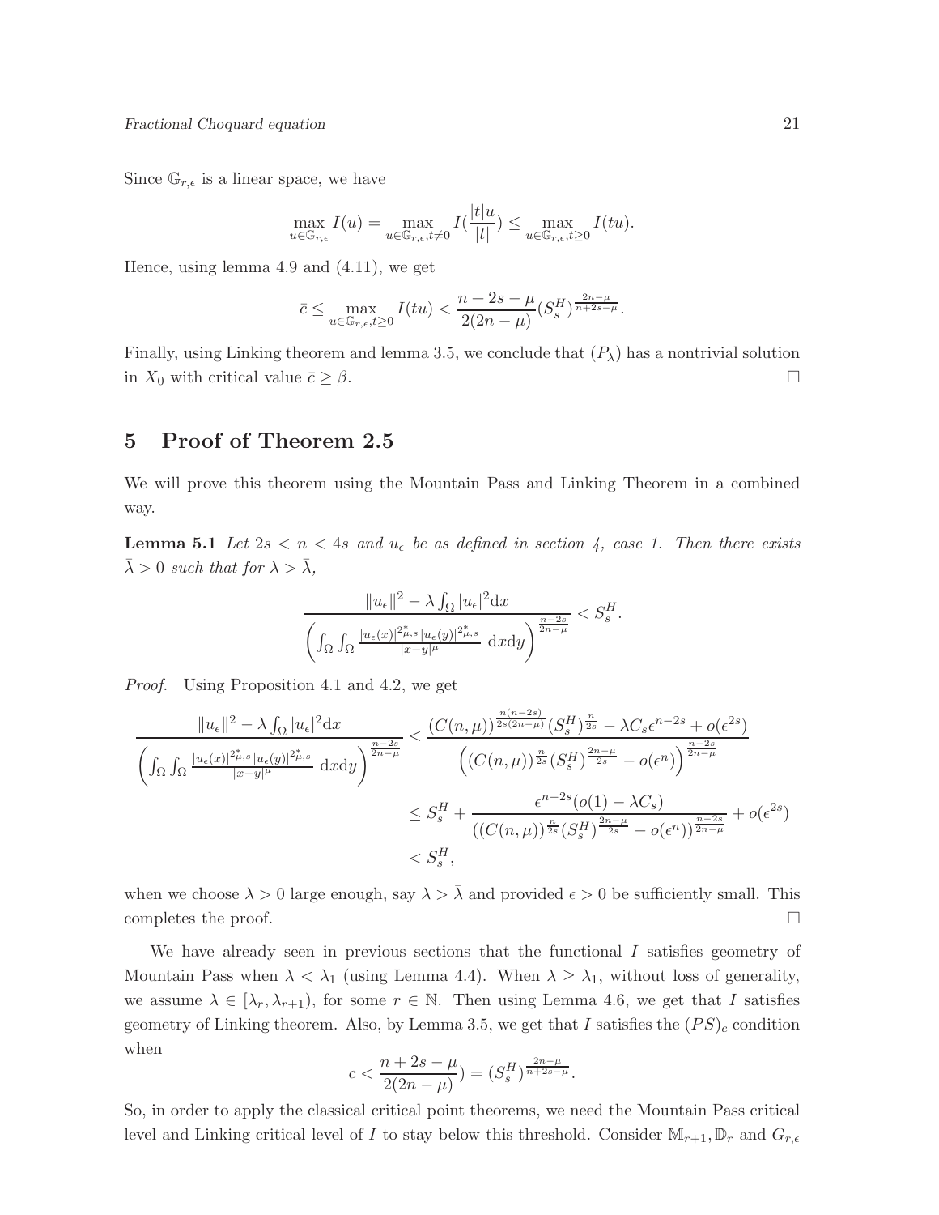Since $\mathbb{G}_{r,\epsilon}$ is a linear space, we have

$$\max_{u\in \mathbb{G}_{r,\epsilon}} I(u) = \max_{u\in \mathbb{G}_{r,\epsilon}, t\neq 0} I(\frac{|t|u}{|t|}) \leq \max_{u\in \mathbb{G}_{r,\epsilon}, t\geq 0} I(tu).$$

Hence, using lemma 4.9 and (4.11), we get

$$\bar{c} \leq \max_{u\in \mathbb{G}_{r,\epsilon}, t\geq 0} I(tu) < \frac{n+2s-\mu}{2(2n-\mu)}(S_s^H)^{\frac{2n-\mu}{n+2s-\mu}}.$$

Finally, using Linking theorem and lemma 3.5, we conclude that $(P_\lambda)$ has a nontrivial solution in $X_0$ with critical value $\bar{c} \geq \beta$. □

## 5 Proof of Theorem 2.5

We will prove this theorem using the Mountain Pass and Linking Theorem in a combined way.

**Lemma 5.1** *Let $2s < n < 4s$ and $u_\epsilon$ be as defined in section 4, case 1. Then there exists $\bar{\lambda} > 0$ such that for $\lambda > \bar{\lambda}$,*

$$\frac{\|u_\epsilon\|^2 - \lambda \int_\Omega |u_\epsilon|^2 \mathrm{d}x}{\left(\int_\Omega \int_\Omega \frac{|u_\epsilon(x)|^{2^*_{\mu,s}} |u_\epsilon(y)|^{2^*_{\mu,s}}}{|x-y|^\mu} \mathrm{d}x\mathrm{d}y\right)^{\frac{n-2s}{2n-\mu}}} < S_s^H.$$

*Proof.* Using Proposition 4.1 and 4.2, we get

$$\begin{aligned}
\frac{\|u_\epsilon\|^2 - \lambda \int_\Omega |u_\epsilon|^2 \mathrm{d}x}{\left(\int_\Omega \int_\Omega \frac{|u_\epsilon(x)|^{2^*_{\mu,s}} |u_\epsilon(y)|^{2^*_{\mu,s}}}{|x-y|^\mu} \mathrm{d}x\mathrm{d}y\right)^{\frac{n-2s}{2n-\mu}}} &\leq \frac{(C(n,\mu))^{\frac{n(n-2s)}{2s(2n-\mu)}} (S_s^H)^{\frac{n}{2s}} - \lambda C_s \epsilon^{n-2s} + o(\epsilon^{2s})}{\left((C(n,\mu))^{\frac{n}{2s}} (S_s^H)^{\frac{2n-\mu}{2s}} - o(\epsilon^n)\right)^{\frac{n-2s}{2n-\mu}}} \\
&\leq S_s^H + \frac{\epsilon^{n-2s}(o(1) - \lambda C_s)}{((C(n,\mu))^{\frac{n}{2s}} (S_s^H)^{\frac{2n-\mu}{2s}} - o(\epsilon^n))^{\frac{n-2s}{2n-\mu}}} + o(\epsilon^{2s}) \\
&< S_s^H,
\end{aligned}$$

when we choose $\lambda > 0$ large enough, say $\lambda > \bar{\lambda}$ and provided $\epsilon > 0$ be sufficiently small. This completes the proof. □

We have already seen in previous sections that the functional $I$ satisfies geometry of Mountain Pass when $\lambda < \lambda_1$ (using Lemma 4.4). When $\lambda \geq \lambda_1$, without loss of generality, we assume $\lambda \in [\lambda_r, \lambda_{r+1})$, for some $r \in \mathbb{N}$. Then using Lemma 4.6, we get that $I$ satisfies geometry of Linking theorem. Also, by Lemma 3.5, we get that $I$ satisfies the $(PS)_c$ condition when

$$c < \frac{n+2s-\mu}{2(2n-\mu)}) = (S_s^H)^{\frac{2n-\mu}{n+2s-\mu}}.$$

So, in order to apply the classical critical point theorems, we need the Mountain Pass critical level and Linking critical level of $I$ to stay below this threshold. Consider $\mathbb{M}_{r+1}, \mathbb{D}_r$ and $G_{r,\epsilon}$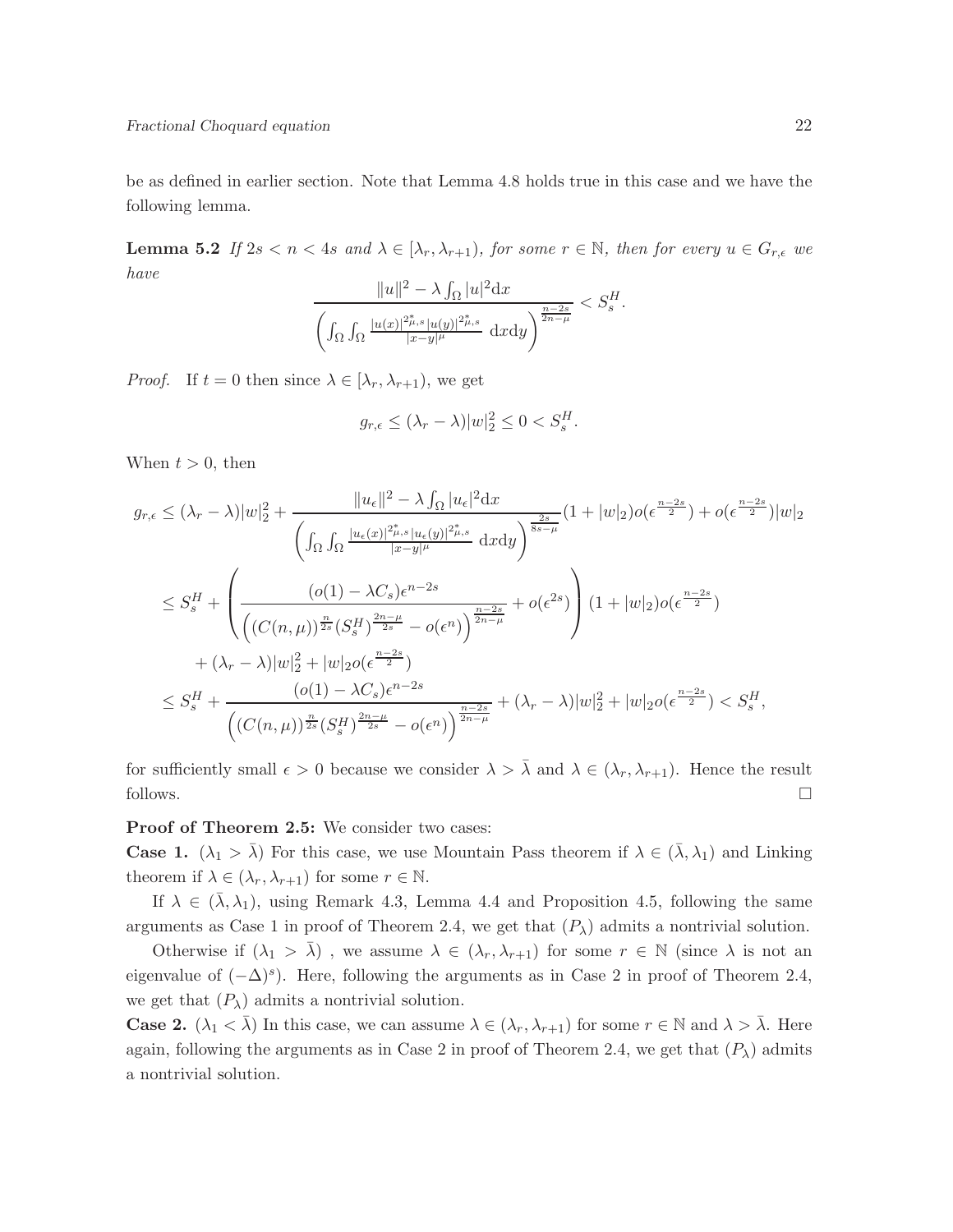be as defined in earlier section. Note that Lemma 4.8 holds true in this case and we have the following lemma.

**Lemma 5.2** *If $2s < n < 4s$ and $\lambda \in [\lambda_r, \lambda_{r+1})$, for some $r \in \mathbb{N}$, then for every $u \in G_{r,\epsilon}$ we have*

$$\frac{\|u\|^2 - \lambda \int_\Omega |u|^2 \mathrm{d}x}{\left( \int_\Omega \int_\Omega \frac{|u(x)|^{2^*_{\mu,s}} |u(y)|^{2^*_{\mu,s}}}{|x-y|^\mu} \ \mathrm{d}x\mathrm{d}y \right)^{\frac{n-2s}{2n-\mu}}} < S_s^H.$$

*Proof.* If $t = 0$ then since $\lambda \in [\lambda_r, \lambda_{r+1})$, we get

$$g_{r,\epsilon} \leq (\lambda_r - \lambda)|w|_2^2 \leq 0 < S_s^H.$$

When $t > 0$, then

$$\begin{aligned}
g_{r,\epsilon} &\leq (\lambda_r - \lambda)|w|_2^2 + \frac{\|u_\epsilon\|^2 - \lambda \int_\Omega |u_\epsilon|^2 \mathrm{d}x}{\left( \int_\Omega \int_\Omega \frac{|u_\epsilon(x)|^{2^*_{\mu,s}} |u_\epsilon(y)|^{2^*_{\mu,s}}}{|x-y|^\mu} \ \mathrm{d}x\mathrm{d}y \right)^{\frac{2s}{8s-\mu}}} (1 + |w|_2) o(\epsilon^{\frac{n-2s}{2}}) + o(\epsilon^{\frac{n-2s}{2}})|w|_2 \\
&\leq S_s^H + \left( \frac{(o(1) - \lambda C_s)\epsilon^{n-2s}}{\left( (C(n,\mu))^{\frac{n}{2s}} (S_s^H)^{\frac{2n-\mu}{2s}} - o(\epsilon^n) \right)^{\frac{n-2s}{2n-\mu}}} + o(\epsilon^{2s}) \right) (1 + |w|_2) o(\epsilon^{\frac{n-2s}{2}}) \\
&\quad + (\lambda_r - \lambda)|w|_2^2 + |w|_2 o(\epsilon^{\frac{n-2s}{2}}) \\
&\leq S_s^H + \frac{(o(1) - \lambda C_s)\epsilon^{n-2s}}{\left( (C(n,\mu))^{\frac{n}{2s}} (S_s^H)^{\frac{2n-\mu}{2s}} - o(\epsilon^n) \right)^{\frac{n-2s}{2n-\mu}}} + (\lambda_r - \lambda)|w|_2^2 + |w|_2 o(\epsilon^{\frac{n-2s}{2}}) < S_s^H,
\end{aligned}$$

for sufficiently small $\epsilon > 0$ because we consider $\lambda > \bar{\lambda}$ and $\lambda \in (\lambda_r, \lambda_{r+1})$. Hence the result follows. $\square$

**Proof of Theorem 2.5:** We consider two cases:

**Case 1.** ($\lambda_1 > \bar{\lambda}$) For this case, we use Mountain Pass theorem if $\lambda \in (\bar{\lambda}, \lambda_1)$ and Linking theorem if $\lambda \in (\lambda_r, \lambda_{r+1})$ for some $r \in \mathbb{N}$.

If $\lambda \in (\bar{\lambda}, \lambda_1)$, using Remark 4.3, Lemma 4.4 and Proposition 4.5, following the same arguments as Case 1 in proof of Theorem 2.4, we get that $(P_\lambda)$ admits a nontrivial solution.

Otherwise if ($\lambda_1 > \bar{\lambda}$) , we assume $\lambda \in (\lambda_r, \lambda_{r+1})$ for some $r \in \mathbb{N}$ (since $\lambda$ is not an eigenvalue of $(-\Delta)^s$). Here, following the arguments as in Case 2 in proof of Theorem 2.4, we get that $(P_\lambda)$ admits a nontrivial solution.

**Case 2.** ($\lambda_1 < \bar{\lambda}$) In this case, we can assume $\lambda \in (\lambda_r, \lambda_{r+1})$ for some $r \in \mathbb{N}$ and $\lambda > \bar{\lambda}$. Here again, following the arguments as in Case 2 in proof of Theorem 2.4, we get that $(P_\lambda)$ admits a nontrivial solution.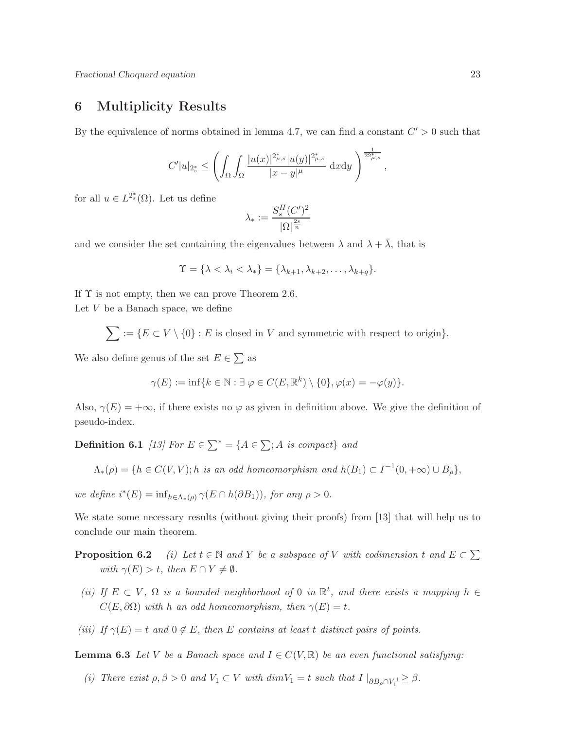## 6 Multiplicity Results

By the equivalence of norms obtained in lemma 4.7, we can find a constant $C' > 0$ such that

$$C'|u|_{2_s^*} \leq \left( \int_\Omega \int_\Omega \frac{|u(x)|^{2_{\mu,s}^*}|u(y)|^{2_{\mu,s}^*}}{|x-y|^\mu} \, \mathrm{d}x\mathrm{d}y \right)^{\frac{1}{22_{\mu,s}^*}},$$

for all $u \in L^{2_s^*}(\Omega)$. Let us define

$$\lambda_* := \frac{S_s^H (C')^2}{|\Omega|^{\frac{2s}{n}}}$$

and we consider the set containing the eigenvalues between $\lambda$ and $\lambda + \bar{\lambda}$, that is

$$\Upsilon = \{\lambda < \lambda_i < \lambda_*\} = \{\lambda_{k+1}, \lambda_{k+2}, \ldots, \lambda_{k+q}\}.$$

If $\Upsilon$ is not empty, then we can prove Theorem 2.6.
Let $V$ be a Banach space, we define

$$\sum := \{E \subset V \setminus \{0\} : E \text{ is closed in } V \text{ and symmetric with respect to origin}\}.$$

We also define genus of the set $E \in \sum$ as

$$\gamma(E) := \inf\{k \in \mathbb{N} : \exists\, \varphi \in C(E, \mathbb{R}^k) \setminus \{0\}, \varphi(x) = -\varphi(y)\}.$$

Also, $\gamma(E) = +\infty$, if there exists no $\varphi$ as given in definition above. We give the definition of pseudo-index.

**Definition 6.1** *[13] For $E \in \sum^* = \{A \in \sum; A \text{ is compact}\}$ and*

$$\Lambda_*(\rho) = \{h \in C(V,V); h \text{ is an odd homeomorphism and } h(B_1) \subset I^{-1}(0,+\infty) \cup B_\rho\},$$

*we define $i^*(E) = \inf_{h \in \Lambda_*(\rho)} \gamma(E \cap h(\partial B_1))$, for any $\rho > 0$.*

We state some necessary results (without giving their proofs) from [13] that will help us to conclude our main theorem.

**Proposition 6.2** *(i) Let $t \in \mathbb{N}$ and $Y$ be a subspace of $V$ with codimension $t$ and $E \subset \sum$ with $\gamma(E) > t$, then $E \cap Y \neq \emptyset$.*

*(ii) If $E \subset V$, $\Omega$ is a bounded neighborhood of $0$ in $\mathbb{R}^t$, and there exists a mapping $h \in C(E, \partial\Omega)$ with $h$ an odd homeomorphism, then $\gamma(E) = t$.*

*(iii) If $\gamma(E) = t$ and $0 \notin E$, then $E$ contains at least $t$ distinct pairs of points.*

**Lemma 6.3** *Let $V$ be a Banach space and $I \in C(V, \mathbb{R})$ be an even functional satisfying:*

*(i) There exist $\rho, \beta > 0$ and $V_1 \subset V$ with $dim V_1 = t$ such that $I\,|_{\partial B_\rho \cap V_1^\perp} \geq \beta$.*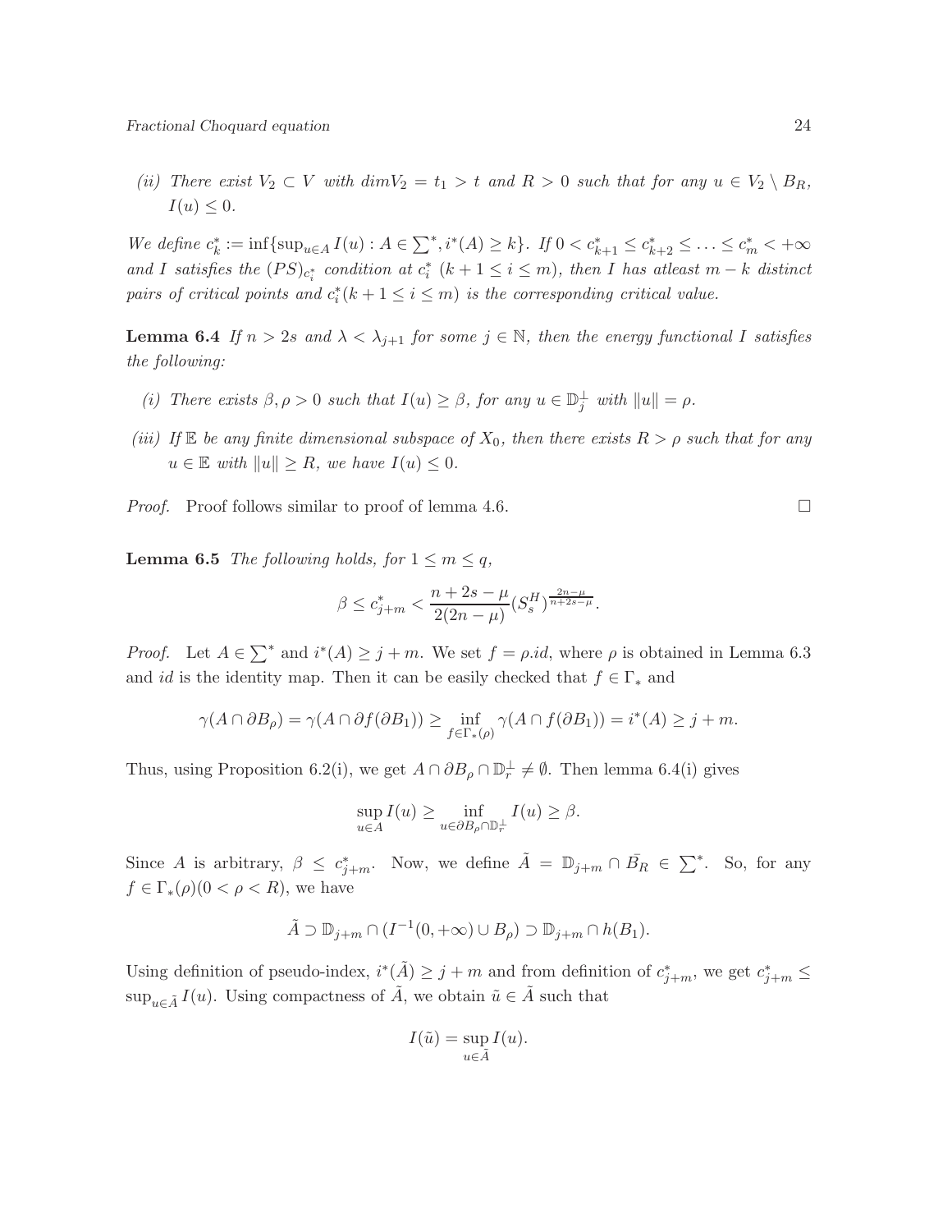*(ii) There exist $V_2 \subset V$ with $dim V_2 = t_1 > t$ and $R > 0$ such that for any $u \in V_2 \setminus B_R$, $I(u) \leq 0$.*

*We define $c_k^* := \inf\{\sup_{u\in A} I(u) : A \in \sum^*, i^*(A) \geq k\}$. If $0 < c_{k+1}^* \leq c_{k+2}^* \leq \ldots \leq c_m^* < +\infty$ and $I$ satisfies the $(PS)_{c_i^*}$ condition at $c_i^*$ $(k+1 \leq i \leq m)$, then $I$ has atleast $m-k$ distinct pairs of critical points and $c_i^*(k+1 \leq i \leq m)$ is the corresponding critical value.*

**Lemma 6.4** *If $n > 2s$ and $\lambda < \lambda_{j+1}$ for some $j \in \mathbb{N}$, then the energy functional $I$ satisfies the following:*

*(i) There exists $\beta, \rho > 0$ such that $I(u) \geq \beta$, for any $u \in \mathbb{D}_j^{\perp}$ with $\|u\| = \rho$.*

*(iii) If $\mathbb{E}$ be any finite dimensional subspace of $X_0$, then there exists $R > \rho$ such that for any $u \in \mathbb{E}$ with $\|u\| \geq R$, we have $I(u) \leq 0$.*

*Proof.* Proof follows similar to proof of lemma 4.6. □

**Lemma 6.5** *The following holds, for $1 \leq m \leq q$,*

$$\beta \leq c_{j+m}^* < \frac{n+2s-\mu}{2(2n-\mu)}(S_s^H)^{\frac{2n-\mu}{n+2s-\mu}}.$$

*Proof.* Let $A \in \sum^*$ and $i^*(A) \geq j+m$. We set $f = \rho.id$, where $\rho$ is obtained in Lemma 6.3 and $id$ is the identity map. Then it can be easily checked that $f \in \Gamma_*$ and

$$\gamma(A \cap \partial B_\rho) = \gamma(A \cap \partial f(\partial B_1)) \geq \inf_{f\in\Gamma_*(\rho)} \gamma(A \cap f(\partial B_1)) = i^*(A) \geq j+m.$$

Thus, using Proposition 6.2(i), we get $A \cap \partial B_\rho \cap \mathbb{D}_r^{\perp} \neq \emptyset$. Then lemma 6.4(i) gives

$$\sup_{u\in A} I(u) \geq \inf_{u\in\partial B_\rho \cap \mathbb{D}_r^{\perp}} I(u) \geq \beta.$$

Since $A$ is arbitrary, $\beta \leq c_{j+m}^*$. Now, we define $\tilde{A} = \mathbb{D}_{j+m} \cap \bar{B_R} \in \sum^*$. So, for any $f \in \Gamma_*(\rho)(0 < \rho < R)$, we have

$$\tilde{A} \supset \mathbb{D}_{j+m} \cap (I^{-1}(0, +\infty) \cup B_\rho) \supset \mathbb{D}_{j+m} \cap h(B_1).$$

Using definition of pseudo-index, $i^*(\tilde{A}) \geq j+m$ and from definition of $c_{j+m}^*$, we get $c_{j+m}^* \leq \sup_{u\in\tilde{A}} I(u)$. Using compactness of $\tilde{A}$, we obtain $\tilde{u} \in \tilde{A}$ such that

$$I(\tilde{u}) = \sup_{u\in\tilde{A}} I(u).$$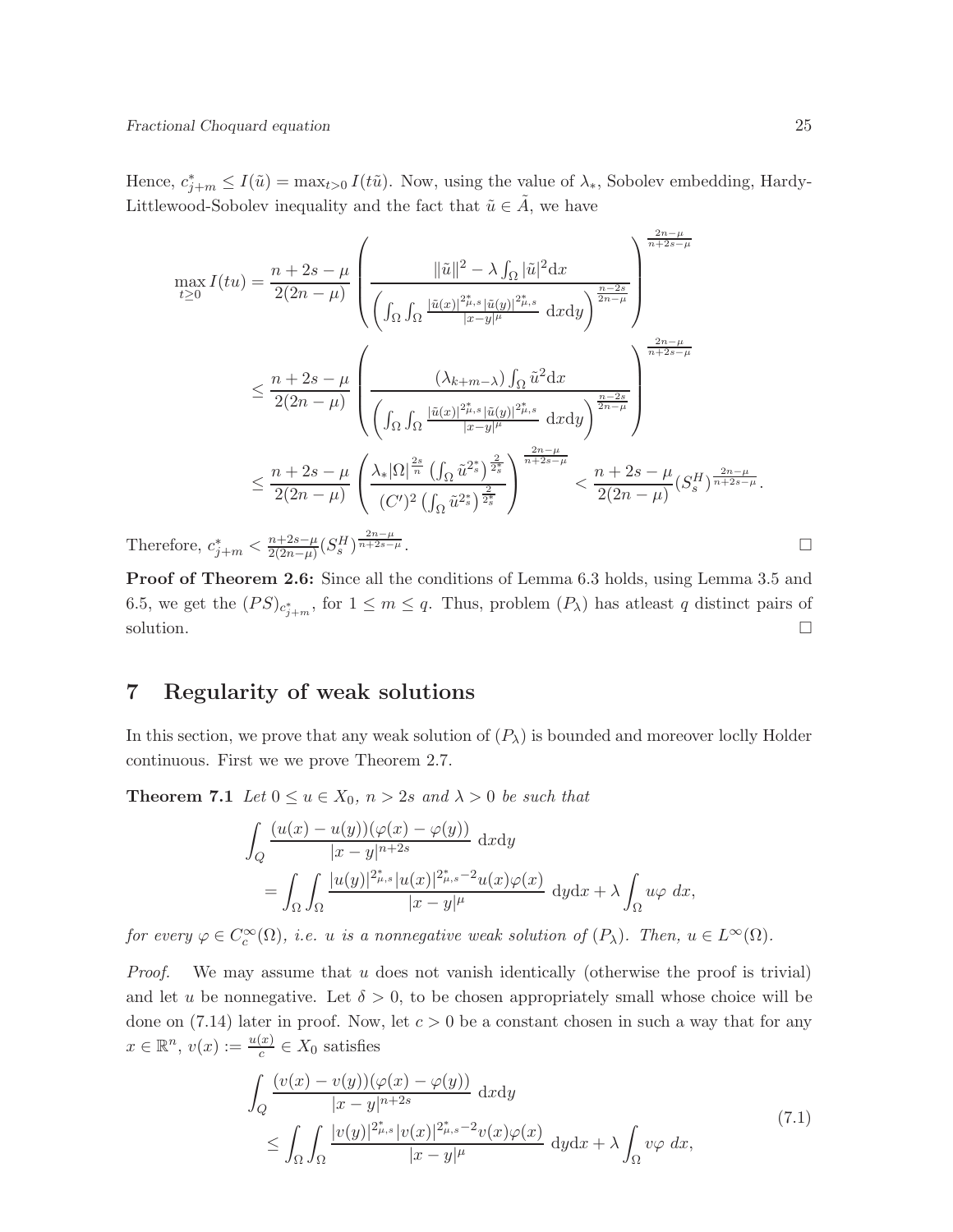Hence, $c^*_{j+m} \leq I(\tilde{u}) = \max_{t>0} I(t\tilde{u})$. Now, using the value of $\lambda_*$, Sobolev embedding, Hardy-Littlewood-Sobolev inequality and the fact that $\tilde{u} \in \tilde{A}$, we have

$$
\begin{aligned}
\max_{t\geq 0} I(tu) &= \frac{n+2s-\mu}{2(2n-\mu)} \left( \frac{\|\tilde{u}\|^2 - \lambda \int_\Omega |\tilde{u}|^2 \mathrm{d}x}{\left( \int_\Omega \int_\Omega \frac{|\tilde{u}(x)|^{2^*_{\mu,s}} |\tilde{u}(y)|^{2^*_{\mu,s}}}{|x-y|^\mu} \mathrm{d}x \mathrm{d}y \right)^{\frac{n-2s}{2n-\mu}}} \right)^{\frac{2n-\mu}{n+2s-\mu}} \\
&\leq \frac{n+2s-\mu}{2(2n-\mu)} \left( \frac{(\lambda_{k+m-\lambda}) \int_\Omega \tilde{u}^2 \mathrm{d}x}{\left( \int_\Omega \int_\Omega \frac{|\tilde{u}(x)|^{2^*_{\mu,s}} |\tilde{u}(y)|^{2^*_{\mu,s}}}{|x-y|^\mu} \mathrm{d}x \mathrm{d}y \right)^{\frac{n-2s}{2n-\mu}}} \right)^{\frac{2n-\mu}{n+2s-\mu}} \\
&\leq \frac{n+2s-\mu}{2(2n-\mu)} \left( \frac{\lambda_* |\Omega|^{\frac{2s}{n}} \left( \int_\Omega \tilde{u}^{2^*_s} \right)^{\frac{2}{2^*_s}}}{(C')^2 \left( \int_\Omega \tilde{u}^{2^*_s} \right)^{\frac{2}{2^*_s}}} \right)^{\frac{2n-\mu}{n+2s-\mu}} < \frac{n+2s-\mu}{2(2n-\mu)} (S^H_s)^{\frac{2n-\mu}{n+2s-\mu}}.
\end{aligned}
$$

Therefore, $c^*_{j+m} < \frac{n+2s-\mu}{2(2n-\mu)} (S^H_s)^{\frac{2n-\mu}{n+2s-\mu}}$. □

**Proof of Theorem 2.6:** Since all the conditions of Lemma 6.3 holds, using Lemma 3.5 and 6.5, we get the $(PS)_{c^*_{j+m}}$, for $1 \leq m \leq q$. Thus, problem $(P_\lambda)$ has atleast $q$ distinct pairs of solution. □

# 7 Regularity of weak solutions

In this section, we prove that any weak solution of $(P_\lambda)$ is bounded and moreover loclly Holder continuous. First we we prove Theorem 2.7.

**Theorem 7.1** *Let $0 \leq u \in X_0$, $n > 2s$ and $\lambda > 0$ be such that*

$$
\begin{aligned}
&\int_Q \frac{(u(x)-u(y))(\varphi(x)-\varphi(y))}{|x-y|^{n+2s}} \mathrm{d}x\mathrm{d}y \\
&\quad = \int_\Omega \int_\Omega \frac{|u(y)|^{2^*_{\mu,s}} |u(x)|^{2^*_{\mu,s}-2} u(x)\varphi(x)}{|x-y|^\mu} \mathrm{d}y\mathrm{d}x + \lambda \int_\Omega u\varphi \ dx,
\end{aligned}
$$

*for every $\varphi \in C^\infty_c(\Omega)$, i.e. $u$ is a nonnegative weak solution of $(P_\lambda)$. Then, $u \in L^\infty(\Omega)$.*

*Proof.* We may assume that $u$ does not vanish identically (otherwise the proof is trivial) and let $u$ be nonnegative. Let $\delta > 0$, to be chosen appropriately small whose choice will be done on (7.14) later in proof. Now, let $c > 0$ be a constant chosen in such a way that for any $x \in \mathbb{R}^n$, $v(x) := \frac{u(x)}{c} \in X_0$ satisfies

$$
\begin{aligned}
&\int_Q \frac{(v(x)-v(y))(\varphi(x)-\varphi(y))}{|x-y|^{n+2s}} \mathrm{d}x\mathrm{d}y \\
&\quad \leq \int_\Omega \int_\Omega \frac{|v(y)|^{2^*_{\mu,s}} |v(x)|^{2^*_{\mu,s}-2} v(x)\varphi(x)}{|x-y|^\mu} \mathrm{d}y\mathrm{d}x + \lambda \int_\Omega v\varphi \ dx,
\end{aligned} \tag{7.1}
$$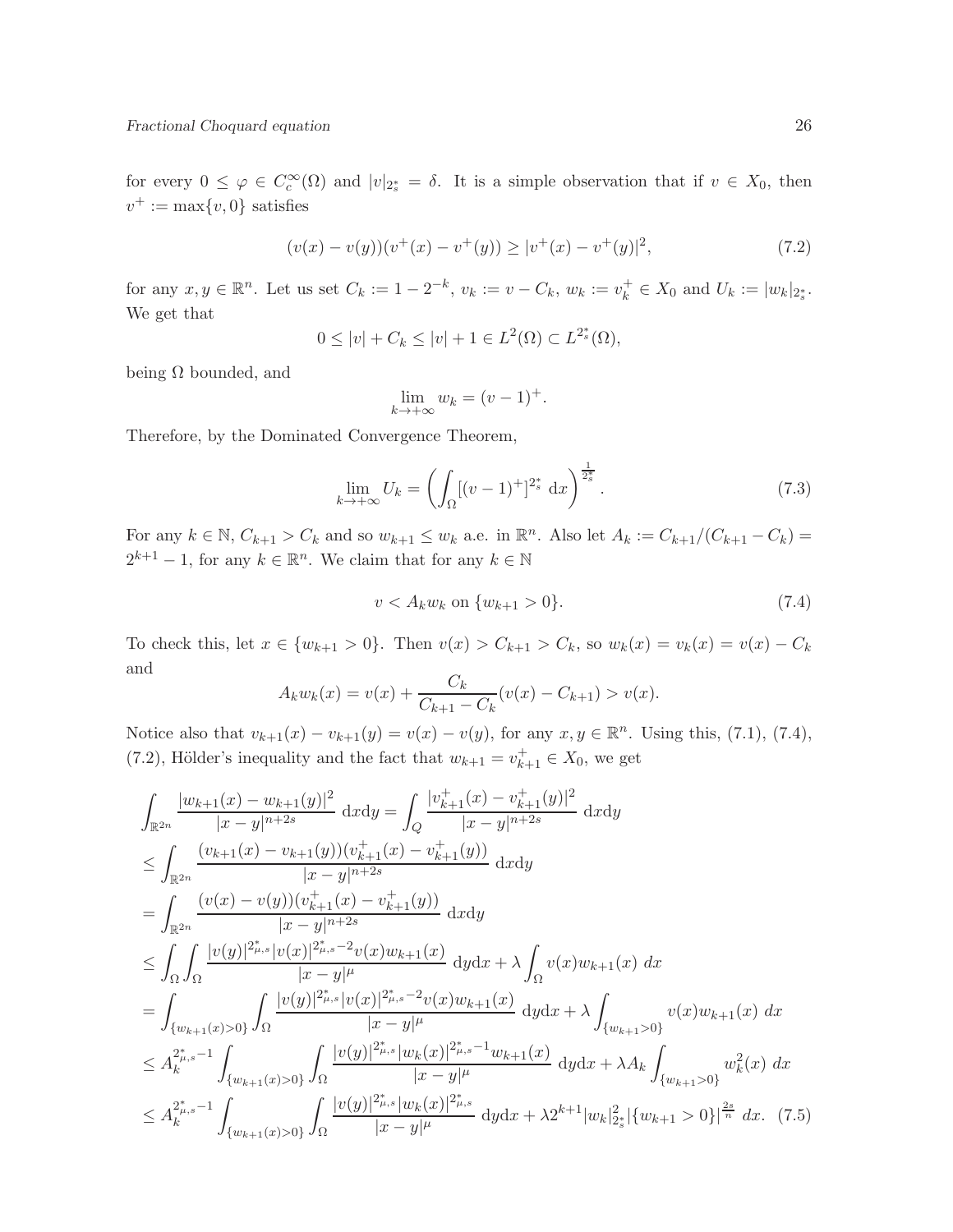for every $0 \leq \varphi \in C_c^\infty(\Omega)$ and $|v|_{2_s^*} = \delta$. It is a simple observation that if $v \in X_0$, then $v^+ := \max\{v, 0\}$ satisfies

$$(v(x) - v(y))(v^+(x) - v^+(y)) \geq |v^+(x) - v^+(y)|^2, \tag{7.2}$$

for any $x, y \in \mathbb{R}^n$. Let us set $C_k := 1 - 2^{-k}$, $v_k := v - C_k$, $w_k := v_k^+ \in X_0$ and $U_k := |w_k|_{2_s^*}$. We get that

$$0 \leq |v| + C_k \leq |v| + 1 \in L^2(\Omega) \subset L^{2_s^*}(\Omega),$$

being $\Omega$ bounded, and

$$\lim_{k \to +\infty} w_k = (v-1)^+.$$

Therefore, by the Dominated Convergence Theorem,

$$\lim_{k \to +\infty} U_k = \left( \int_\Omega [(v-1)^+]^{2_s^*} \, \mathrm{d}x \right)^{\frac{1}{2_s^*}}. \tag{7.3}$$

For any $k \in \mathbb{N}$, $C_{k+1} > C_k$ and so $w_{k+1} \leq w_k$ a.e. in $\mathbb{R}^n$. Also let $A_k := C_{k+1}/(C_{k+1} - C_k) = 2^{k+1} - 1$, for any $k \in \mathbb{R}^n$. We claim that for any $k \in \mathbb{N}$

$$v < A_k w_k \text{ on } \{w_{k+1} > 0\}. \tag{7.4}$$

To check this, let $x \in \{w_{k+1} > 0\}$. Then $v(x) > C_{k+1} > C_k$, so $w_k(x) = v_k(x) = v(x) - C_k$ and

$$A_k w_k(x) = v(x) + \frac{C_k}{C_{k+1} - C_k}(v(x) - C_{k+1}) > v(x).$$

Notice also that $v_{k+1}(x) - v_{k+1}(y) = v(x) - v(y)$, for any $x, y \in \mathbb{R}^n$. Using this, (7.1), (7.4), (7.2), Hölder's inequality and the fact that $w_{k+1} = v_{k+1}^+ \in X_0$, we get

$$\begin{aligned}
&\int_{\mathbb{R}^{2n}} \frac{|w_{k+1}(x) - w_{k+1}(y)|^2}{|x-y|^{n+2s}} \, \mathrm{d}x\mathrm{d}y = \int_Q \frac{|v_{k+1}^+(x) - v_{k+1}^+(y)|^2}{|x-y|^{n+2s}} \, \mathrm{d}x\mathrm{d}y \\
&\leq \int_{\mathbb{R}^{2n}} \frac{(v_{k+1}(x) - v_{k+1}(y))(v_{k+1}^+(x) - v_{k+1}^+(y))}{|x-y|^{n+2s}} \, \mathrm{d}x\mathrm{d}y \\
&= \int_{\mathbb{R}^{2n}} \frac{(v(x) - v(y))(v_{k+1}^+(x) - v_{k+1}^+(y))}{|x-y|^{n+2s}} \, \mathrm{d}x\mathrm{d}y \\
&\leq \int_\Omega \int_\Omega \frac{|v(y)|^{2_{\mu,s}^*} |v(x)|^{2_{\mu,s}^* - 2} v(x) w_{k+1}(x)}{|x-y|^\mu} \, \mathrm{d}y\mathrm{d}x + \lambda \int_\Omega v(x) w_{k+1}(x) \, dx \\
&= \int_{\{w_{k+1}(x) > 0\}} \int_\Omega \frac{|v(y)|^{2_{\mu,s}^*} |v(x)|^{2_{\mu,s}^* - 2} v(x) w_{k+1}(x)}{|x-y|^\mu} \, \mathrm{d}y\mathrm{d}x + \lambda \int_{\{w_{k+1} > 0\}} v(x) w_{k+1}(x) \, dx \\
&\leq A_k^{2_{\mu,s}^* - 1} \int_{\{w_{k+1}(x) > 0\}} \int_\Omega \frac{|v(y)|^{2_{\mu,s}^*} |w_k(x)|^{2_{\mu,s}^* - 1} w_{k+1}(x)}{|x-y|^\mu} \, \mathrm{d}y\mathrm{d}x + \lambda A_k \int_{\{w_{k+1} > 0\}} w_k^2(x) \, dx \\
&\leq A_k^{2_{\mu,s}^* - 1} \int_{\{w_{k+1}(x) > 0\}} \int_\Omega \frac{|v(y)|^{2_{\mu,s}^*} |w_k(x)|^{2_{\mu,s}^*}}{|x-y|^\mu} \, \mathrm{d}y\mathrm{d}x + \lambda 2^{k+1} |w_k|_{2_s^*}^2 |\{w_{k+1} > 0\}|^{\frac{2s}{n}} \, dx.
\end{aligned} \tag{7.5}$$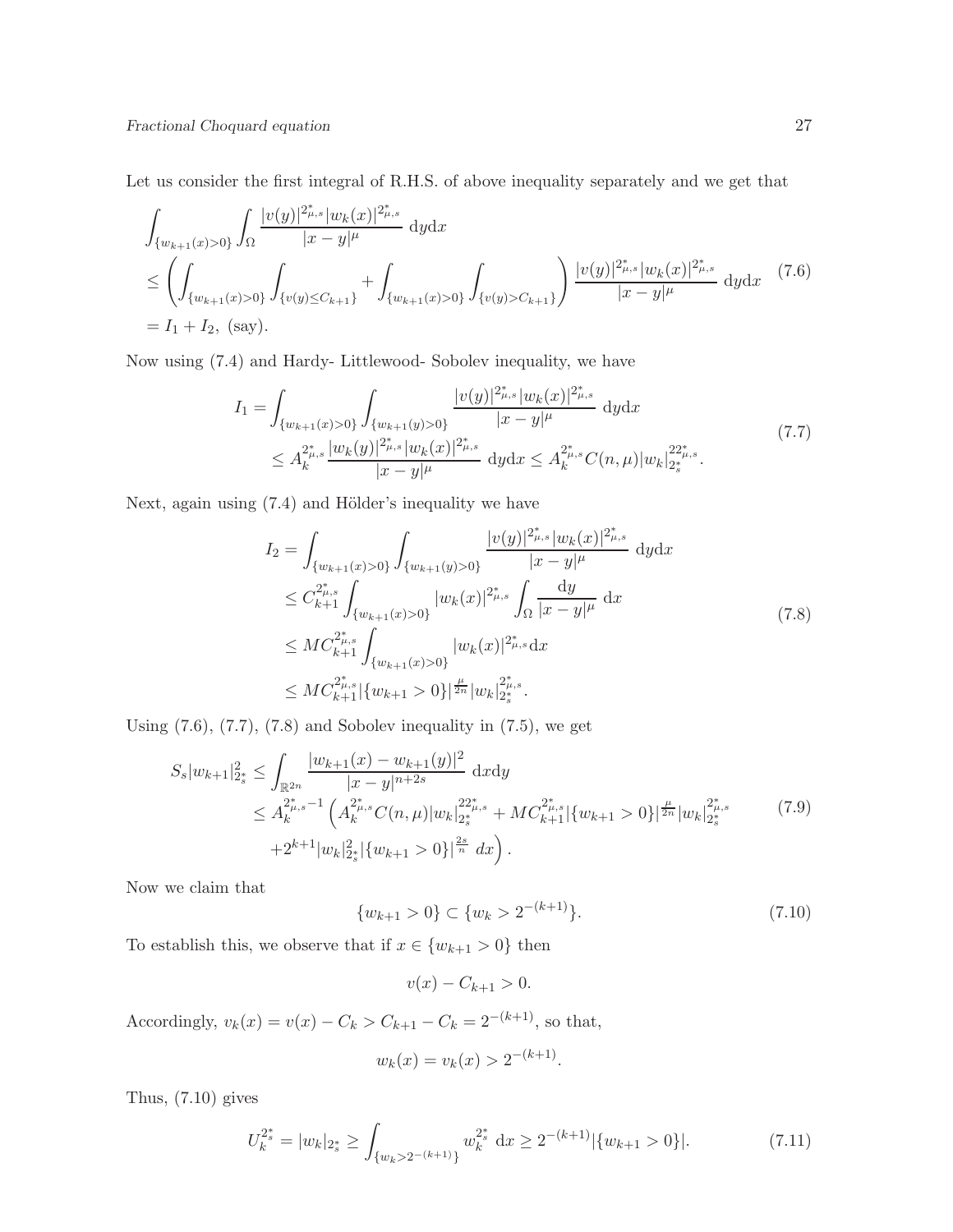Let us consider the first integral of R.H.S. of above inequality separately and we get that

$$
\begin{aligned}
&\int_{\{w_{k+1}(x)>0\}}\int_{\Omega} \frac{|v(y)|^{2^*_{\mu,s}}|w_k(x)|^{2^*_{\mu,s}}}{|x-y|^{\mu}}\ \mathrm{d}y\mathrm{d}x \\
&\leq \left(\int_{\{w_{k+1}(x)>0\}}\int_{\{v(y)\leq C_{k+1}\}} + \int_{\{w_{k+1}(x)>0\}}\int_{\{v(y)>C_{k+1}\}}\right) \frac{|v(y)|^{2^*_{\mu,s}}|w_k(x)|^{2^*_{\mu,s}}}{|x-y|^{\mu}}\ \mathrm{d}y\mathrm{d}x \\
&= I_1 + I_2,\ \text{(say)}.
\end{aligned}
\tag{7.6}
$$

Now using (7.4) and Hardy- Littlewood- Sobolev inequality, we have

$$
\begin{aligned}
I_1 &= \int_{\{w_{k+1}(x)>0\}}\int_{\{w_{k+1}(y)>0\}} \frac{|v(y)|^{2^*_{\mu,s}}|w_k(x)|^{2^*_{\mu,s}}}{|x-y|^{\mu}}\ \mathrm{d}y\mathrm{d}x \\
&\leq A_k^{2^*_{\mu,s}} \frac{|w_k(y)|^{2^*_{\mu,s}}|w_k(x)|^{2^*_{\mu,s}}}{|x-y|^{\mu}}\ \mathrm{d}y\mathrm{d}x \leq A_k^{2^*_{\mu,s}} C(n,\mu)|w_k|_{2^*_s}^{22^*_{\mu,s}}.
\end{aligned}
\tag{7.7}
$$

Next, again using (7.4) and Hölder's inequality we have

$$
\begin{aligned}
I_2 &= \int_{\{w_{k+1}(x)>0\}}\int_{\{w_{k+1}(y)>0\}} \frac{|v(y)|^{2^*_{\mu,s}}|w_k(x)|^{2^*_{\mu,s}}}{|x-y|^{\mu}}\ \mathrm{d}y\mathrm{d}x \\
&\leq C_{k+1}^{2^*_{\mu,s}} \int_{\{w_{k+1}(x)>0\}} |w_k(x)|^{2^*_{\mu,s}} \int_{\Omega} \frac{\mathrm{d}y}{|x-y|^{\mu}}\ \mathrm{d}x \\
&\leq M C_{k+1}^{2^*_{\mu,s}} \int_{\{w_{k+1}(x)>0\}} |w_k(x)|^{2^*_{\mu,s}} \mathrm{d}x \\
&\leq M C_{k+1}^{2^*_{\mu,s}} |\{w_{k+1}>0\}|^{\frac{\mu}{2n}} |w_k|_{2^*_s}^{2^*_{\mu,s}}.
\end{aligned}
\tag{7.8}
$$

Using (7.6), (7.7), (7.8) and Sobolev inequality in (7.5), we get

$$
\begin{aligned}
S_s|w_{k+1}|_{2^*_s}^2 &\leq \int_{\mathbb{R}^{2n}} \frac{|w_{k+1}(x)-w_{k+1}(y)|^2}{|x-y|^{n+2s}}\ \mathrm{d}x\mathrm{d}y \\
&\leq A_k^{2^*_{\mu,s}-1}\left(A_k^{2^*_{\mu,s}} C(n,\mu)|w_k|_{2^*_s}^{22^*_{\mu,s}} + M C_{k+1}^{2^*_{\mu,s}} |\{w_{k+1}>0\}|^{\frac{\mu}{2n}} |w_k|_{2^*_s}^{2^*_{\mu,s}}\right. \\
&\quad \left. + 2^{k+1}|w_k|_{2^*_s}^2 |\{w_{k+1}>0\}|^{\frac{2s}{n}}\ dx\right).
\end{aligned}
\tag{7.9}
$$

Now we claim that

$$
\{w_{k+1}>0\} \subset \{w_k > 2^{-(k+1)}\}. \tag{7.10}
$$

To establish this, we observe that if $x \in \{w_{k+1}>0\}$ then

$$
v(x) - C_{k+1} > 0.
$$

Accordingly, $v_k(x) = v(x) - C_k > C_{k+1} - C_k = 2^{-(k+1)}$, so that,

$$
w_k(x) = v_k(x) > 2^{-(k+1)}.
$$

Thus, (7.10) gives

$$
U_k^{2^*_s} = |w_k|_{2^*_s} \geq \int_{\{w_k > 2^{-(k+1)}\}} w_k^{2^*_s}\ \mathrm{d}x \geq 2^{-(k+1)}|\{w_{k+1}>0\}|. \tag{7.11}
$$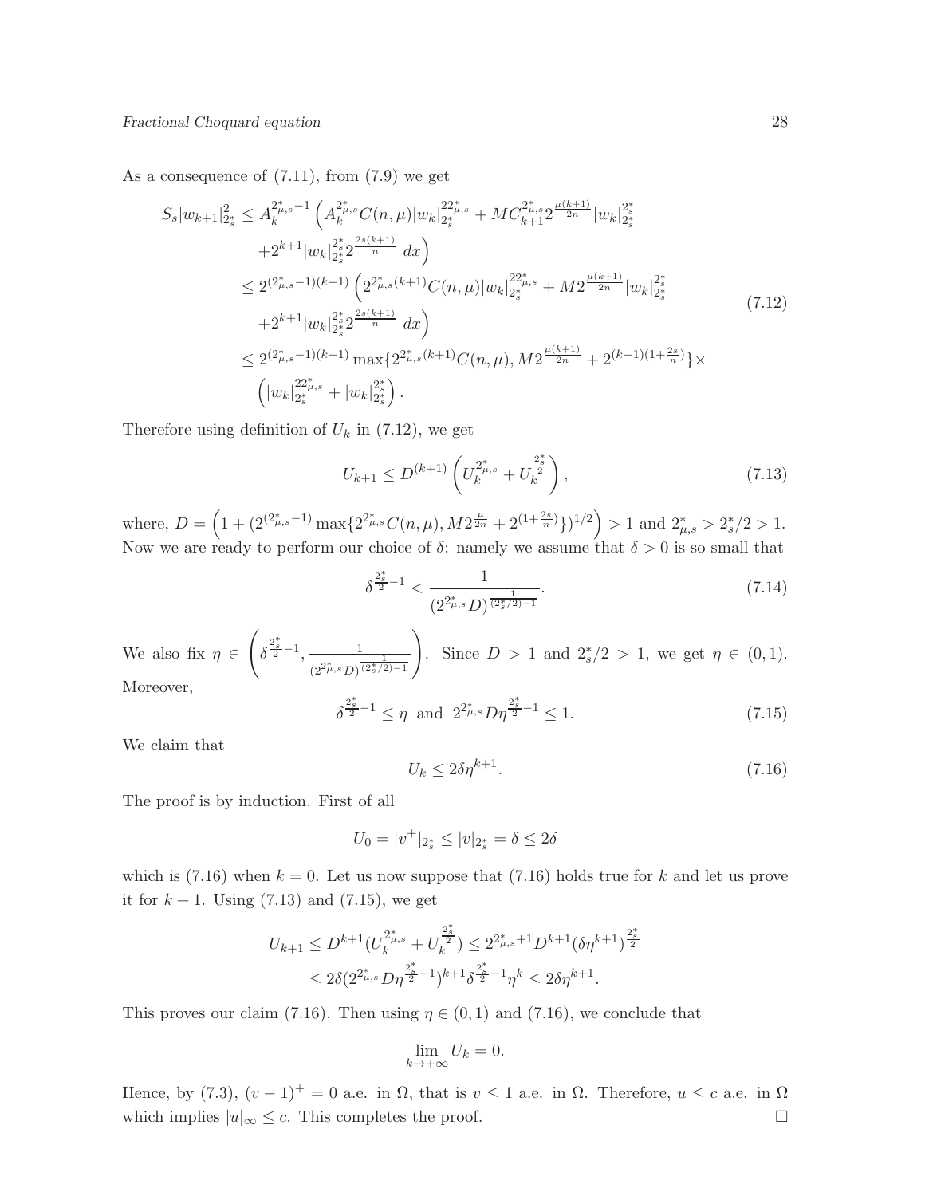As a consequence of (7.11), from (7.9) we get

$$
\begin{aligned}
S_s|w_{k+1}|_{2_s^*}^2 &\leq A_k^{2^*_{\mu,s}-1}\Big(A_k^{2^*_{\mu,s}}C(n,\mu)|w_k|_{2_s^*}^{22^*_{\mu,s}} + MC_{k+1}^{2^*_{\mu,s}}2^{\frac{\mu(k+1)}{2n}}|w_k|_{2_s^*}^{2_s^*} \\
&\quad + 2^{k+1}|w_k|_{2_s^*}^{2_s^*}2^{\frac{2s(k+1)}{n}}\ dx\Big) \\
&\leq 2^{(2^*_{\mu,s}-1)(k+1)}\Big(2^{2^*_{\mu,s}(k+1)}C(n,\mu)|w_k|_{2_s^*}^{22^*_{\mu,s}} + M2^{\frac{\mu(k+1)}{2n}}|w_k|_{2_s^*}^{2_s^*} \\
&\quad + 2^{k+1}|w_k|_{2_s^*}^{2_s^*}2^{\frac{2s(k+1)}{n}}\ dx\Big) \\
&\leq 2^{(2^*_{\mu,s}-1)(k+1)}\max\{2^{2^*_{\mu,s}(k+1)}C(n,\mu), M2^{\frac{\mu(k+1)}{2n}} + 2^{(k+1)(1+\frac{2s}{n})}\}\times \\
&\quad \Big(|w_k|_{2_s^*}^{22^*_{\mu,s}} + |w_k|_{2_s^*}^{2_s^*}\Big).
\end{aligned}
\tag{7.12}
$$

Therefore using definition of $U_k$ in (7.12), we get

$$
U_{k+1} \leq D^{(k+1)}\left(U_k^{2^*_{\mu,s}} + U_k^{\frac{2_s^*}{2}}\right), \tag{7.13}
$$

where, $D = \left(1 + (2^{(2^*_{\mu,s}-1)}\max\{2^{2^*_{\mu,s}}C(n,\mu), M2^{\frac{\mu}{2n}} + 2^{(1+\frac{2s}{n})}\})^{1/2}\right) > 1$ and $2^*_{\mu,s} > 2_s^*/2 > 1$. Now we are ready to perform our choice of $\delta$: namely we assume that $\delta > 0$ is so small that

$$
\delta^{\frac{2_s^*}{2}-1} < \frac{1}{(2^{2^*_{\mu,s}}D)^{\frac{1}{(2_s^*/2)-1}}}. \tag{7.14}
$$

We also fix $\eta \in \left(\delta^{\frac{2_s^*}{2}-1}, \frac{1}{(2^{2^*_{\mu,s}}D)^{\frac{1}{(2_s^*/2)-1}}}\right)$. Since $D > 1$ and $2_s^*/2 > 1$, we get $\eta \in (0,1)$. Moreover,

$$
\delta^{\frac{2_s^*}{2}-1} \leq \eta \ \text{ and } \ 2^{2^*_{\mu,s}}D\eta^{\frac{2_s^*}{2}-1} \leq 1. \tag{7.15}
$$

We claim that

$$
U_k \leq 2\delta\eta^{k+1}. \tag{7.16}
$$

The proof is by induction. First of all

$$
U_0 = |v^+|_{2_s^*} \leq |v|_{2_s^*} = \delta \leq 2\delta
$$

which is (7.16) when $k = 0$. Let us now suppose that (7.16) holds true for $k$ and let us prove it for $k+1$. Using (7.13) and (7.15), we get

$$
\begin{aligned}
U_{k+1} &\leq D^{k+1}(U_k^{2^*_{\mu,s}} + U_k^{\frac{2_s^*}{2}}) \leq 2^{2^*_{\mu,s}+1}D^{k+1}(\delta\eta^{k+1})^{\frac{2_s^*}{2}} \\
&\leq 2\delta(2^{2^*_{\mu,s}}D\eta^{\frac{2_s^*}{2}-1})^{k+1}\delta^{\frac{2_s^*}{2}-1}\eta^k \leq 2\delta\eta^{k+1}.
\end{aligned}
$$

This proves our claim (7.16). Then using $\eta \in (0,1)$ and (7.16), we conclude that

$$
\lim_{k\to+\infty} U_k = 0.
$$

Hence, by (7.3), $(v-1)^+ = 0$ a.e. in $\Omega$, that is $v \leq 1$ a.e. in $\Omega$. Therefore, $u \leq c$ a.e. in $\Omega$ which implies $|u|_\infty \leq c$. This completes the proof. □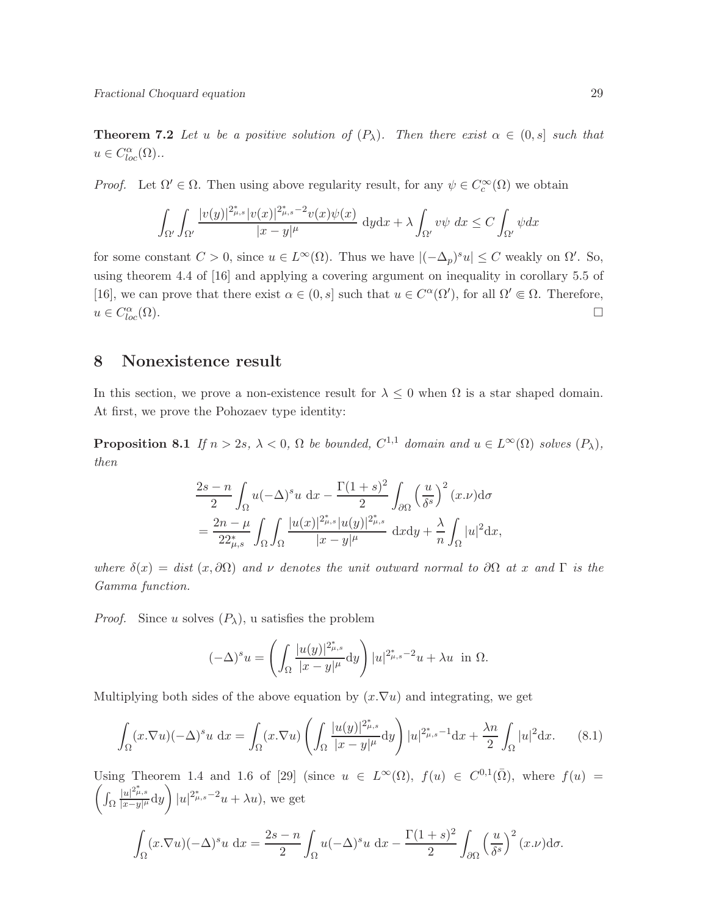**Theorem 7.2** *Let $u$ be a positive solution of $(P_\lambda)$. Then there exist $\alpha \in (0, s]$ such that $u \in C^{\alpha}_{loc}(\Omega)$..*

*Proof.* Let $\Omega' \Subset \Omega$. Then using above regularity result, for any $\psi \in C_c^\infty(\Omega)$ we obtain

$$\int_{\Omega'}\int_{\Omega'} \frac{|v(y)|^{2^*_{\mu,s}}|v(x)|^{2^*_{\mu,s}-2}v(x)\psi(x)}{|x-y|^\mu}\ \mathrm{d}y\mathrm{d}x + \lambda \int_{\Omega'} v\psi\ dx \leq C\int_{\Omega'} \psi dx$$

for some constant $C > 0$, since $u \in L^\infty(\Omega)$. Thus we have $|(-\Delta_p)^s u| \leq C$ weakly on $\Omega'$. So, using theorem 4.4 of [16] and applying a covering argument on inequality in corollary 5.5 of [16], we can prove that there exist $\alpha \in (0, s]$ such that $u \in C^\alpha(\Omega')$, for all $\Omega' \Subset \Omega$. Therefore, $u \in C^\alpha_{loc}(\Omega)$. $\square$

## 8 Nonexistence result

In this section, we prove a non-existence result for $\lambda \leq 0$ when $\Omega$ is a star shaped domain. At first, we prove the Pohozaev type identity:

**Proposition 8.1** *If $n > 2s$, $\lambda < 0$, $\Omega$ be bounded, $C^{1,1}$ domain and $u \in L^\infty(\Omega)$ solves $(P_\lambda)$, then*

$$\frac{2s-n}{2}\int_\Omega u(-\Delta)^s u\ \mathrm{d}x - \frac{\Gamma(1+s)^2}{2}\int_{\partial\Omega}\left(\frac{u}{\delta^s}\right)^2 (x.\nu)\mathrm{d}\sigma$$
$$= \frac{2n-\mu}{22^*_{\mu,s}}\int_\Omega\int_\Omega \frac{|u(x)|^{2^*_{\mu,s}}|u(y)|^{2^*_{\mu,s}}}{|x-y|^\mu}\ \mathrm{d}x\mathrm{d}y + \frac{\lambda}{n}\int_\Omega |u|^2 \mathrm{d}x,$$

*where $\delta(x) = dist\,(x, \partial\Omega)$ and $\nu$ denotes the unit outward normal to $\partial\Omega$ at $x$ and $\Gamma$ is the Gamma function.*

*Proof.* Since $u$ solves $(P_\lambda)$, u satisfies the problem

$$(-\Delta)^s u = \left(\int_\Omega \frac{|u(y)|^{2^*_{\mu,s}}}{|x-y|^\mu}\mathrm{d}y\right)|u|^{2^*_{\mu,s}-2}u + \lambda u \ \text{ in } \Omega.$$

Multiplying both sides of the above equation by $(x.\nabla u)$ and integrating, we get

$$\int_\Omega (x.\nabla u)(-\Delta)^s u\ \mathrm{d}x = \int_\Omega (x.\nabla u)\left(\int_\Omega \frac{|u(y)|^{2^*_{\mu,s}}}{|x-y|^\mu}\mathrm{d}y\right)|u|^{2^*_{\mu,s}-1}\mathrm{d}x + \frac{\lambda n}{2}\int_\Omega |u|^2 \mathrm{d}x. \qquad (8.1)$$

Using Theorem 1.4 and 1.6 of [29] (since $u \in L^\infty(\Omega)$, $f(u) \in C^{0,1}(\bar{\Omega})$, where $f(u) = \left(\int_\Omega \frac{|u|^{2^*_{\mu,s}}}{|x-y|^\mu}\mathrm{d}y\right)|u|^{2^*_{\mu,s}-2}u + \lambda u)$, we get

$$\int_\Omega (x.\nabla u)(-\Delta)^s u\ \mathrm{d}x = \frac{2s-n}{2}\int_\Omega u(-\Delta)^s u\ \mathrm{d}x - \frac{\Gamma(1+s)^2}{2}\int_{\partial\Omega}\left(\frac{u}{\delta^s}\right)^2 (x.\nu)\mathrm{d}\sigma.$$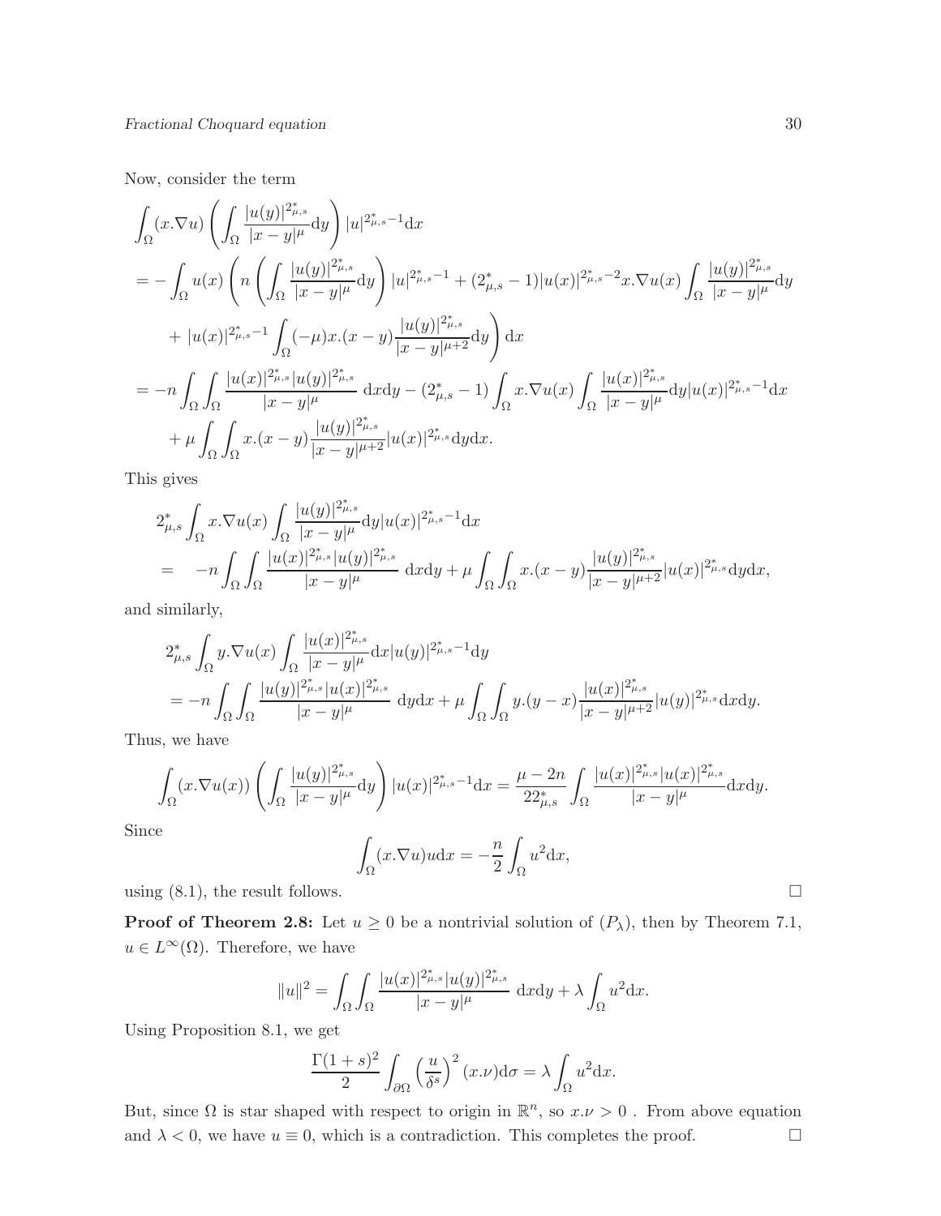Now, consider the term

$$
\begin{aligned}
&\int_\Omega (x.\nabla u)\left(\int_\Omega \frac{|u(y)|^{2^*_{\mu,s}}}{|x-y|^\mu}\mathrm{d}y\right)|u|^{2^*_{\mu,s}-1}\mathrm{d}x\\
&= -\int_\Omega u(x)\left(n\left(\int_\Omega \frac{|u(y)|^{2^*_{\mu,s}}}{|x-y|^\mu}\mathrm{d}y\right)|u|^{2^*_{\mu,s}-1} + (2^*_{\mu,s}-1)|u(x)|^{2^*_{\mu,s}-2}x.\nabla u(x)\int_\Omega \frac{|u(y)|^{2^*_{\mu,s}}}{|x-y|^\mu}\mathrm{d}y\right.\\
&\quad \left. + |u(x)|^{2^*_{\mu,s}-1}\int_\Omega (-\mu)x.(x-y)\frac{|u(y)|^{2^*_{\mu,s}}}{|x-y|^{\mu+2}}\mathrm{d}y\right)\mathrm{d}x\\
&= -n\int_\Omega\int_\Omega \frac{|u(x)|^{2^*_{\mu,s}}|u(y)|^{2^*_{\mu,s}}}{|x-y|^\mu}\ \mathrm{d}x\mathrm{d}y - (2^*_{\mu,s}-1)\int_\Omega x.\nabla u(x)\int_\Omega \frac{|u(x)|^{2^*_{\mu,s}}}{|x-y|^\mu}\mathrm{d}y|u(x)|^{2^*_{\mu,s}-1}\mathrm{d}x\\
&\quad + \mu\int_\Omega\int_\Omega x.(x-y)\frac{|u(y)|^{2^*_{\mu,s}}}{|x-y|^{\mu+2}}|u(x)|^{2^*_{\mu,s}}\mathrm{d}y\mathrm{d}x.
\end{aligned}
$$

This gives

$$
\begin{aligned}
&2^*_{\mu,s}\int_\Omega x.\nabla u(x)\int_\Omega \frac{|u(y)|^{2^*_{\mu,s}}}{|x-y|^\mu}\mathrm{d}y|u(x)|^{2^*_{\mu,s}-1}\mathrm{d}x\\
&= \quad -n\int_\Omega\int_\Omega \frac{|u(x)|^{2^*_{\mu,s}}|u(y)|^{2^*_{\mu,s}}}{|x-y|^\mu}\ \mathrm{d}x\mathrm{d}y + \mu\int_\Omega\int_\Omega x.(x-y)\frac{|u(y)|^{2^*_{\mu,s}}}{|x-y|^{\mu+2}}|u(x)|^{2^*_{\mu,s}}\mathrm{d}y\mathrm{d}x,
\end{aligned}
$$

and similarly,

$$
\begin{aligned}
&2^*_{\mu,s}\int_\Omega y.\nabla u(x)\int_\Omega \frac{|u(x)|^{2^*_{\mu,s}}}{|x-y|^\mu}\mathrm{d}x|u(y)|^{2^*_{\mu,s}-1}\mathrm{d}y\\
&= -n\int_\Omega\int_\Omega \frac{|u(y)|^{2^*_{\mu,s}}|u(x)|^{2^*_{\mu,s}}}{|x-y|^\mu}\ \mathrm{d}y\mathrm{d}x + \mu\int_\Omega\int_\Omega y.(y-x)\frac{|u(x)|^{2^*_{\mu,s}}}{|x-y|^{\mu+2}}|u(y)|^{2^*_{\mu,s}}\mathrm{d}x\mathrm{d}y.
\end{aligned}
$$

Thus, we have

$$
\int_\Omega (x.\nabla u(x))\left(\int_\Omega \frac{|u(y)|^{2^*_{\mu,s}}}{|x-y|^\mu}\mathrm{d}y\right)|u(x)|^{2^*_{\mu,s}-1}\mathrm{d}x = \frac{\mu-2n}{22^*_{\mu,s}}\int_\Omega \frac{|u(x)|^{2^*_{\mu,s}}|u(x)|^{2^*_{\mu,s}}}{|x-y|^\mu}\mathrm{d}x\mathrm{d}y.
$$

Since

$$
\int_\Omega (x.\nabla u)u\mathrm{d}x = -\frac{n}{2}\int_\Omega u^2\mathrm{d}x,
$$

using (8.1), the result follows. □

**Proof of Theorem 2.8:** Let $u \geq 0$ be a nontrivial solution of $(P_\lambda)$, then by Theorem 7.1, $u \in L^\infty(\Omega)$. Therefore, we have

$$
\|u\|^2 = \int_\Omega\int_\Omega \frac{|u(x)|^{2^*_{\mu,s}}|u(y)|^{2^*_{\mu,s}}}{|x-y|^\mu}\ \mathrm{d}x\mathrm{d}y + \lambda\int_\Omega u^2\mathrm{d}x.
$$

Using Proposition 8.1, we get

$$
\frac{\Gamma(1+s)^2}{2}\int_{\partial\Omega}\left(\frac{u}{\delta^s}\right)^2(x.\nu)\mathrm{d}\sigma = \lambda\int_\Omega u^2\mathrm{d}x.
$$

But, since $\Omega$ is star shaped with respect to origin in $\mathbb{R}^n$, so $x.\nu > 0$ . From above equation and $\lambda < 0$, we have $u \equiv 0$, which is a contradiction. This completes the proof. □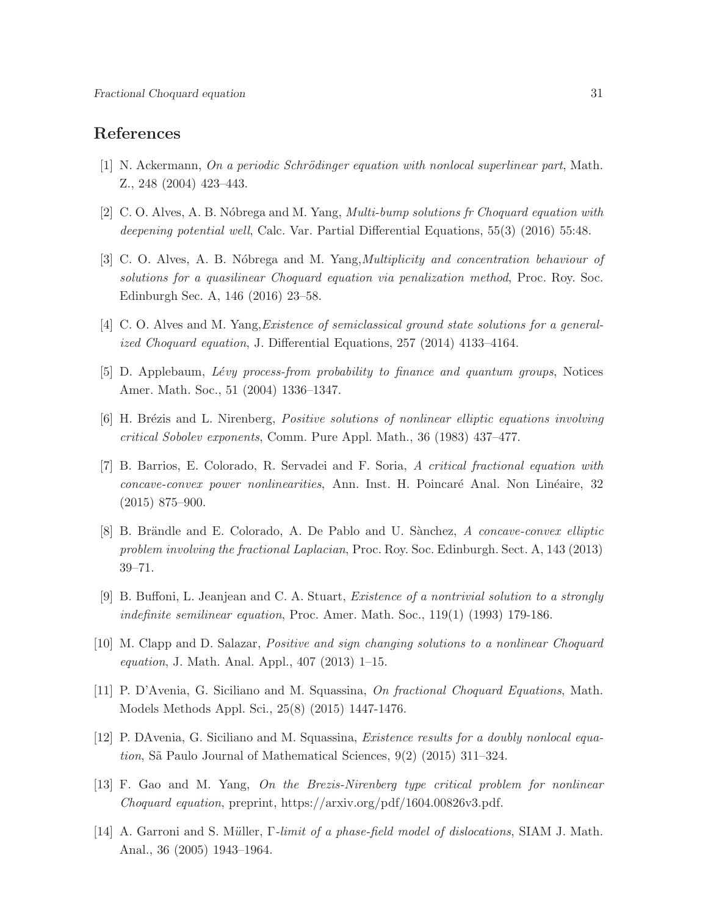## References

[1] N. Ackermann, *On a periodic Schrödinger equation with nonlocal superlinear part*, Math. Z., 248 (2004) 423–443.

[2] C. O. Alves, A. B. Nóbrega and M. Yang, *Multi-bump solutions fr Choquard equation with deepening potential well*, Calc. Var. Partial Differential Equations, 55(3) (2016) 55:48.

[3] C. O. Alves, A. B. Nóbrega and M. Yang,*Multiplicity and concentration behaviour of solutions for a quasilinear Choquard equation via penalization method*, Proc. Roy. Soc. Edinburgh Sec. A, 146 (2016) 23–58.

[4] C. O. Alves and M. Yang,*Existence of semiclassical ground state solutions for a generalized Choquard equation*, J. Differential Equations, 257 (2014) 4133–4164.

[5] D. Applebaum, *Lévy process-from probability to finance and quantum groups*, Notices Amer. Math. Soc., 51 (2004) 1336–1347.

[6] H. Brézis and L. Nirenberg, *Positive solutions of nonlinear elliptic equations involving critical Sobolev exponents*, Comm. Pure Appl. Math., 36 (1983) 437–477.

[7] B. Barrios, E. Colorado, R. Servadei and F. Soria, *A critical fractional equation with concave-convex power nonlinearities*, Ann. Inst. H. Poincaré Anal. Non Linéaire, 32 (2015) 875–900.

[8] B. Brändle and E. Colorado, A. De Pablo and U. Sànchez, *A concave-convex elliptic problem involving the fractional Laplacian*, Proc. Roy. Soc. Edinburgh. Sect. A, 143 (2013) 39–71.

[9] B. Buffoni, L. Jeanjean and C. A. Stuart, *Existence of a nontrivial solution to a strongly indefinite semilinear equation*, Proc. Amer. Math. Soc., 119(1) (1993) 179-186.

[10] M. Clapp and D. Salazar, *Positive and sign changing solutions to a nonlinear Choquard equation*, J. Math. Anal. Appl., 407 (2013) 1–15.

[11] P. D'Avenia, G. Siciliano and M. Squassina, *On fractional Choquard Equations*, Math. Models Methods Appl. Sci., 25(8) (2015) 1447-1476.

[12] P. DAvenia, G. Siciliano and M. Squassina, *Existence results for a doubly nonlocal equation*, Sã Paulo Journal of Mathematical Sciences, 9(2) (2015) 311–324.

[13] F. Gao and M. Yang, *On the Brezis-Nirenberg type critical problem for nonlinear Choquard equation*, preprint, https://arxiv.org/pdf/1604.00826v3.pdf.

[14] A. Garroni and S. Müller, *Γ-limit of a phase-field model of dislocations*, SIAM J. Math. Anal., 36 (2005) 1943–1964.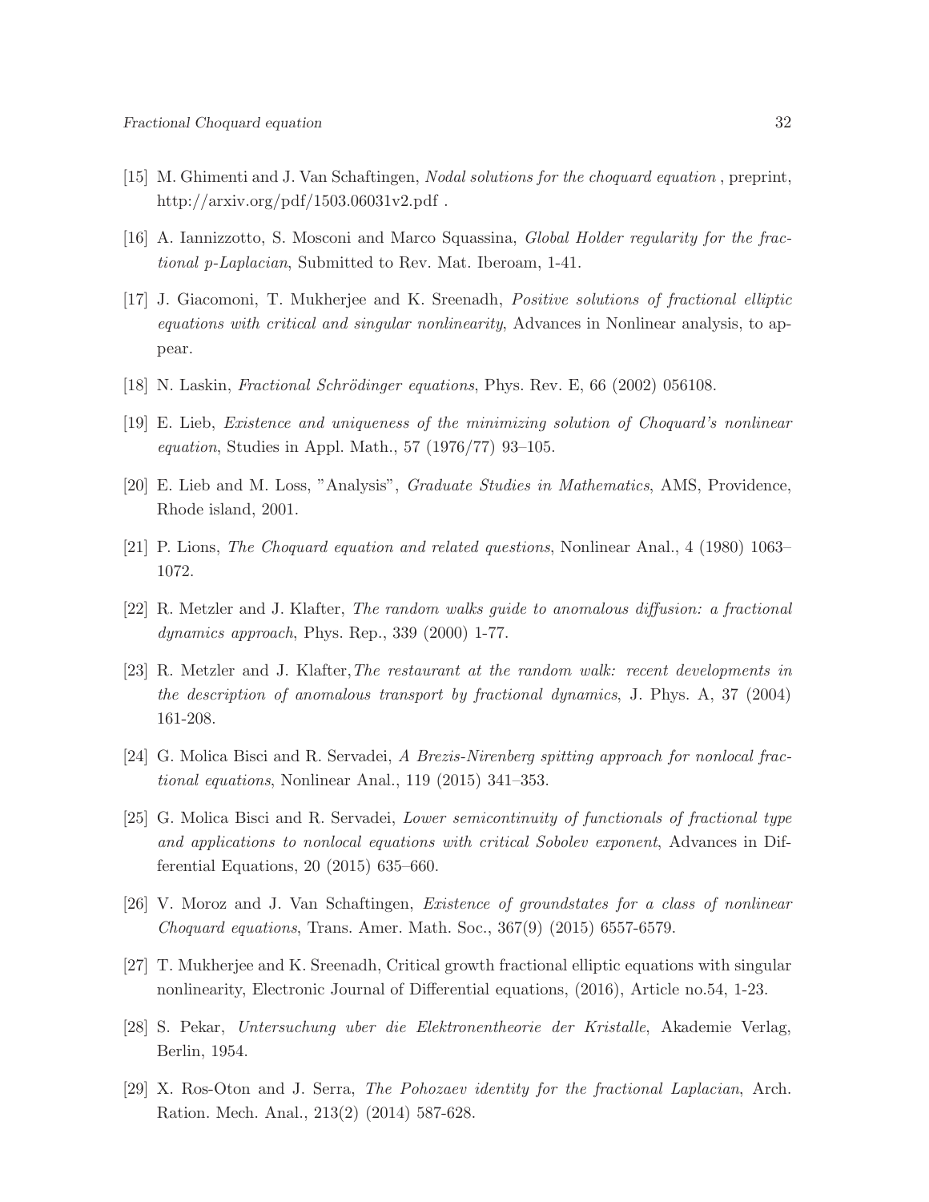[15] M. Ghimenti and J. Van Schaftingen, *Nodal solutions for the choquard equation* , preprint, http://arxiv.org/pdf/1503.06031v2.pdf .

[16] A. Iannizzotto, S. Mosconi and Marco Squassina, *Global Holder regularity for the fractional p-Laplacian*, Submitted to Rev. Mat. Iberoam, 1-41.

[17] J. Giacomoni, T. Mukherjee and K. Sreenadh, *Positive solutions of fractional elliptic equations with critical and singular nonlinearity*, Advances in Nonlinear analysis, to appear.

[18] N. Laskin, *Fractional Schrödinger equations*, Phys. Rev. E, 66 (2002) 056108.

[19] E. Lieb, *Existence and uniqueness of the minimizing solution of Choquard's nonlinear equation*, Studies in Appl. Math., 57 (1976/77) 93–105.

[20] E. Lieb and M. Loss, "Analysis", *Graduate Studies in Mathematics*, AMS, Providence, Rhode island, 2001.

[21] P. Lions, *The Choquard equation and related questions*, Nonlinear Anal., 4 (1980) 1063–1072.

[22] R. Metzler and J. Klafter, *The random walks guide to anomalous diffusion: a fractional dynamics approach*, Phys. Rep., 339 (2000) 1-77.

[23] R. Metzler and J. Klafter, *The restaurant at the random walk: recent developments in the description of anomalous transport by fractional dynamics*, J. Phys. A, 37 (2004) 161-208.

[24] G. Molica Bisci and R. Servadei, *A Brezis-Nirenberg spitting approach for nonlocal fractional equations*, Nonlinear Anal., 119 (2015) 341–353.

[25] G. Molica Bisci and R. Servadei, *Lower semicontinuity of functionals of fractional type and applications to nonlocal equations with critical Sobolev exponent*, Advances in Differential Equations, 20 (2015) 635–660.

[26] V. Moroz and J. Van Schaftingen, *Existence of groundstates for a class of nonlinear Choquard equations*, Trans. Amer. Math. Soc., 367(9) (2015) 6557-6579.

[27] T. Mukherjee and K. Sreenadh, Critical growth fractional elliptic equations with singular nonlinearity, Electronic Journal of Differential equations, (2016), Article no.54, 1-23.

[28] S. Pekar, *Untersuchung uber die Elektronentheorie der Kristalle*, Akademie Verlag, Berlin, 1954.

[29] X. Ros-Oton and J. Serra, *The Pohozaev identity for the fractional Laplacian*, Arch. Ration. Mech. Anal., 213(2) (2014) 587-628.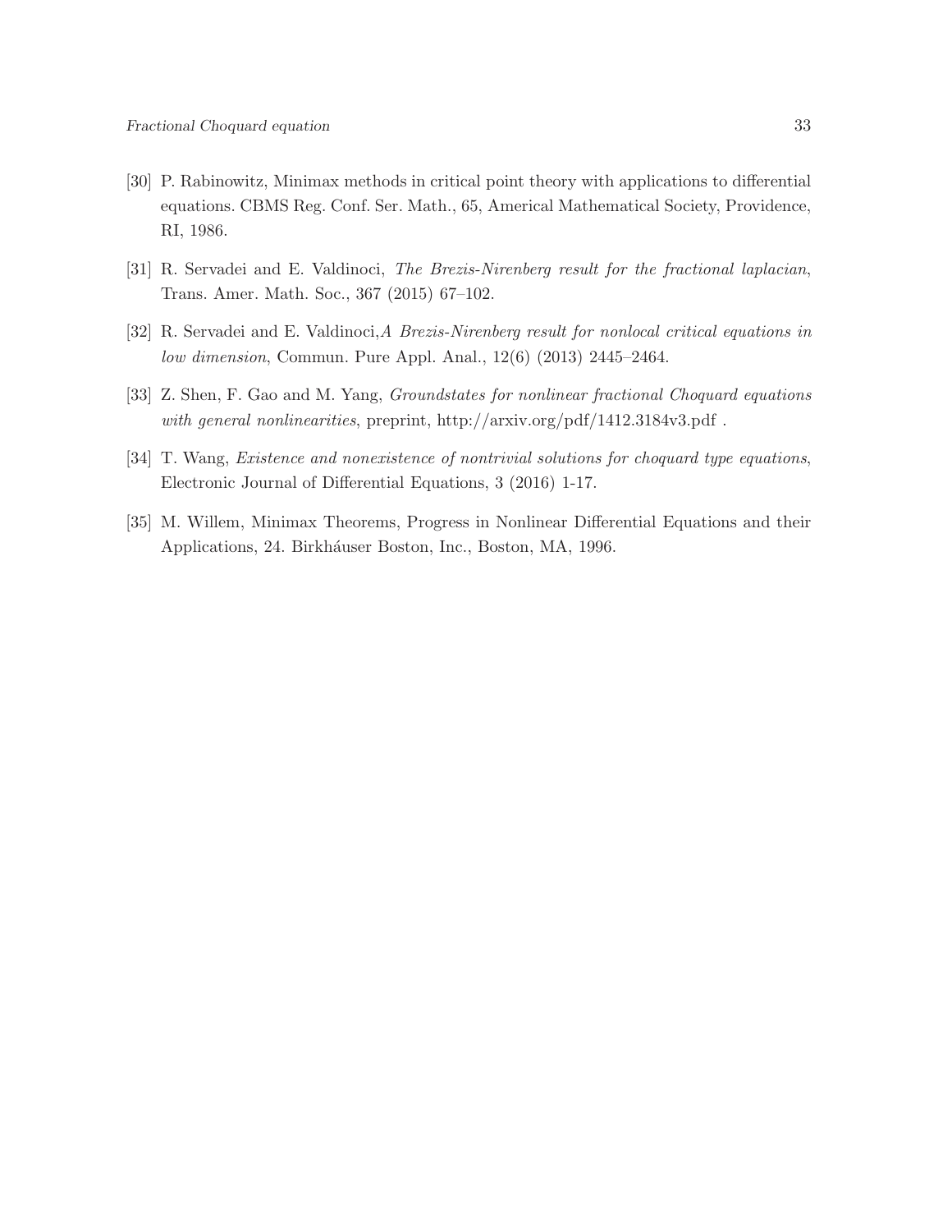[30] P. Rabinowitz, Minimax methods in critical point theory with applications to differential equations. CBMS Reg. Conf. Ser. Math., 65, Americal Mathematical Society, Providence, RI, 1986.

[31] R. Servadei and E. Valdinoci, *The Brezis-Nirenberg result for the fractional laplacian*, Trans. Amer. Math. Soc., 367 (2015) 67–102.

[32] R. Servadei and E. Valdinoci,*A Brezis-Nirenberg result for nonlocal critical equations in low dimension*, Commun. Pure Appl. Anal., 12(6) (2013) 2445–2464.

[33] Z. Shen, F. Gao and M. Yang, *Groundstates for nonlinear fractional Choquard equations with general nonlinearities*, preprint, http://arxiv.org/pdf/1412.3184v3.pdf .

[34] T. Wang, *Existence and nonexistence of nontrivial solutions for choquard type equations*, Electronic Journal of Differential Equations, 3 (2016) 1-17.

[35] M. Willem, Minimax Theorems, Progress in Nonlinear Differential Equations and their Applications, 24. Birkháuser Boston, Inc., Boston, MA, 1996.